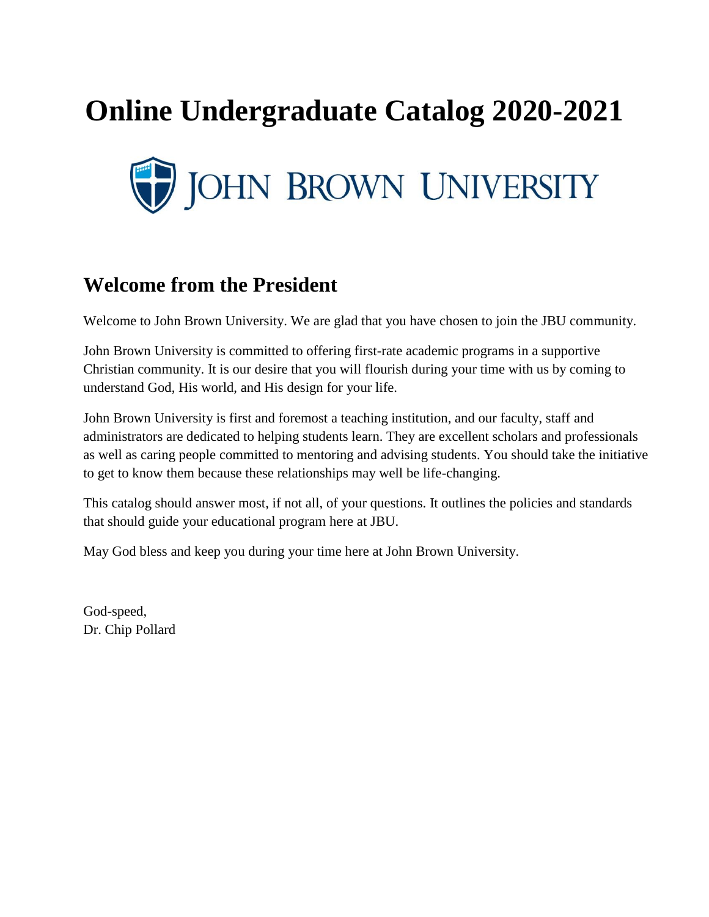# Online Undergraduate Catalog 2020-2021

JOHN BROWN UNIVERSITY

## Welcome from the President

Welcome to John Brown University. We are glad that you have chosen to join the JBU community.

John Brown University is committed to offering first-rate academic programs in a supportive Christian community. It is our desire that you will flourish during your time with us by coming to understand God, His world, and His design for your life.

John Brown University is first and foremost a teaching institution, and our faculty, staff and administrators are dedicated to helping students learn. They are excellent scholars and professionals as well as caring people committed to mentoring and advising students. You should take the initiative to get to know them because these relationships may well be life-changing.

This catalog should answer most, if not all, of your questions. It outlines the policies and standards that should guide your educational program here at JBU.

May God bless and keep you during your time here at John Brown University.

God-speed,
Dr. Chip Pollard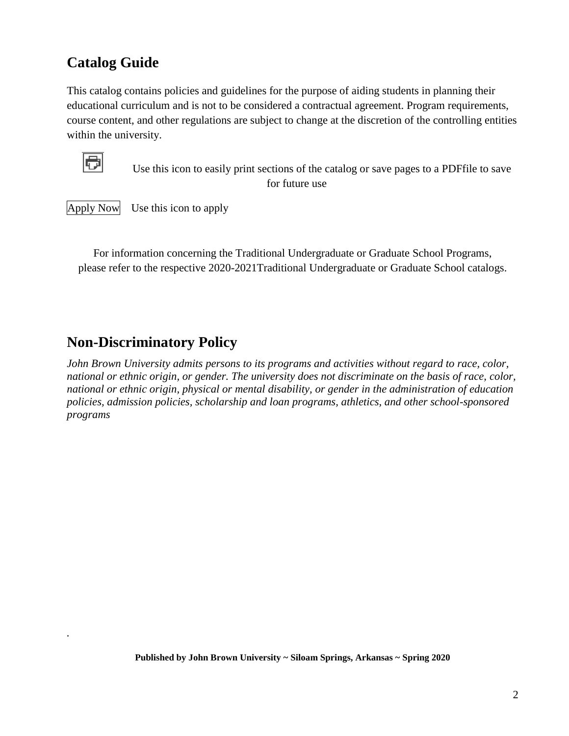## Catalog Guide

This catalog contains policies and guidelines for the purpose of aiding students in planning their educational curriculum and is not to be considered a contractual agreement. Program requirements, course content, and other regulations are subject to change at the discretion of the controlling entities within the university.

Use this icon to easily print sections of the catalog or save pages to a PDFfile to save for future use

Apply Now Use this icon to apply

For information concerning the Traditional Undergraduate or Graduate School Programs, please refer to the respective 2020-2021Traditional Undergraduate or Graduate School catalogs.

## Non-Discriminatory Policy

*John Brown University admits persons to its programs and activities without regard to race, color, national or ethnic origin, or gender. The university does not discriminate on the basis of race, color, national or ethnic origin, physical or mental disability, or gender in the administration of education policies, admission policies, scholarship and loan programs, athletics, and other school-sponsored programs*

**Published by John Brown University ~ Siloam Springs, Arkansas ~ Spring 2020**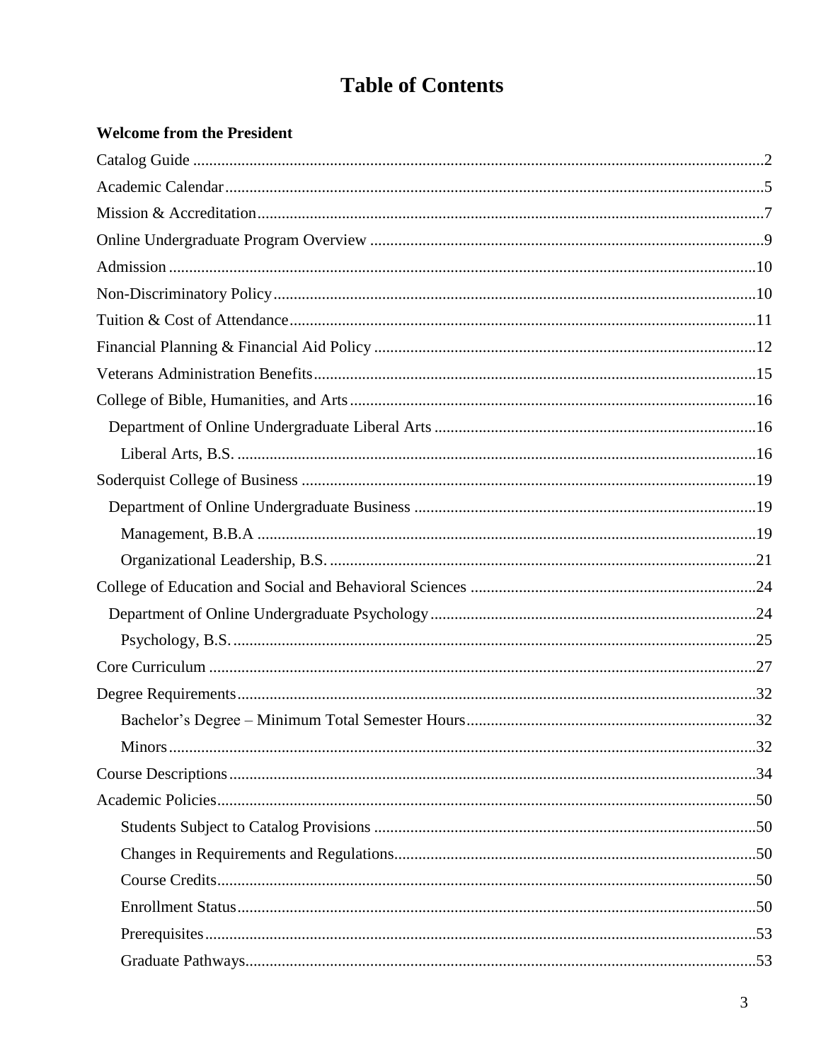# Table of Contents

**Welcome from the President**

Catalog Guide ....................................................................................................................................2

Academic Calendar ...........................................................................................................................5

Mission & Accreditation ....................................................................................................................7

Online Undergraduate Program Overview .........................................................................................9

Admission .........................................................................................................................................10

Non-Discriminatory Policy ...............................................................................................................10

Tuition & Cost of Attendance ...........................................................................................................11

Financial Planning & Financial Aid Policy .......................................................................................12

Veterans Administration Benefits .....................................................................................................15

College of Bible, Humanities, and Arts ............................................................................................16

  Department of Online Undergraduate Liberal Arts ......................................................................16

    Liberal Arts, B.S. ......................................................................................................................16

Soderquist College of Business ........................................................................................................19

  Department of Online Undergraduate Business ...........................................................................19

    Management, B.B.A ..................................................................................................................19

    Organizational Leadership, B.S. ................................................................................................21

College of Education and Social and Behavioral Sciences ...............................................................24

  Department of Online Undergraduate Psychology ........................................................................24

    Psychology, B.S. ........................................................................................................................25

Core Curriculum ...............................................................................................................................27

Degree Requirements ........................................................................................................................32

    Bachelor's Degree – Minimum Total Semester Hours ...............................................................32

    Minors .......................................................................................................................................32

Course Descriptions ..........................................................................................................................34

Academic Policies .............................................................................................................................50

    Students Subject to Catalog Provisions .....................................................................................50

    Changes in Requirements and Regulations ................................................................................50

    Course Credits ............................................................................................................................50

    Enrollment Status .......................................................................................................................50

    Prerequisites ...............................................................................................................................53

    Graduate Pathways .....................................................................................................................53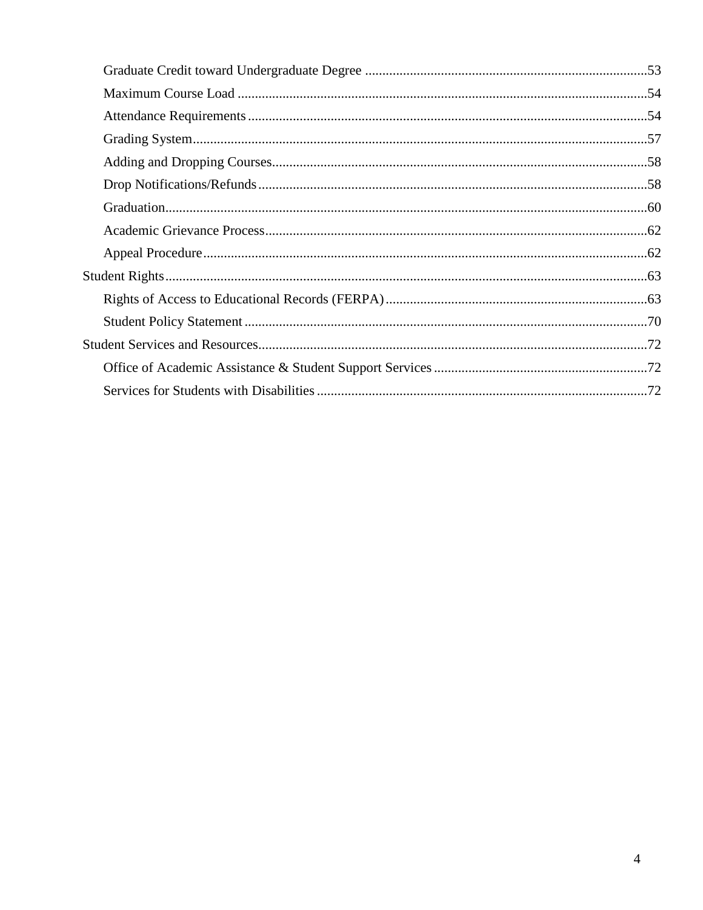- Graduate Credit toward Undergraduate Degree ....53
- Maximum Course Load ....54
- Attendance Requirements ....54
- Grading System ....57
- Adding and Dropping Courses ....58
- Drop Notifications/Refunds ....58
- Graduation ....60
- Academic Grievance Process ....62
- Appeal Procedure ....62

Student Rights ....63

- Rights of Access to Educational Records (FERPA) ....63
- Student Policy Statement ....70

Student Services and Resources ....72

- Office of Academic Assistance & Student Support Services ....72
- Services for Students with Disabilities ....72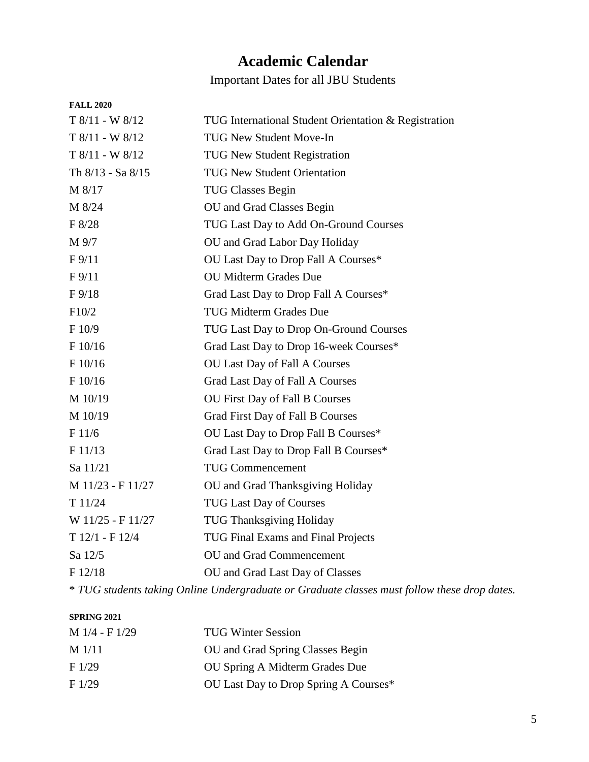# Academic Calendar

Important Dates for all JBU Students

**FALL 2020**

| | |
|---|---|
| T 8/11 - W 8/12 | TUG International Student Orientation & Registration |
| T 8/11 - W 8/12 | TUG New Student Move-In |
| T 8/11 - W 8/12 | TUG New Student Registration |
| Th 8/13 - Sa 8/15 | TUG New Student Orientation |
| M 8/17 | TUG Classes Begin |
| M 8/24 | OU and Grad Classes Begin |
| F 8/28 | TUG Last Day to Add On-Ground Courses |
| M 9/7 | OU and Grad Labor Day Holiday |
| F 9/11 | OU Last Day to Drop Fall A Courses* |
| F 9/11 | OU Midterm Grades Due |
| F 9/18 | Grad Last Day to Drop Fall A Courses* |
| F10/2 | TUG Midterm Grades Due |
| F 10/9 | TUG Last Day to Drop On-Ground Courses |
| F 10/16 | Grad Last Day to Drop 16-week Courses* |
| F 10/16 | OU Last Day of Fall A Courses |
| F 10/16 | Grad Last Day of Fall A Courses |
| M 10/19 | OU First Day of Fall B Courses |
| M 10/19 | Grad First Day of Fall B Courses |
| F 11/6 | OU Last Day to Drop Fall B Courses* |
| F 11/13 | Grad Last Day to Drop Fall B Courses* |
| Sa 11/21 | TUG Commencement |
| M 11/23 - F 11/27 | OU and Grad Thanksgiving Holiday |
| T 11/24 | TUG Last Day of Courses |
| W 11/25 - F 11/27 | TUG Thanksgiving Holiday |
| T 12/1 - F 12/4 | TUG Final Exams and Final Projects |
| Sa 12/5 | OU and Grad Commencement |
| F 12/18 | OU and Grad Last Day of Classes |

* *TUG students taking Online Undergraduate or Graduate classes must follow these drop dates.*

**SPRING 2021**

| | |
|---|---|
| M 1/4 - F 1/29 | TUG Winter Session |
| M 1/11 | OU and Grad Spring Classes Begin |
| F 1/29 | OU Spring A Midterm Grades Due |
| F 1/29 | OU Last Day to Drop Spring A Courses* |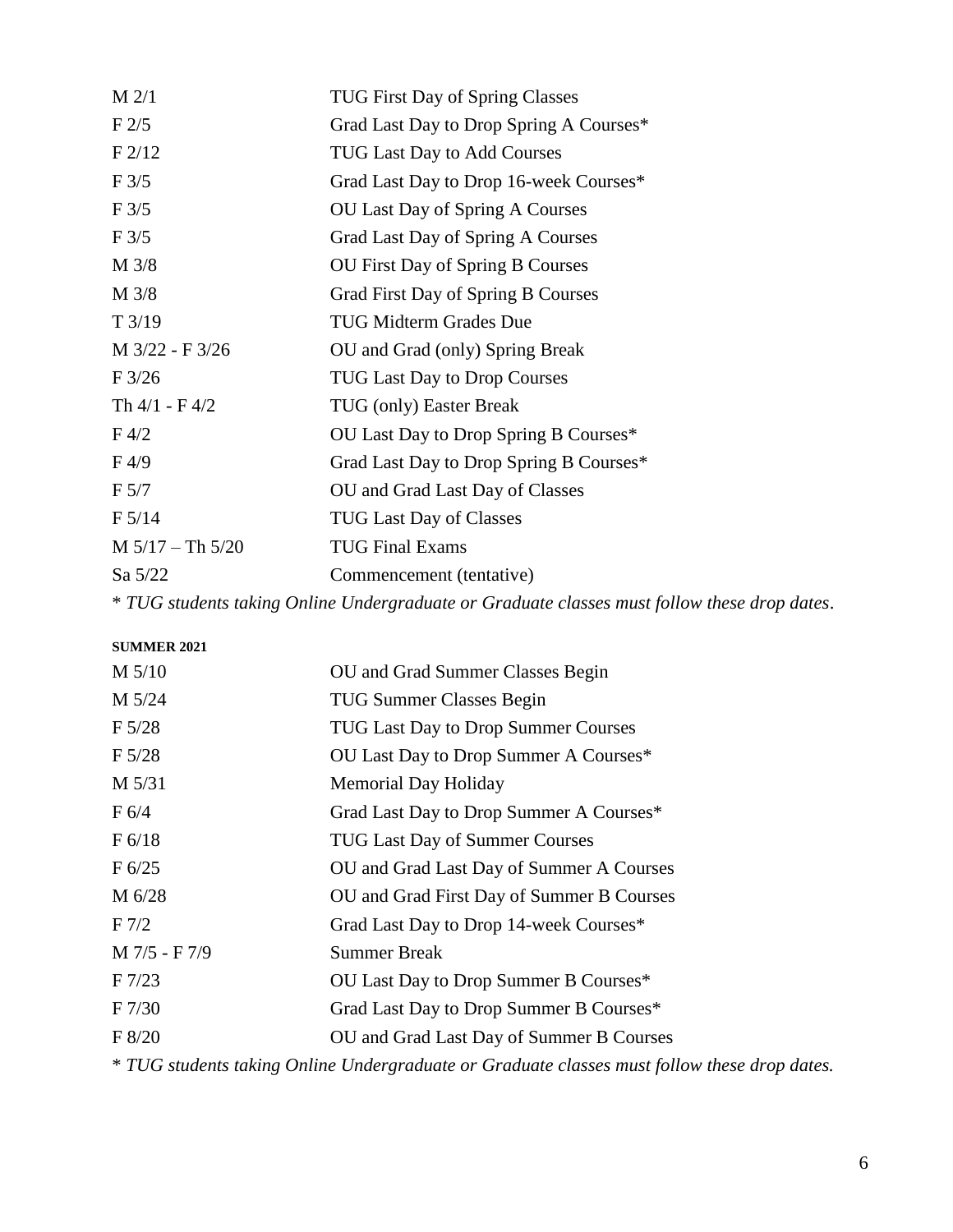| | |
|---|---|
| M 2/1 | TUG First Day of Spring Classes |
| F 2/5 | Grad Last Day to Drop Spring A Courses* |
| F 2/12 | TUG Last Day to Add Courses |
| F 3/5 | Grad Last Day to Drop 16-week Courses* |
| F 3/5 | OU Last Day of Spring A Courses |
| F 3/5 | Grad Last Day of Spring A Courses |
| M 3/8 | OU First Day of Spring B Courses |
| M 3/8 | Grad First Day of Spring B Courses |
| T 3/19 | TUG Midterm Grades Due |
| M 3/22 - F 3/26 | OU and Grad (only) Spring Break |
| F 3/26 | TUG Last Day to Drop Courses |
| Th 4/1 - F 4/2 | TUG (only) Easter Break |
| F 4/2 | OU Last Day to Drop Spring B Courses* |
| F 4/9 | Grad Last Day to Drop Spring B Courses* |
| F 5/7 | OU and Grad Last Day of Classes |
| F 5/14 | TUG Last Day of Classes |
| M 5/17 – Th 5/20 | TUG Final Exams |
| Sa 5/22 | Commencement (tentative) |

* *TUG students taking Online Undergraduate or Graduate classes must follow these drop dates*.

**SUMMER 2021**

| | |
|---|---|
| M 5/10 | OU and Grad Summer Classes Begin |
| M 5/24 | TUG Summer Classes Begin |
| F 5/28 | TUG Last Day to Drop Summer Courses |
| F 5/28 | OU Last Day to Drop Summer A Courses* |
| M 5/31 | Memorial Day Holiday |
| F 6/4 | Grad Last Day to Drop Summer A Courses* |
| F 6/18 | TUG Last Day of Summer Courses |
| F 6/25 | OU and Grad Last Day of Summer A Courses |
| M 6/28 | OU and Grad First Day of Summer B Courses |
| F 7/2 | Grad Last Day to Drop 14-week Courses* |
| M 7/5 - F 7/9 | Summer Break |
| F 7/23 | OU Last Day to Drop Summer B Courses* |
| F 7/30 | Grad Last Day to Drop Summer B Courses* |
| F 8/20 | OU and Grad Last Day of Summer B Courses |

* *TUG students taking Online Undergraduate or Graduate classes must follow these drop dates.*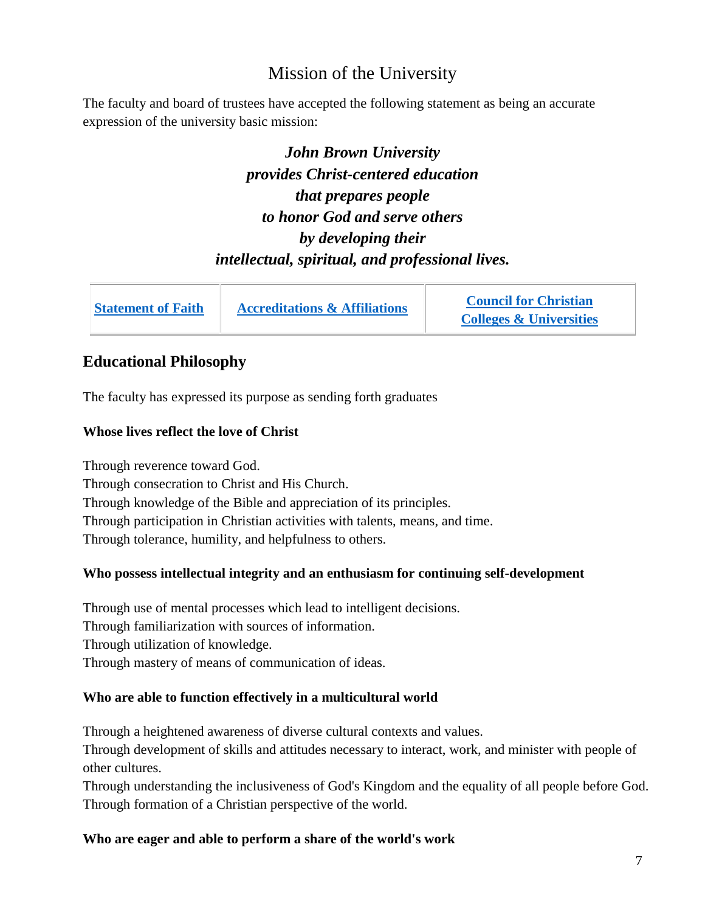# Mission of the University

The faculty and board of trustees have accepted the following statement as being an accurate expression of the university basic mission:

***John Brown University***
***provides Christ-centered education***
***that prepares people***
***to honor God and serve others***
***by developing their***
***intellectual, spiritual, and professional lives.***

| Statement of Faith | Accreditations & Affiliations | Council for Christian Colleges & Universities |
|---|---|---|

## Educational Philosophy

The faculty has expressed its purpose as sending forth graduates

**Whose lives reflect the love of Christ**

Through reverence toward God.
Through consecration to Christ and His Church.
Through knowledge of the Bible and appreciation of its principles.
Through participation in Christian activities with talents, means, and time.
Through tolerance, humility, and helpfulness to others.

**Who possess intellectual integrity and an enthusiasm for continuing self-development**

Through use of mental processes which lead to intelligent decisions.
Through familiarization with sources of information.
Through utilization of knowledge.
Through mastery of means of communication of ideas.

**Who are able to function effectively in a multicultural world**

Through a heightened awareness of diverse cultural contexts and values.
Through development of skills and attitudes necessary to interact, work, and minister with people of other cultures.
Through understanding the inclusiveness of God's Kingdom and the equality of all people before God.
Through formation of a Christian perspective of the world.

**Who are eager and able to perform a share of the world's work**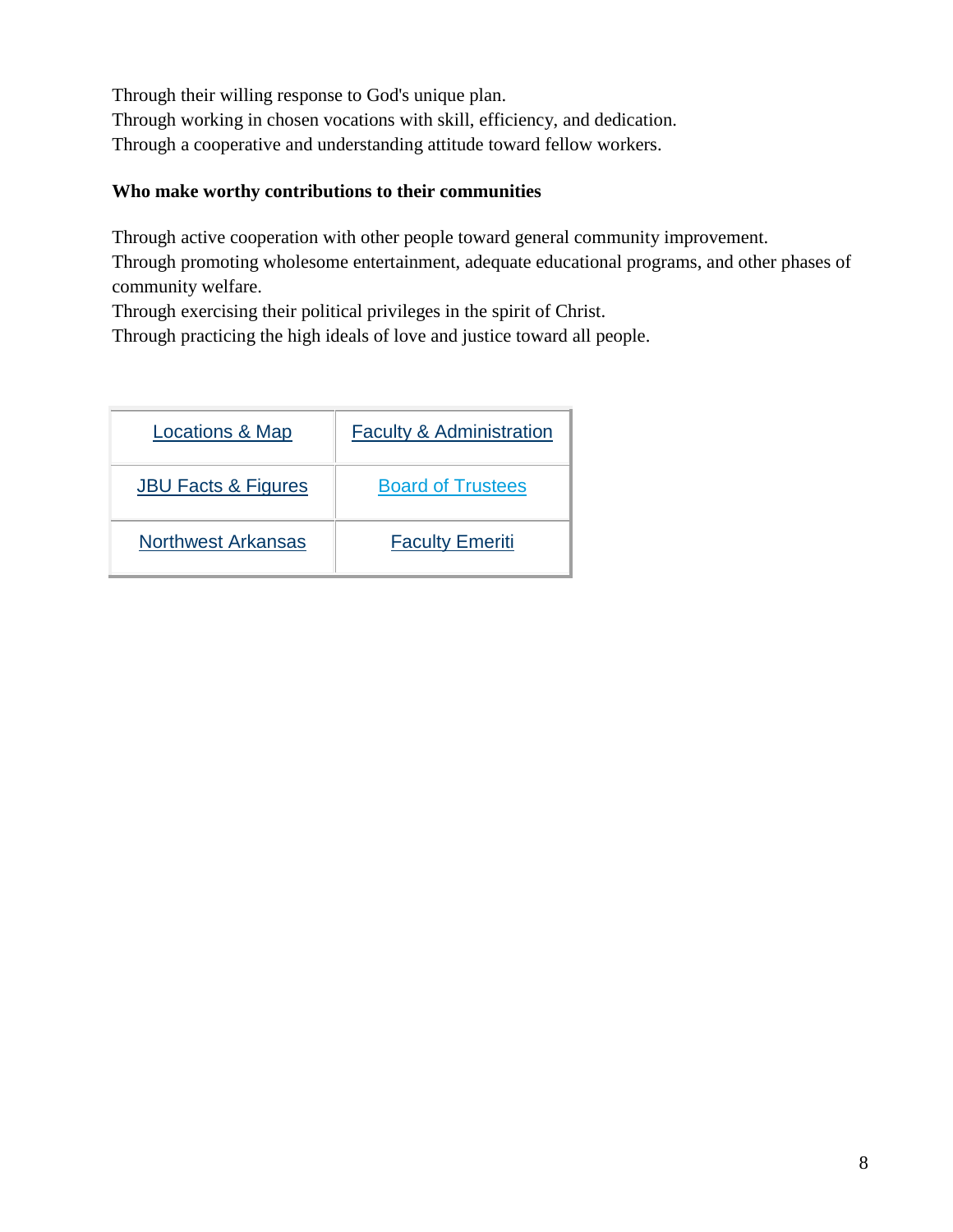Through their willing response to God's unique plan.
Through working in chosen vocations with skill, efficiency, and dedication.
Through a cooperative and understanding attitude toward fellow workers.

**Who make worthy contributions to their communities**

Through active cooperation with other people toward general community improvement.
Through promoting wholesome entertainment, adequate educational programs, and other phases of community welfare.
Through exercising their political privileges in the spirit of Christ.
Through practicing the high ideals of love and justice toward all people.

| Locations & Map | Faculty & Administration |
|---|---|
| JBU Facts & Figures | Board of Trustees |
| Northwest Arkansas | Faculty Emeriti |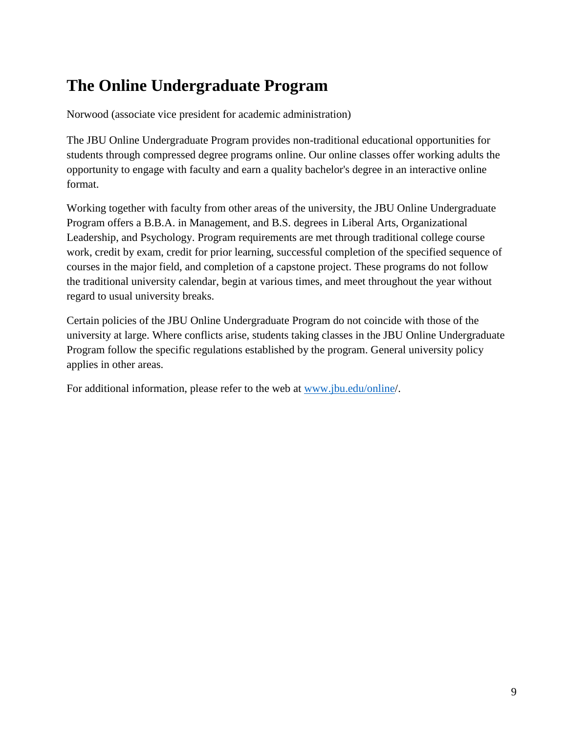# The Online Undergraduate Program

Norwood (associate vice president for academic administration)

The JBU Online Undergraduate Program provides non-traditional educational opportunities for students through compressed degree programs online. Our online classes offer working adults the opportunity to engage with faculty and earn a quality bachelor's degree in an interactive online format.

Working together with faculty from other areas of the university, the JBU Online Undergraduate Program offers a B.B.A. in Management, and B.S. degrees in Liberal Arts, Organizational Leadership, and Psychology. Program requirements are met through traditional college course work, credit by exam, credit for prior learning, successful completion of the specified sequence of courses in the major field, and completion of a capstone project. These programs do not follow the traditional university calendar, begin at various times, and meet throughout the year without regard to usual university breaks.

Certain policies of the JBU Online Undergraduate Program do not coincide with those of the university at large. Where conflicts arise, students taking classes in the JBU Online Undergraduate Program follow the specific regulations established by the program. General university policy applies in other areas.

For additional information, please refer to the web at [www.jbu.edu/online](www.jbu.edu/online)/.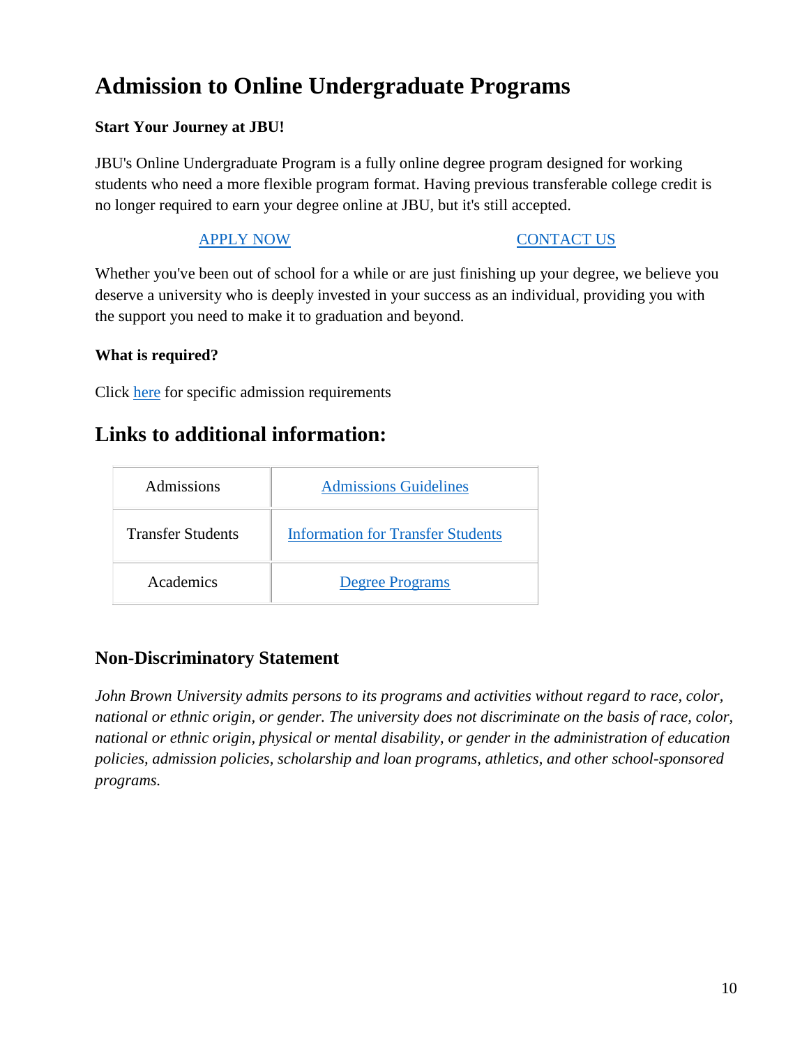# Admission to Online Undergraduate Programs

**Start Your Journey at JBU!**

JBU's Online Undergraduate Program is a fully online degree program designed for working students who need a more flexible program format. Having previous transferable college credit is no longer required to earn your degree online at JBU, but it's still accepted.

APPLY NOW CONTACT US

Whether you've been out of school for a while or are just finishing up your degree, we believe you deserve a university who is deeply invested in your success as an individual, providing you with the support you need to make it to graduation and beyond.

**What is required?**

Click here for specific admission requirements

## Links to additional information:

| Admissions | Admissions Guidelines |
|---|---|
| Transfer Students | Information for Transfer Students |
| Academics | Degree Programs |

### Non-Discriminatory Statement

*John Brown University admits persons to its programs and activities without regard to race, color, national or ethnic origin, or gender. The university does not discriminate on the basis of race, color, national or ethnic origin, physical or mental disability, or gender in the administration of education policies, admission policies, scholarship and loan programs, athletics, and other school-sponsored programs.*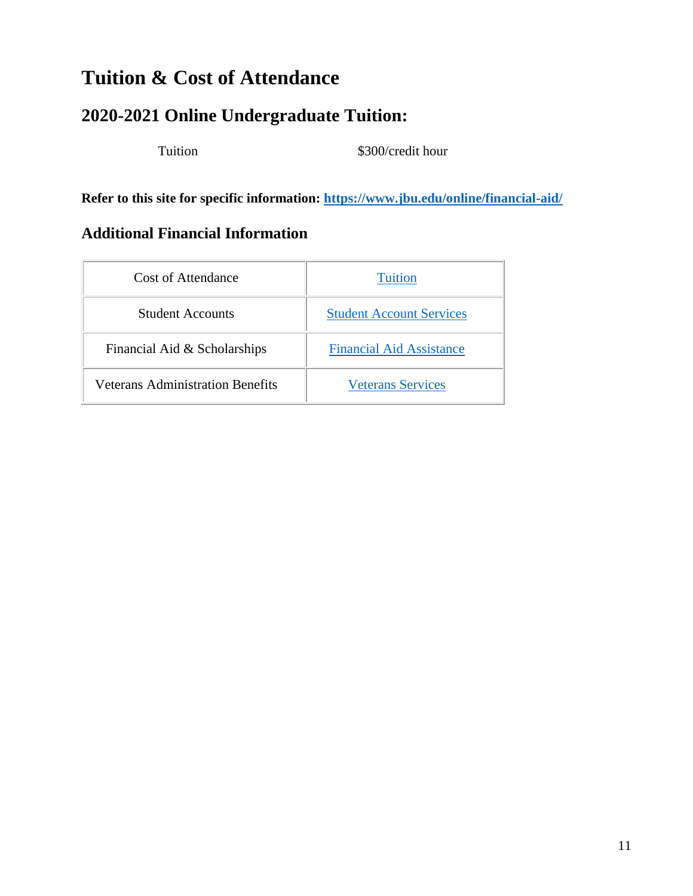# Tuition & Cost of Attendance

## 2020-2021 Online Undergraduate Tuition:

| Tuition | $300/credit hour |
|---|---|

**Refer to this site for specific information: https://www.jbu.edu/online/financial-aid/**

### Additional Financial Information

| Cost of Attendance | Tuition |
|---|---|
| Student Accounts | Student Account Services |
| Financial Aid & Scholarships | Financial Aid Assistance |
| Veterans Administration Benefits | Veterans Services |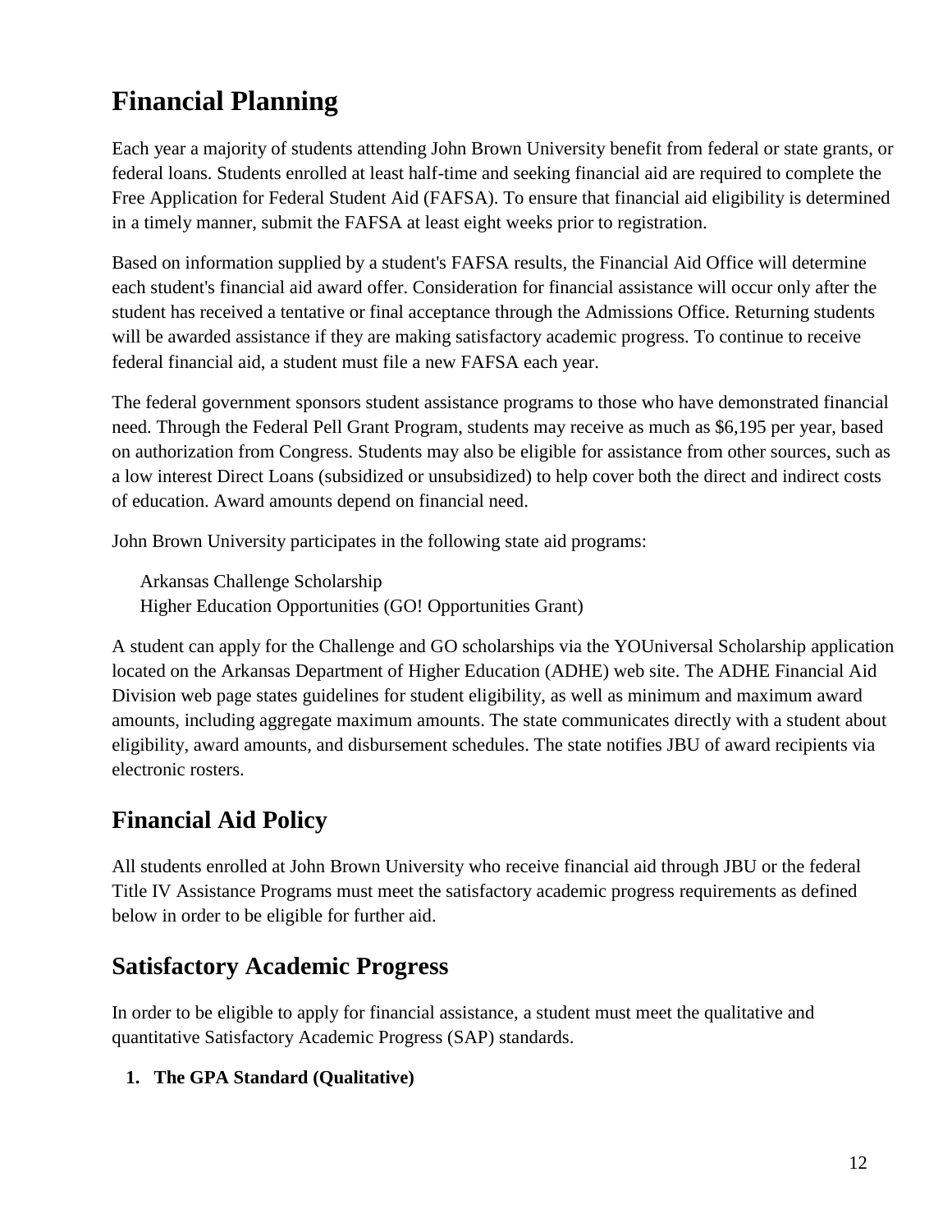## Financial Planning

Each year a majority of students attending John Brown University benefit from federal or state grants, or federal loans. Students enrolled at least half-time and seeking financial aid are required to complete the Free Application for Federal Student Aid (FAFSA). To ensure that financial aid eligibility is determined in a timely manner, submit the FAFSA at least eight weeks prior to registration.

Based on information supplied by a student's FAFSA results, the Financial Aid Office will determine each student's financial aid award offer. Consideration for financial assistance will occur only after the student has received a tentative or final acceptance through the Admissions Office. Returning students will be awarded assistance if they are making satisfactory academic progress. To continue to receive federal financial aid, a student must file a new FAFSA each year.

The federal government sponsors student assistance programs to those who have demonstrated financial need. Through the Federal Pell Grant Program, students may receive as much as $6,195 per year, based on authorization from Congress. Students may also be eligible for assistance from other sources, such as a low interest Direct Loans (subsidized or unsubsidized) to help cover both the direct and indirect costs of education. Award amounts depend on financial need.

John Brown University participates in the following state aid programs:

Arkansas Challenge Scholarship
Higher Education Opportunities (GO! Opportunities Grant)

A student can apply for the Challenge and GO scholarships via the YOUniversal Scholarship application located on the Arkansas Department of Higher Education (ADHE) web site. The ADHE Financial Aid Division web page states guidelines for student eligibility, as well as minimum and maximum award amounts, including aggregate maximum amounts. The state communicates directly with a student about eligibility, award amounts, and disbursement schedules. The state notifies JBU of award recipients via electronic rosters.

## Financial Aid Policy

All students enrolled at John Brown University who receive financial aid through JBU or the federal Title IV Assistance Programs must meet the satisfactory academic progress requirements as defined below in order to be eligible for further aid.

## Satisfactory Academic Progress

In order to be eligible to apply for financial assistance, a student must meet the qualitative and quantitative Satisfactory Academic Progress (SAP) standards.

1. **The GPA Standard (Qualitative)**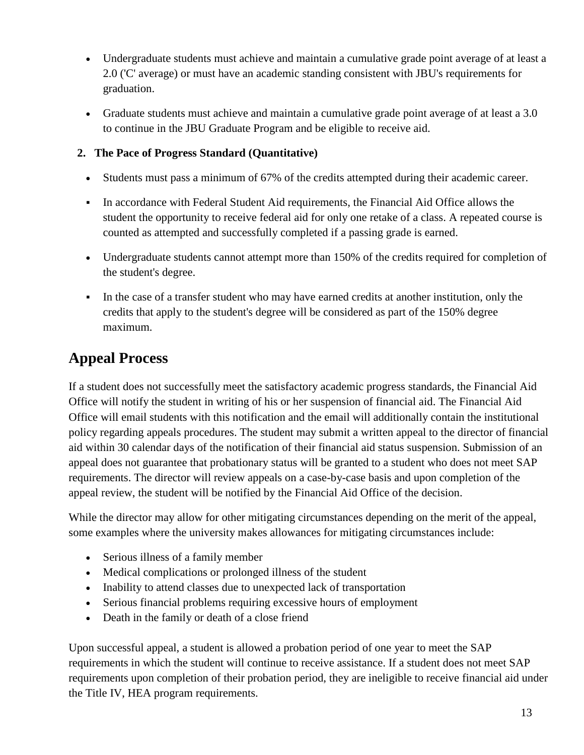- Undergraduate students must achieve and maintain a cumulative grade point average of at least a 2.0 ('C' average) or must have an academic standing consistent with JBU's requirements for graduation.
- Graduate students must achieve and maintain a cumulative grade point average of at least a 3.0 to continue in the JBU Graduate Program and be eligible to receive aid.

**2. The Pace of Progress Standard (Quantitative)**

- Students must pass a minimum of 67% of the credits attempted during their academic career.
  - In accordance with Federal Student Aid requirements, the Financial Aid Office allows the student the opportunity to receive federal aid for only one retake of a class. A repeated course is counted as attempted and successfully completed if a passing grade is earned.
- Undergraduate students cannot attempt more than 150% of the credits required for completion of the student's degree.
  - In the case of a transfer student who may have earned credits at another institution, only the credits that apply to the student's degree will be considered as part of the 150% degree maximum.

## Appeal Process

If a student does not successfully meet the satisfactory academic progress standards, the Financial Aid Office will notify the student in writing of his or her suspension of financial aid. The Financial Aid Office will email students with this notification and the email will additionally contain the institutional policy regarding appeals procedures. The student may submit a written appeal to the director of financial aid within 30 calendar days of the notification of their financial aid status suspension. Submission of an appeal does not guarantee that probationary status will be granted to a student who does not meet SAP requirements. The director will review appeals on a case-by-case basis and upon completion of the appeal review, the student will be notified by the Financial Aid Office of the decision.

While the director may allow for other mitigating circumstances depending on the merit of the appeal, some examples where the university makes allowances for mitigating circumstances include:

- Serious illness of a family member
- Medical complications or prolonged illness of the student
- Inability to attend classes due to unexpected lack of transportation
- Serious financial problems requiring excessive hours of employment
- Death in the family or death of a close friend

Upon successful appeal, a student is allowed a probation period of one year to meet the SAP requirements in which the student will continue to receive assistance. If a student does not meet SAP requirements upon completion of their probation period, they are ineligible to receive financial aid under the Title IV, HEA program requirements.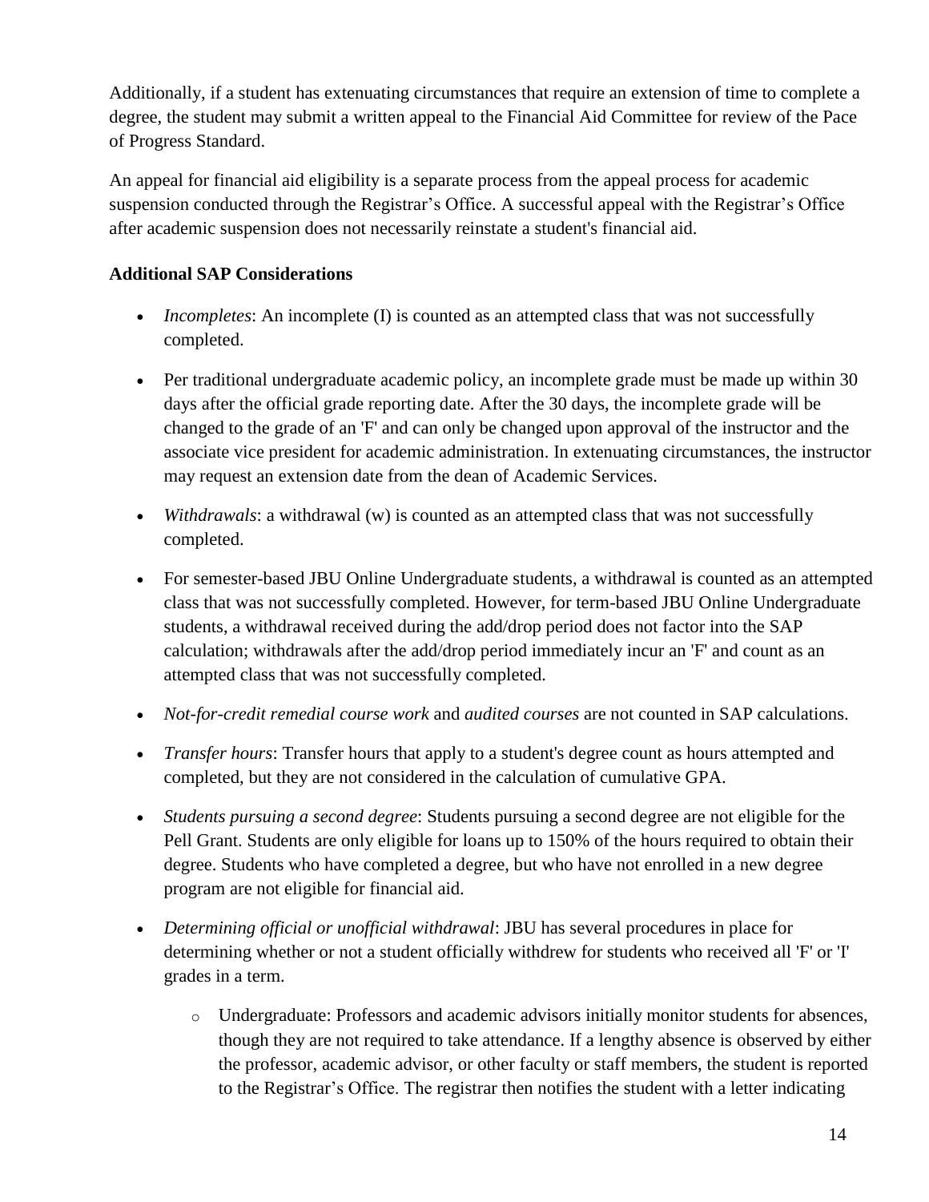Additionally, if a student has extenuating circumstances that require an extension of time to complete a degree, the student may submit a written appeal to the Financial Aid Committee for review of the Pace of Progress Standard.

An appeal for financial aid eligibility is a separate process from the appeal process for academic suspension conducted through the Registrar's Office. A successful appeal with the Registrar's Office after academic suspension does not necessarily reinstate a student's financial aid.

**Additional SAP Considerations**

- *Incompletes*: An incomplete (I) is counted as an attempted class that was not successfully completed.
- Per traditional undergraduate academic policy, an incomplete grade must be made up within 30 days after the official grade reporting date. After the 30 days, the incomplete grade will be changed to the grade of an 'F' and can only be changed upon approval of the instructor and the associate vice president for academic administration. In extenuating circumstances, the instructor may request an extension date from the dean of Academic Services.
- *Withdrawals*: a withdrawal (w) is counted as an attempted class that was not successfully completed.
- For semester-based JBU Online Undergraduate students, a withdrawal is counted as an attempted class that was not successfully completed. However, for term-based JBU Online Undergraduate students, a withdrawal received during the add/drop period does not factor into the SAP calculation; withdrawals after the add/drop period immediately incur an 'F' and count as an attempted class that was not successfully completed.
- *Not-for-credit remedial course work* and *audited courses* are not counted in SAP calculations.
- *Transfer hours*: Transfer hours that apply to a student's degree count as hours attempted and completed, but they are not considered in the calculation of cumulative GPA.
- *Students pursuing a second degree*: Students pursuing a second degree are not eligible for the Pell Grant. Students are only eligible for loans up to 150% of the hours required to obtain their degree. Students who have completed a degree, but who have not enrolled in a new degree program are not eligible for financial aid.
- *Determining official or unofficial withdrawal*: JBU has several procedures in place for determining whether or not a student officially withdrew for students who received all 'F' or 'I' grades in a term.
  - Undergraduate: Professors and academic advisors initially monitor students for absences, though they are not required to take attendance. If a lengthy absence is observed by either the professor, academic advisor, or other faculty or staff members, the student is reported to the Registrar's Office. The registrar then notifies the student with a letter indicating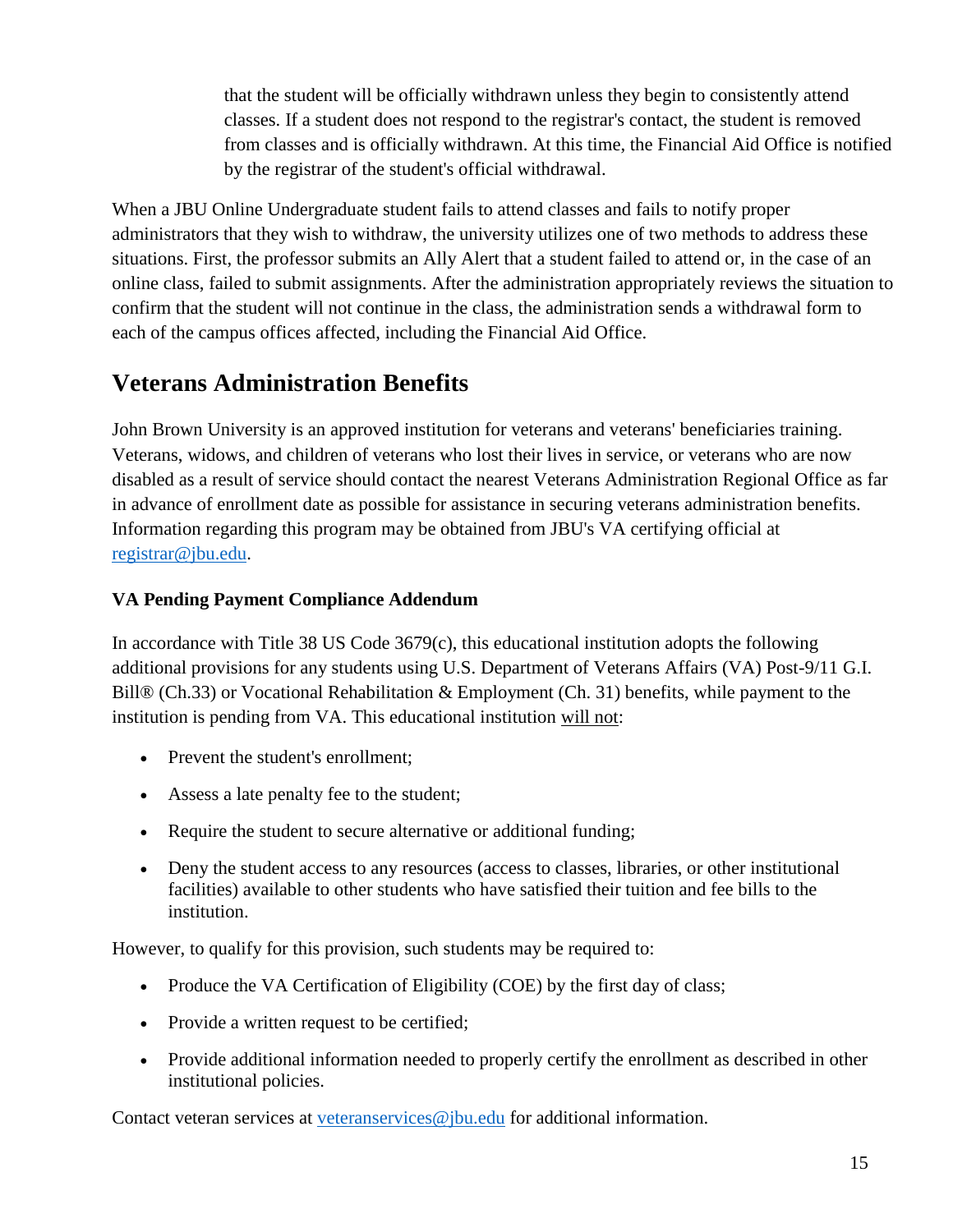that the student will be officially withdrawn unless they begin to consistently attend classes. If a student does not respond to the registrar's contact, the student is removed from classes and is officially withdrawn. At this time, the Financial Aid Office is notified by the registrar of the student's official withdrawal.

When a JBU Online Undergraduate student fails to attend classes and fails to notify proper administrators that they wish to withdraw, the university utilizes one of two methods to address these situations. First, the professor submits an Ally Alert that a student failed to attend or, in the case of an online class, failed to submit assignments. After the administration appropriately reviews the situation to confirm that the student will not continue in the class, the administration sends a withdrawal form to each of the campus offices affected, including the Financial Aid Office.

## Veterans Administration Benefits

John Brown University is an approved institution for veterans and veterans' beneficiaries training. Veterans, widows, and children of veterans who lost their lives in service, or veterans who are now disabled as a result of service should contact the nearest Veterans Administration Regional Office as far in advance of enrollment date as possible for assistance in securing veterans administration benefits. Information regarding this program may be obtained from JBU's VA certifying official at registrar@jbu.edu.

### VA Pending Payment Compliance Addendum

In accordance with Title 38 US Code 3679(c), this educational institution adopts the following additional provisions for any students using U.S. Department of Veterans Affairs (VA) Post-9/11 G.I. Bill® (Ch.33) or Vocational Rehabilitation & Employment (Ch. 31) benefits, while payment to the institution is pending from VA. This educational institution will not:

- Prevent the student's enrollment;
- Assess a late penalty fee to the student;
- Require the student to secure alternative or additional funding;
- Deny the student access to any resources (access to classes, libraries, or other institutional facilities) available to other students who have satisfied their tuition and fee bills to the institution.

However, to qualify for this provision, such students may be required to:

- Produce the VA Certification of Eligibility (COE) by the first day of class;
- Provide a written request to be certified;
- Provide additional information needed to properly certify the enrollment as described in other institutional policies.

Contact veteran services at veteranservices@jbu.edu for additional information.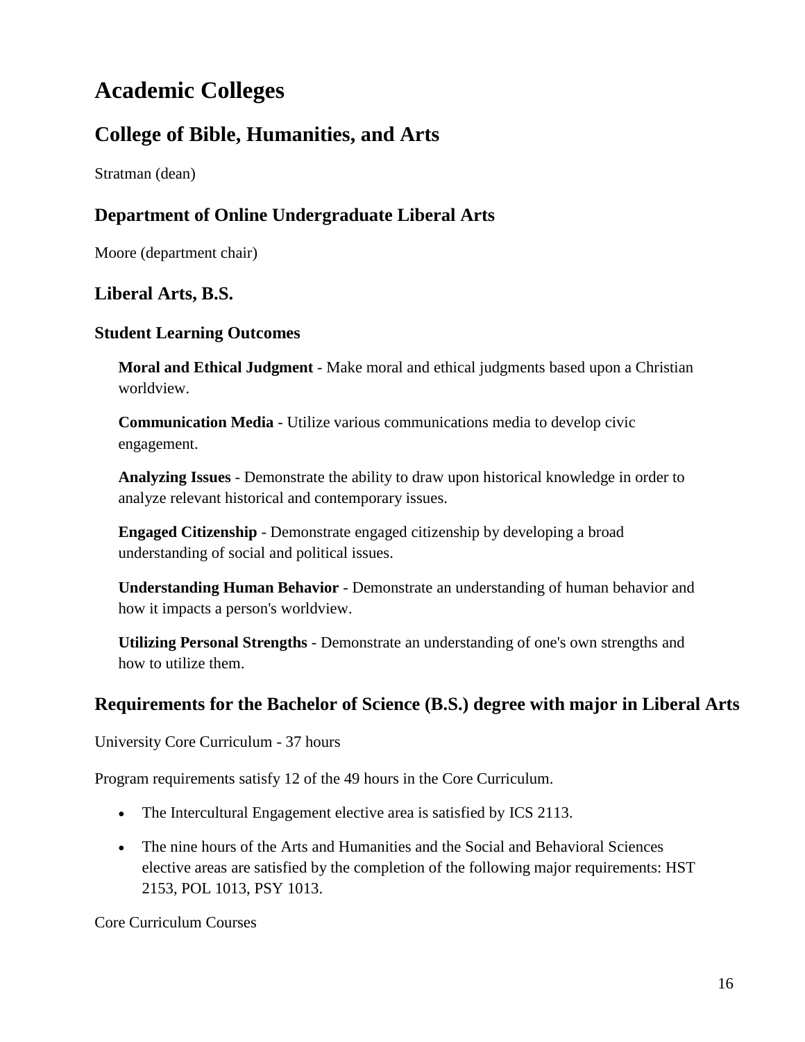# Academic Colleges

## College of Bible, Humanities, and Arts

Stratman (dean)

### Department of Online Undergraduate Liberal Arts

Moore (department chair)

### Liberal Arts, B.S.

#### Student Learning Outcomes

**Moral and Ethical Judgment** - Make moral and ethical judgments based upon a Christian worldview.

**Communication Media** - Utilize various communications media to develop civic engagement.

**Analyzing Issues** - Demonstrate the ability to draw upon historical knowledge in order to analyze relevant historical and contemporary issues.

**Engaged Citizenship** - Demonstrate engaged citizenship by developing a broad understanding of social and political issues.

**Understanding Human Behavior** - Demonstrate an understanding of human behavior and how it impacts a person's worldview.

**Utilizing Personal Strengths** - Demonstrate an understanding of one's own strengths and how to utilize them.

### Requirements for the Bachelor of Science (B.S.) degree with major in Liberal Arts

University Core Curriculum - 37 hours

Program requirements satisfy 12 of the 49 hours in the Core Curriculum.

- The Intercultural Engagement elective area is satisfied by ICS 2113.
- The nine hours of the Arts and Humanities and the Social and Behavioral Sciences elective areas are satisfied by the completion of the following major requirements: HST 2153, POL 1013, PSY 1013.

Core Curriculum Courses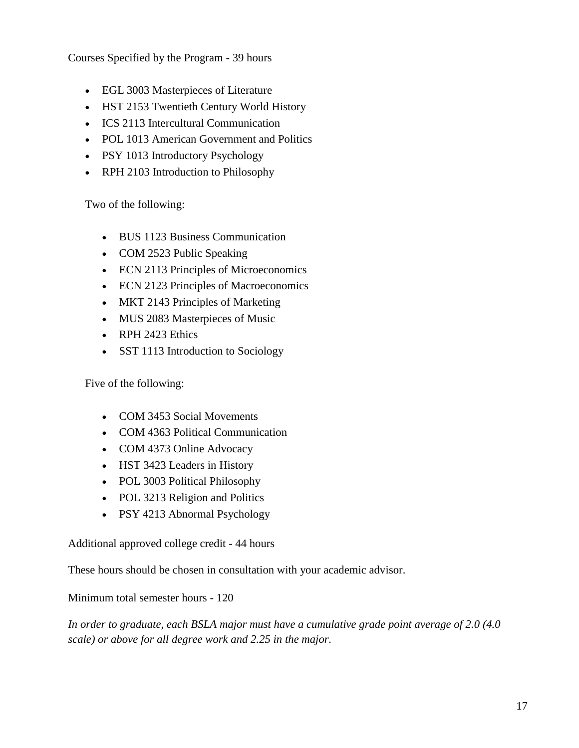Courses Specified by the Program - 39 hours

- EGL 3003 Masterpieces of Literature
- HST 2153 Twentieth Century World History
- ICS 2113 Intercultural Communication
- POL 1013 American Government and Politics
- PSY 1013 Introductory Psychology
- RPH 2103 Introduction to Philosophy

Two of the following:

- BUS 1123 Business Communication
- COM 2523 Public Speaking
- ECN 2113 Principles of Microeconomics
- ECN 2123 Principles of Macroeconomics
- MKT 2143 Principles of Marketing
- MUS 2083 Masterpieces of Music
- RPH 2423 Ethics
- SST 1113 Introduction to Sociology

Five of the following:

- COM 3453 Social Movements
- COM 4363 Political Communication
- COM 4373 Online Advocacy
- HST 3423 Leaders in History
- POL 3003 Political Philosophy
- POL 3213 Religion and Politics
- PSY 4213 Abnormal Psychology

Additional approved college credit - 44 hours

These hours should be chosen in consultation with your academic advisor.

Minimum total semester hours - 120

*In order to graduate, each BSLA major must have a cumulative grade point average of 2.0 (4.0 scale) or above for all degree work and 2.25 in the major.*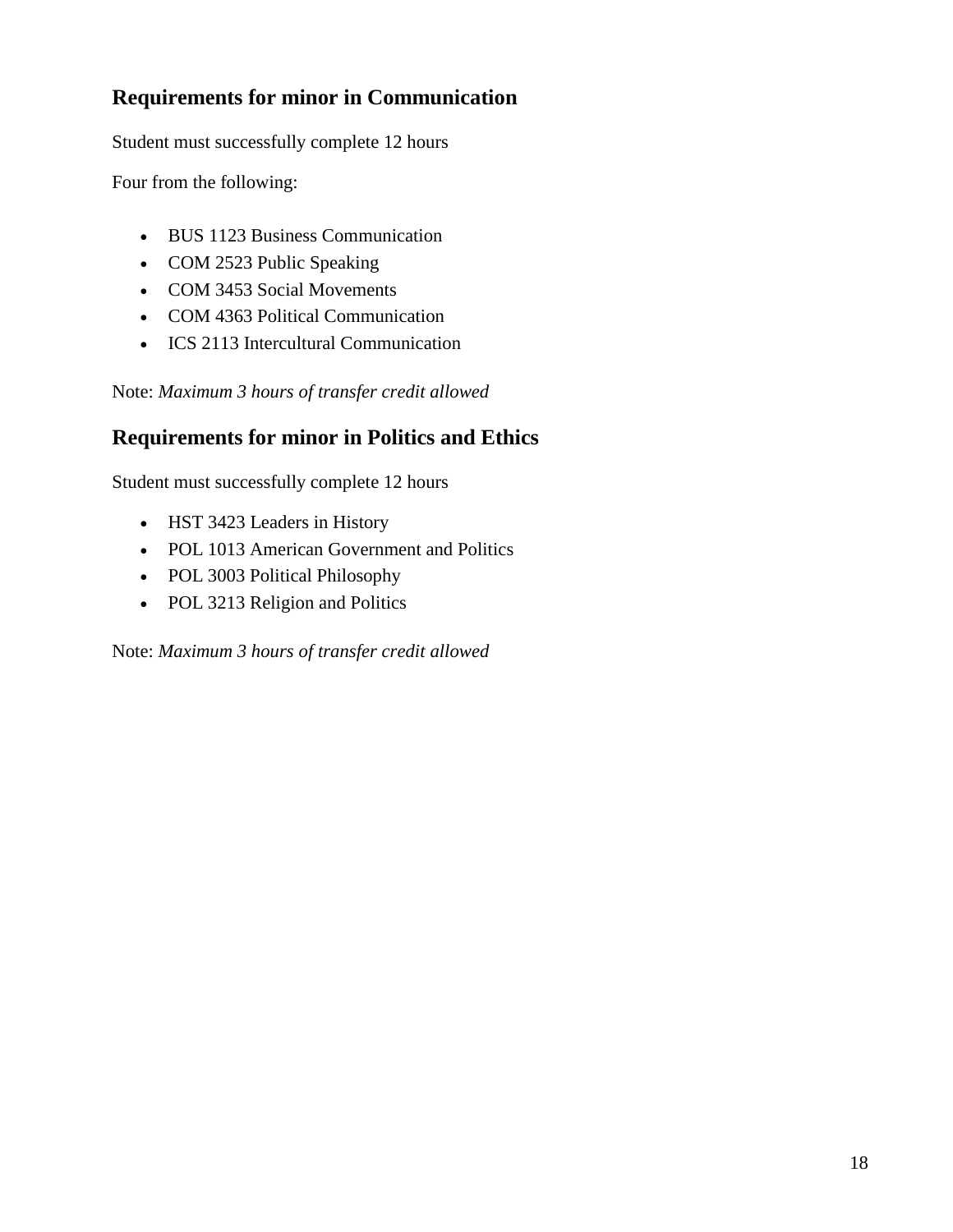## Requirements for minor in Communication

Student must successfully complete 12 hours

Four from the following:

- BUS 1123 Business Communication
- COM 2523 Public Speaking
- COM 3453 Social Movements
- COM 4363 Political Communication
- ICS 2113 Intercultural Communication

Note: *Maximum 3 hours of transfer credit allowed*

## Requirements for minor in Politics and Ethics

Student must successfully complete 12 hours

- HST 3423 Leaders in History
- POL 1013 American Government and Politics
- POL 3003 Political Philosophy
- POL 3213 Religion and Politics

Note: *Maximum 3 hours of transfer credit allowed*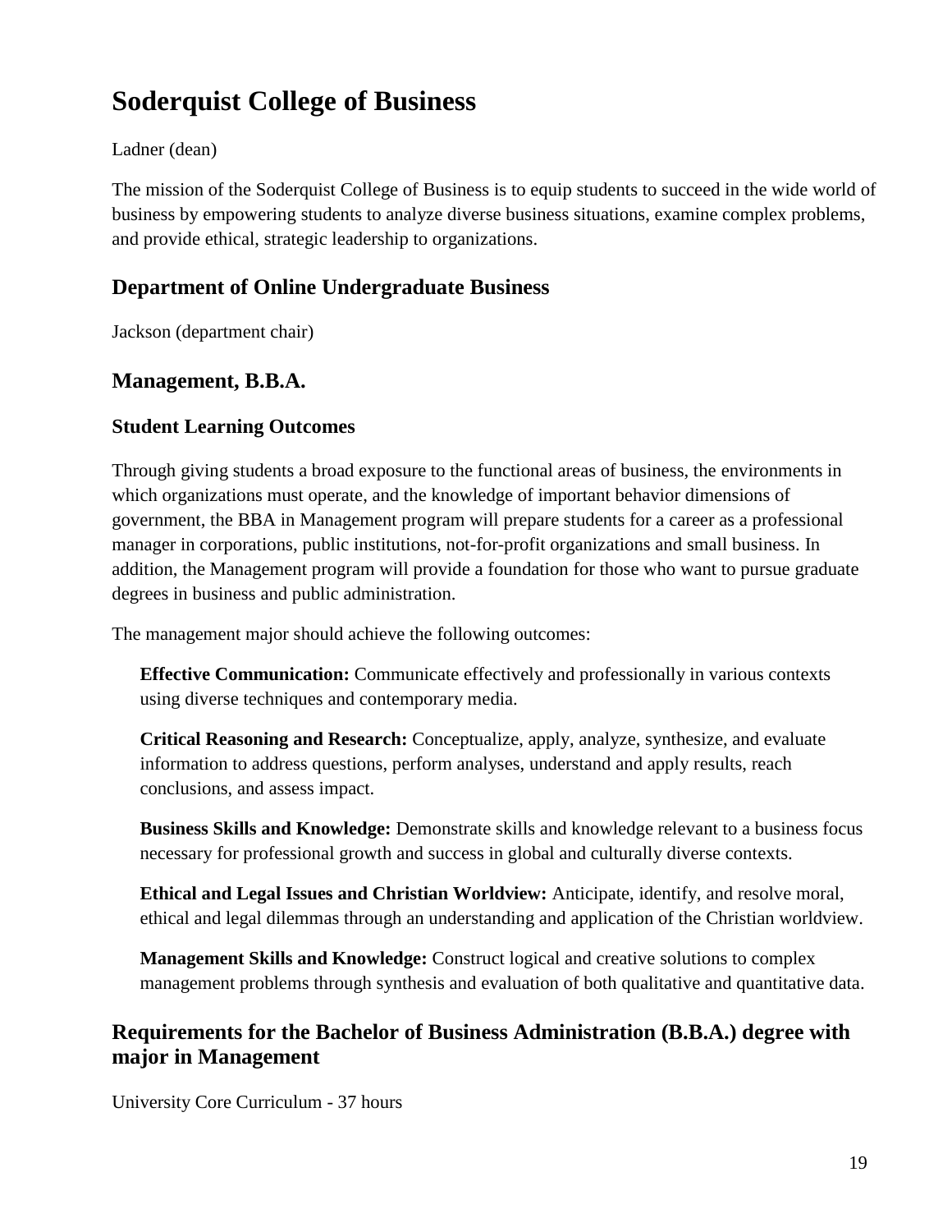# Soderquist College of Business

Ladner (dean)

The mission of the Soderquist College of Business is to equip students to succeed in the wide world of business by empowering students to analyze diverse business situations, examine complex problems, and provide ethical, strategic leadership to organizations.

## Department of Online Undergraduate Business

Jackson (department chair)

## Management, B.B.A.

### Student Learning Outcomes

Through giving students a broad exposure to the functional areas of business, the environments in which organizations must operate, and the knowledge of important behavior dimensions of government, the BBA in Management program will prepare students for a career as a professional manager in corporations, public institutions, not-for-profit organizations and small business. In addition, the Management program will provide a foundation for those who want to pursue graduate degrees in business and public administration.

The management major should achieve the following outcomes:

**Effective Communication:** Communicate effectively and professionally in various contexts using diverse techniques and contemporary media.

**Critical Reasoning and Research:** Conceptualize, apply, analyze, synthesize, and evaluate information to address questions, perform analyses, understand and apply results, reach conclusions, and assess impact.

**Business Skills and Knowledge:** Demonstrate skills and knowledge relevant to a business focus necessary for professional growth and success in global and culturally diverse contexts.

**Ethical and Legal Issues and Christian Worldview:** Anticipate, identify, and resolve moral, ethical and legal dilemmas through an understanding and application of the Christian worldview.

**Management Skills and Knowledge:** Construct logical and creative solutions to complex management problems through synthesis and evaluation of both qualitative and quantitative data.

## Requirements for the Bachelor of Business Administration (B.B.A.) degree with major in Management

University Core Curriculum - 37 hours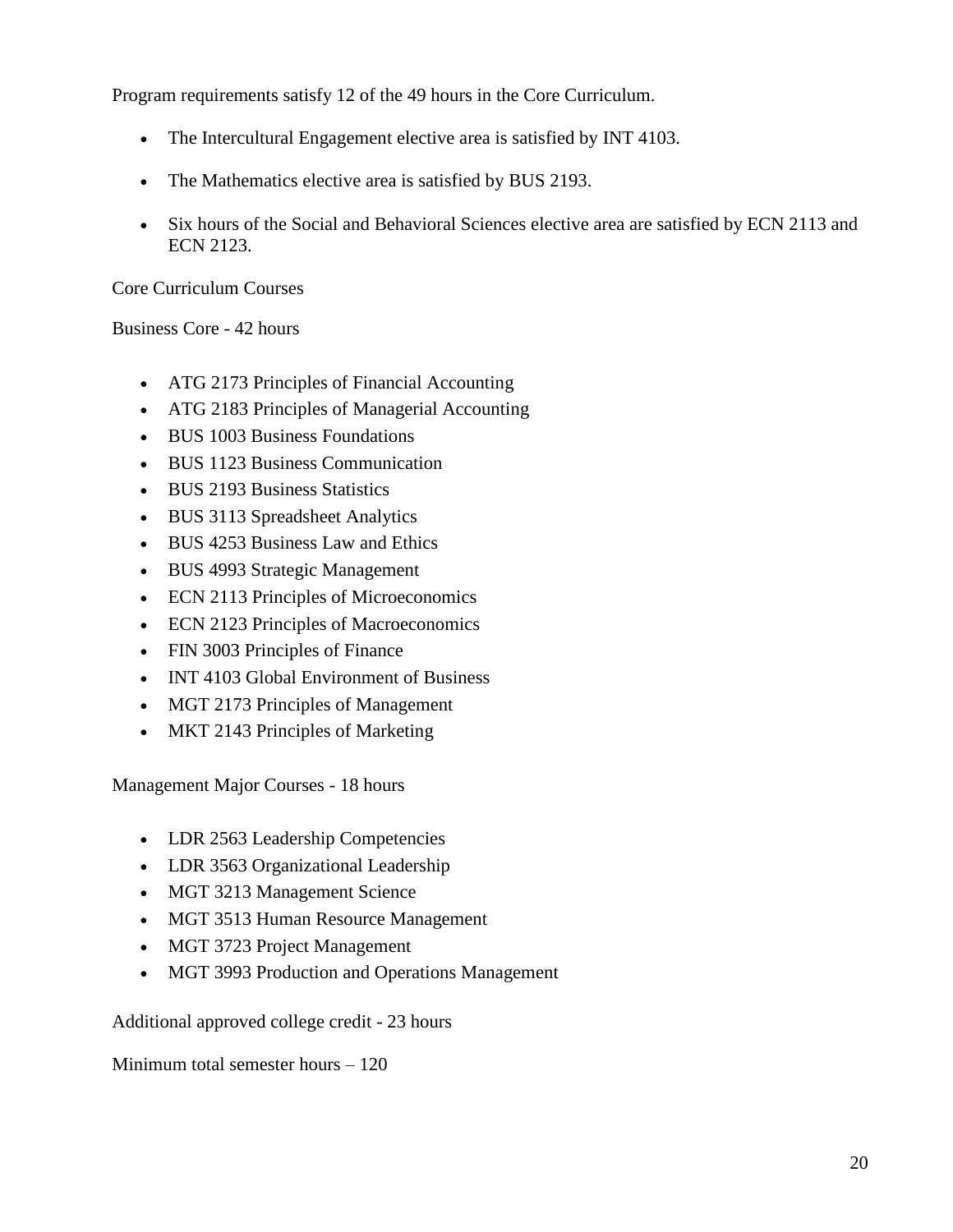Program requirements satisfy 12 of the 49 hours in the Core Curriculum.

- The Intercultural Engagement elective area is satisfied by INT 4103.
- The Mathematics elective area is satisfied by BUS 2193.
- Six hours of the Social and Behavioral Sciences elective area are satisfied by ECN 2113 and ECN 2123.

Core Curriculum Courses

Business Core - 42 hours

- ATG 2173 Principles of Financial Accounting
- ATG 2183 Principles of Managerial Accounting
- BUS 1003 Business Foundations
- BUS 1123 Business Communication
- BUS 2193 Business Statistics
- BUS 3113 Spreadsheet Analytics
- BUS 4253 Business Law and Ethics
- BUS 4993 Strategic Management
- ECN 2113 Principles of Microeconomics
- ECN 2123 Principles of Macroeconomics
- FIN 3003 Principles of Finance
- INT 4103 Global Environment of Business
- MGT 2173 Principles of Management
- MKT 2143 Principles of Marketing

Management Major Courses - 18 hours

- LDR 2563 Leadership Competencies
- LDR 3563 Organizational Leadership
- MGT 3213 Management Science
- MGT 3513 Human Resource Management
- MGT 3723 Project Management
- MGT 3993 Production and Operations Management

Additional approved college credit - 23 hours

Minimum total semester hours – 120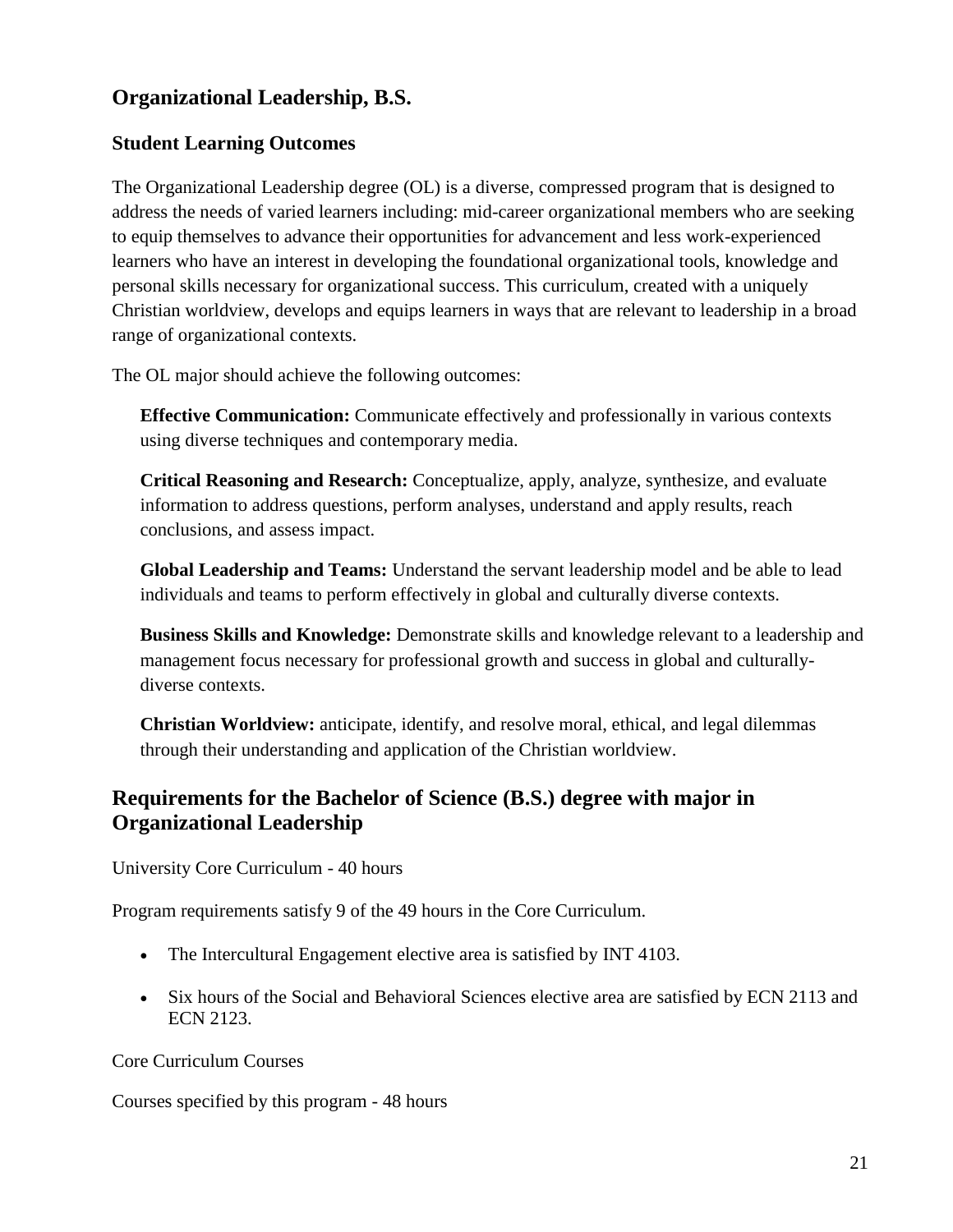## Organizational Leadership, B.S.

### Student Learning Outcomes

The Organizational Leadership degree (OL) is a diverse, compressed program that is designed to address the needs of varied learners including: mid-career organizational members who are seeking to equip themselves to advance their opportunities for advancement and less work-experienced learners who have an interest in developing the foundational organizational tools, knowledge and personal skills necessary for organizational success. This curriculum, created with a uniquely Christian worldview, develops and equips learners in ways that are relevant to leadership in a broad range of organizational contexts.

The OL major should achieve the following outcomes:

**Effective Communication:** Communicate effectively and professionally in various contexts using diverse techniques and contemporary media.

**Critical Reasoning and Research:** Conceptualize, apply, analyze, synthesize, and evaluate information to address questions, perform analyses, understand and apply results, reach conclusions, and assess impact.

**Global Leadership and Teams:** Understand the servant leadership model and be able to lead individuals and teams to perform effectively in global and culturally diverse contexts.

**Business Skills and Knowledge:** Demonstrate skills and knowledge relevant to a leadership and management focus necessary for professional growth and success in global and culturally-diverse contexts.

**Christian Worldview:** anticipate, identify, and resolve moral, ethical, and legal dilemmas through their understanding and application of the Christian worldview.

## Requirements for the Bachelor of Science (B.S.) degree with major in Organizational Leadership

University Core Curriculum - 40 hours

Program requirements satisfy 9 of the 49 hours in the Core Curriculum.

- The Intercultural Engagement elective area is satisfied by INT 4103.
- Six hours of the Social and Behavioral Sciences elective area are satisfied by ECN 2113 and ECN 2123.

Core Curriculum Courses

Courses specified by this program - 48 hours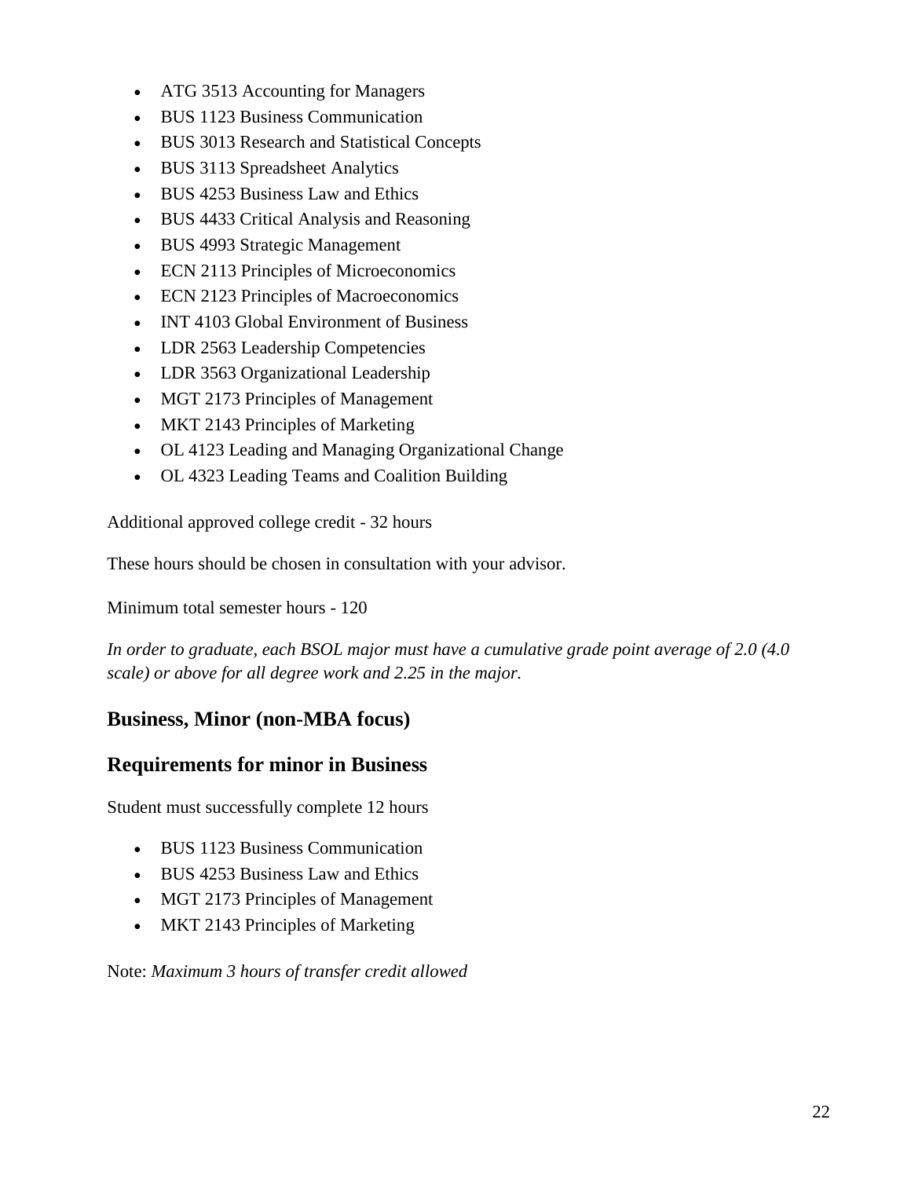- ATG 3513 Accounting for Managers
- BUS 1123 Business Communication
- BUS 3013 Research and Statistical Concepts
- BUS 3113 Spreadsheet Analytics
- BUS 4253 Business Law and Ethics
- BUS 4433 Critical Analysis and Reasoning
- BUS 4993 Strategic Management
- ECN 2113 Principles of Microeconomics
- ECN 2123 Principles of Macroeconomics
- INT 4103 Global Environment of Business
- LDR 2563 Leadership Competencies
- LDR 3563 Organizational Leadership
- MGT 2173 Principles of Management
- MKT 2143 Principles of Marketing
- OL 4123 Leading and Managing Organizational Change
- OL 4323 Leading Teams and Coalition Building

Additional approved college credit - 32 hours

These hours should be chosen in consultation with your advisor.

Minimum total semester hours - 120

*In order to graduate, each BSOL major must have a cumulative grade point average of 2.0 (4.0 scale) or above for all degree work and 2.25 in the major.*

## Business, Minor (non-MBA focus)

## Requirements for minor in Business

Student must successfully complete 12 hours

- BUS 1123 Business Communication
- BUS 4253 Business Law and Ethics
- MGT 2173 Principles of Management
- MKT 2143 Principles of Marketing

Note: *Maximum 3 hours of transfer credit allowed*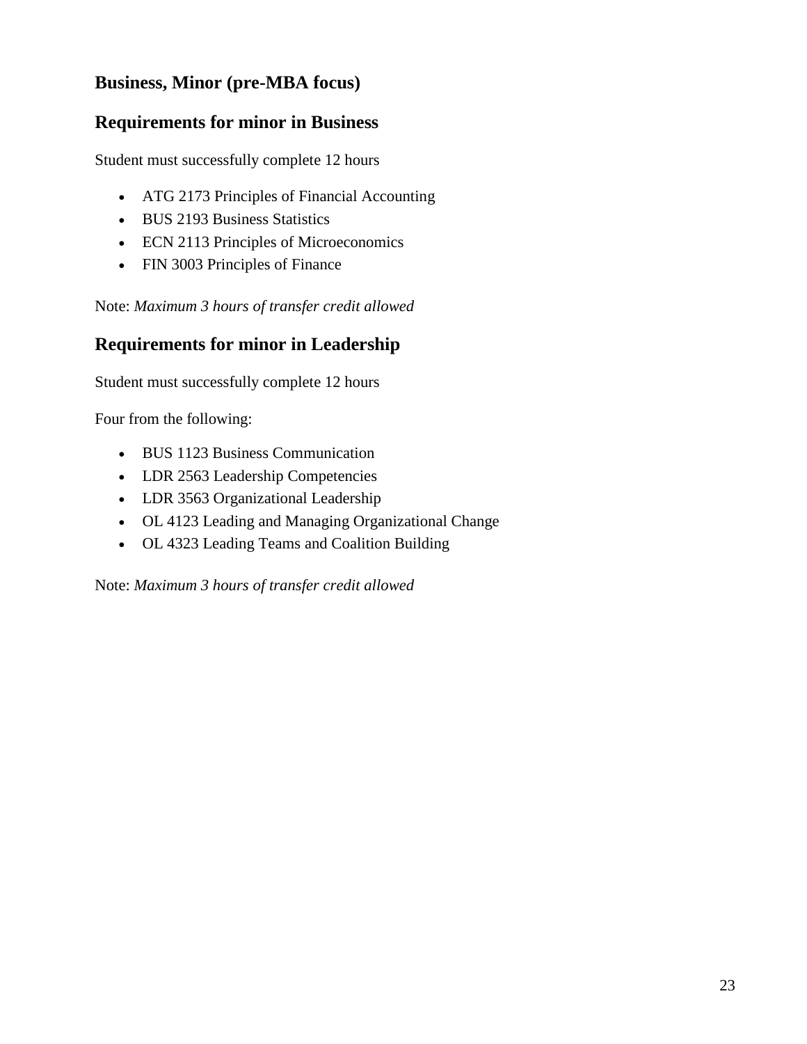### Business, Minor (pre-MBA focus)

## Requirements for minor in Business

Student must successfully complete 12 hours

- ATG 2173 Principles of Financial Accounting
- BUS 2193 Business Statistics
- ECN 2113 Principles of Microeconomics
- FIN 3003 Principles of Finance

Note: *Maximum 3 hours of transfer credit allowed*

## Requirements for minor in Leadership

Student must successfully complete 12 hours

Four from the following:

- BUS 1123 Business Communication
- LDR 2563 Leadership Competencies
- LDR 3563 Organizational Leadership
- OL 4123 Leading and Managing Organizational Change
- OL 4323 Leading Teams and Coalition Building

Note: *Maximum 3 hours of transfer credit allowed*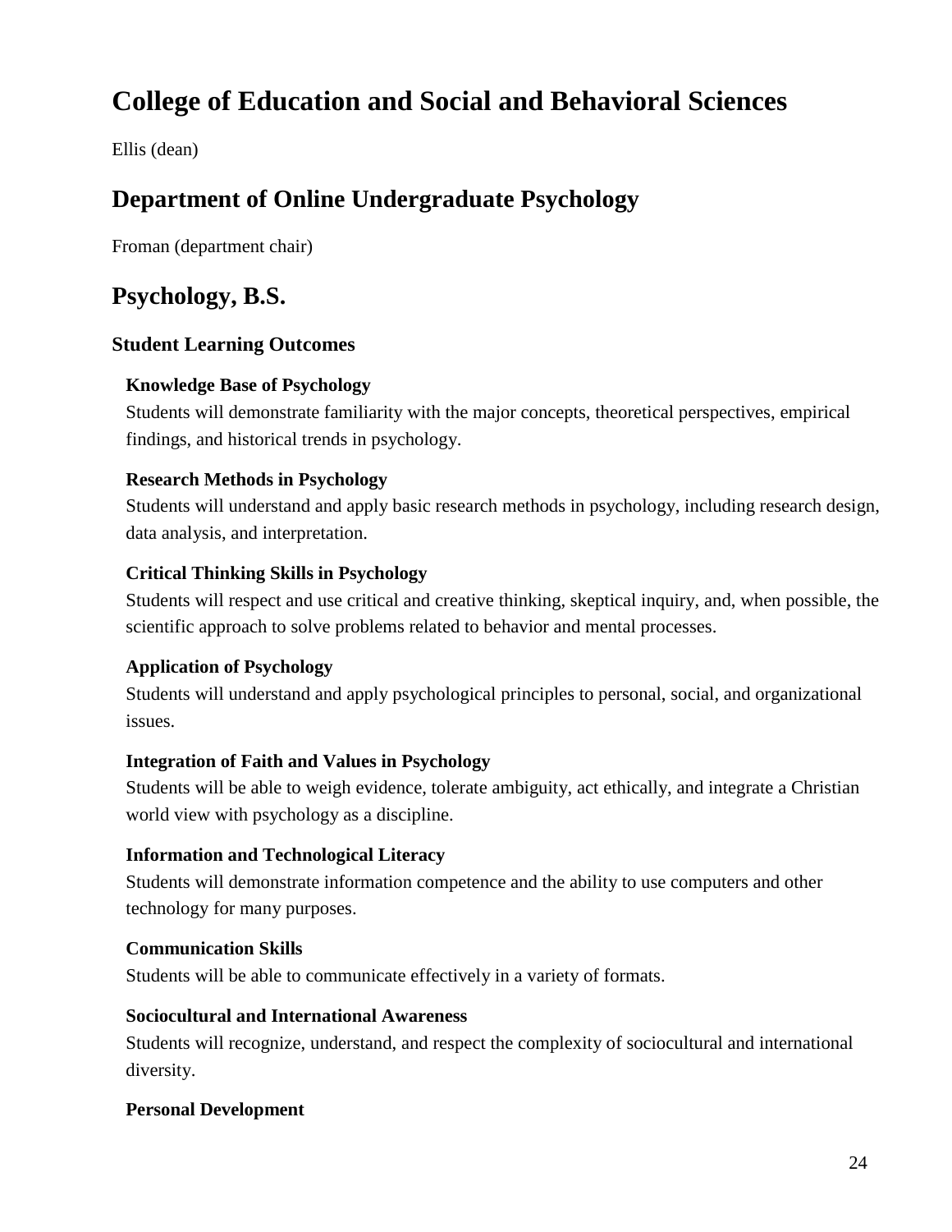# College of Education and Social and Behavioral Sciences

Ellis (dean)

## Department of Online Undergraduate Psychology

Froman (department chair)

## Psychology, B.S.

### Student Learning Outcomes

**Knowledge Base of Psychology**

Students will demonstrate familiarity with the major concepts, theoretical perspectives, empirical findings, and historical trends in psychology.

**Research Methods in Psychology**

Students will understand and apply basic research methods in psychology, including research design, data analysis, and interpretation.

**Critical Thinking Skills in Psychology**

Students will respect and use critical and creative thinking, skeptical inquiry, and, when possible, the scientific approach to solve problems related to behavior and mental processes.

**Application of Psychology**

Students will understand and apply psychological principles to personal, social, and organizational issues.

**Integration of Faith and Values in Psychology**

Students will be able to weigh evidence, tolerate ambiguity, act ethically, and integrate a Christian world view with psychology as a discipline.

**Information and Technological Literacy**

Students will demonstrate information competence and the ability to use computers and other technology for many purposes.

**Communication Skills**

Students will be able to communicate effectively in a variety of formats.

**Sociocultural and International Awareness**

Students will recognize, understand, and respect the complexity of sociocultural and international diversity.

**Personal Development**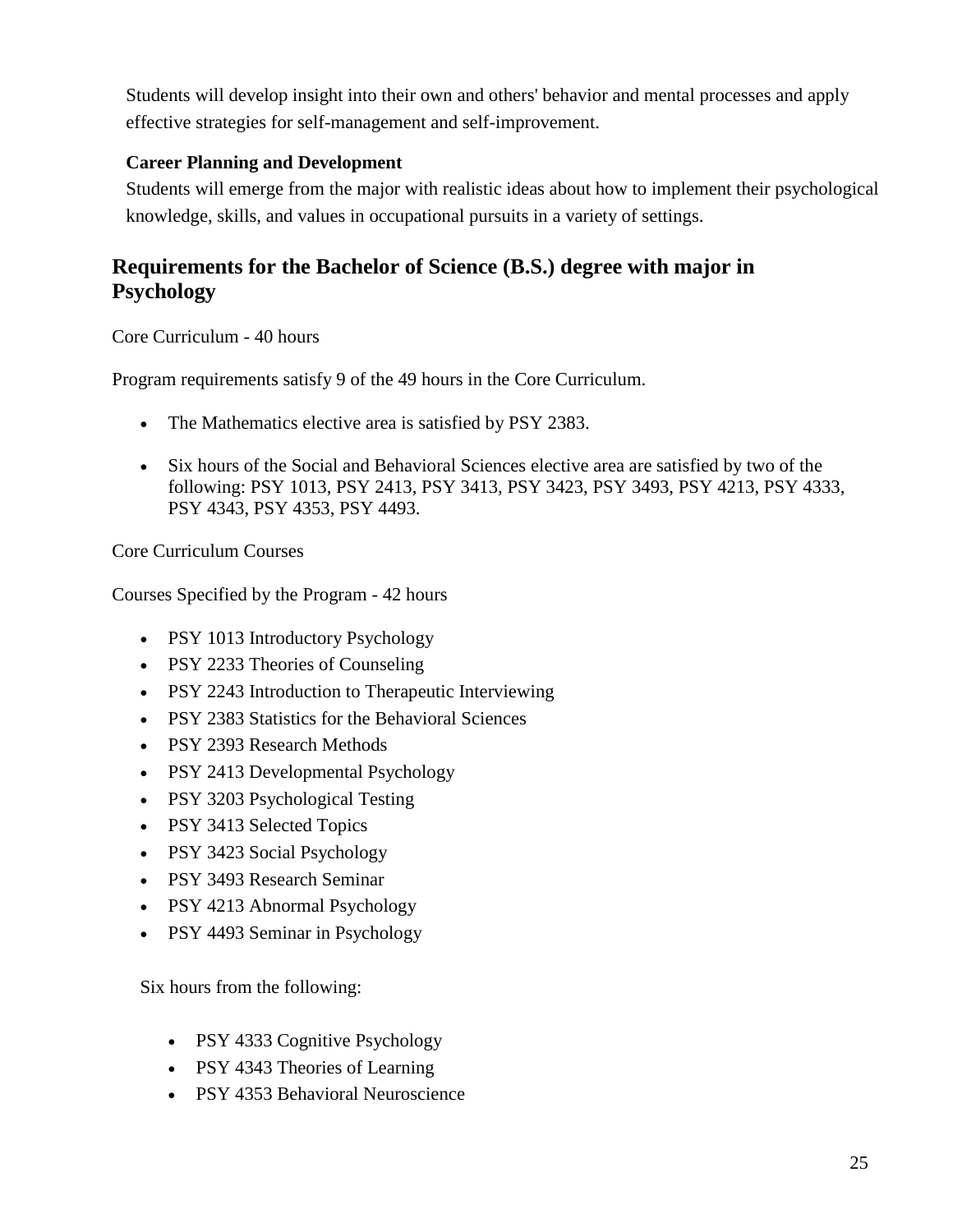Students will develop insight into their own and others' behavior and mental processes and apply effective strategies for self-management and self-improvement.

**Career Planning and Development**

Students will emerge from the major with realistic ideas about how to implement their psychological knowledge, skills, and values in occupational pursuits in a variety of settings.

## Requirements for the Bachelor of Science (B.S.) degree with major in Psychology

Core Curriculum - 40 hours

Program requirements satisfy 9 of the 49 hours in the Core Curriculum.

- The Mathematics elective area is satisfied by PSY 2383.
- Six hours of the Social and Behavioral Sciences elective area are satisfied by two of the following: PSY 1013, PSY 2413, PSY 3413, PSY 3423, PSY 3493, PSY 4213, PSY 4333, PSY 4343, PSY 4353, PSY 4493.

Core Curriculum Courses

Courses Specified by the Program - 42 hours

- PSY 1013 Introductory Psychology
- PSY 2233 Theories of Counseling
- PSY 2243 Introduction to Therapeutic Interviewing
- PSY 2383 Statistics for the Behavioral Sciences
- PSY 2393 Research Methods
- PSY 2413 Developmental Psychology
- PSY 3203 Psychological Testing
- PSY 3413 Selected Topics
- PSY 3423 Social Psychology
- PSY 3493 Research Seminar
- PSY 4213 Abnormal Psychology
- PSY 4493 Seminar in Psychology

Six hours from the following:

- PSY 4333 Cognitive Psychology
- PSY 4343 Theories of Learning
- PSY 4353 Behavioral Neuroscience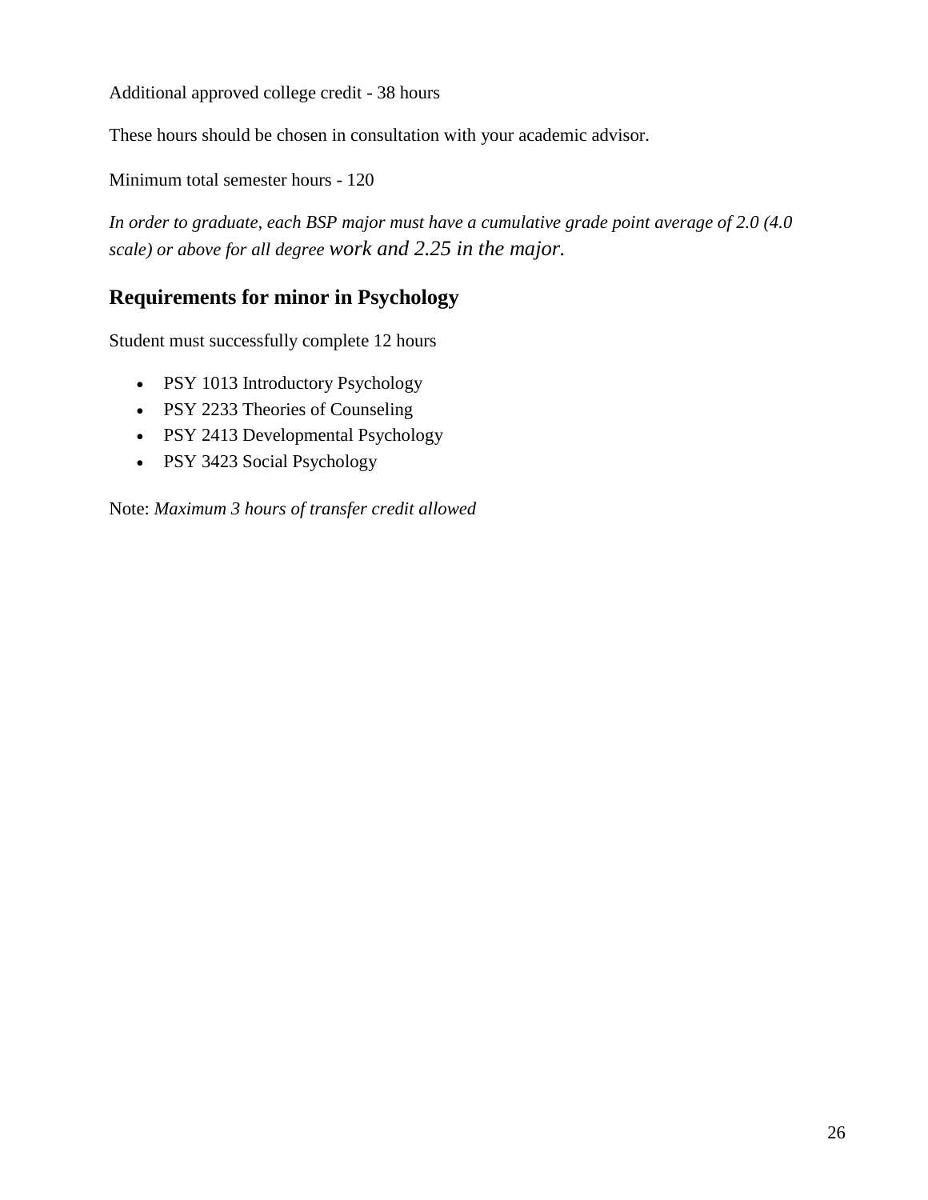Additional approved college credit - 38 hours

These hours should be chosen in consultation with your academic advisor.

Minimum total semester hours - 120

*In order to graduate, each BSP major must have a cumulative grade point average of 2.0 (4.0 scale) or above for all degree work and 2.25 in the major.*

## Requirements for minor in Psychology

Student must successfully complete 12 hours

- PSY 1013 Introductory Psychology
- PSY 2233 Theories of Counseling
- PSY 2413 Developmental Psychology
- PSY 3423 Social Psychology

Note: *Maximum 3 hours of transfer credit allowed*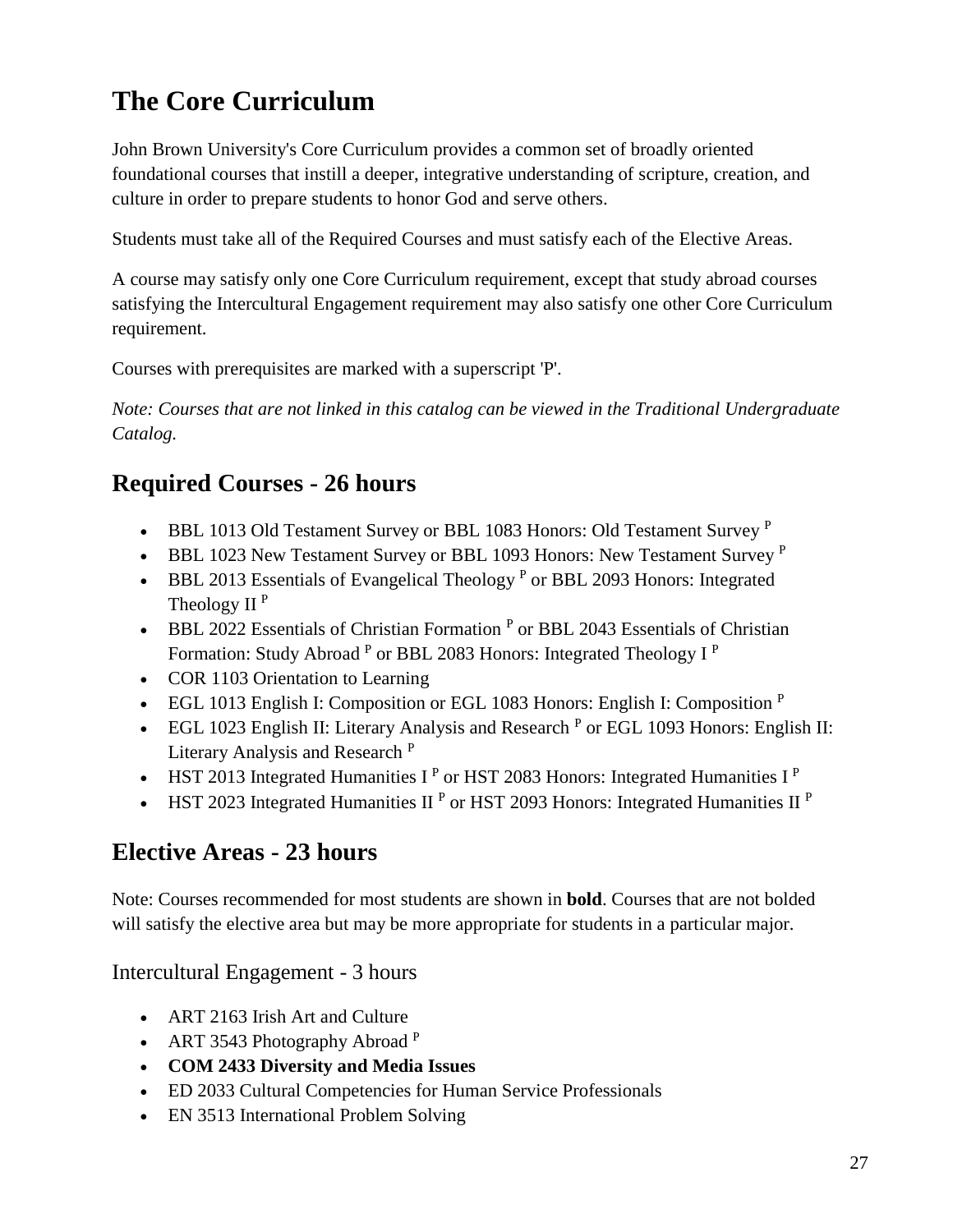# The Core Curriculum

John Brown University's Core Curriculum provides a common set of broadly oriented foundational courses that instill a deeper, integrative understanding of scripture, creation, and culture in order to prepare students to honor God and serve others.

Students must take all of the Required Courses and must satisfy each of the Elective Areas.

A course may satisfy only one Core Curriculum requirement, except that study abroad courses satisfying the Intercultural Engagement requirement may also satisfy one other Core Curriculum requirement.

Courses with prerequisites are marked with a superscript 'P'.

*Note: Courses that are not linked in this catalog can be viewed in the Traditional Undergraduate Catalog.*

## Required Courses - 26 hours

- BBL 1013 Old Testament Survey or BBL 1083 Honors: Old Testament Survey [P]
- BBL 1023 New Testament Survey or BBL 1093 Honors: New Testament Survey [P]
- BBL 2013 Essentials of Evangelical Theology [P] or BBL 2093 Honors: Integrated Theology II [P]
- BBL 2022 Essentials of Christian Formation [P] or BBL 2043 Essentials of Christian Formation: Study Abroad [P] or BBL 2083 Honors: Integrated Theology I [P]
- COR 1103 Orientation to Learning
- EGL 1013 English I: Composition or EGL 1083 Honors: English I: Composition [P]
- EGL 1023 English II: Literary Analysis and Research [P] or EGL 1093 Honors: English II: Literary Analysis and Research [P]
- HST 2013 Integrated Humanities I [P] or HST 2083 Honors: Integrated Humanities I [P]
- HST 2023 Integrated Humanities II [P] or HST 2093 Honors: Integrated Humanities II [P]

## Elective Areas - 23 hours

Note: Courses recommended for most students are shown in **bold**. Courses that are not bolded will satisfy the elective area but may be more appropriate for students in a particular major.

### Intercultural Engagement - 3 hours

- ART 2163 Irish Art and Culture
- ART 3543 Photography Abroad [P]
- **COM 2433 Diversity and Media Issues**
- ED 2033 Cultural Competencies for Human Service Professionals
- EN 3513 International Problem Solving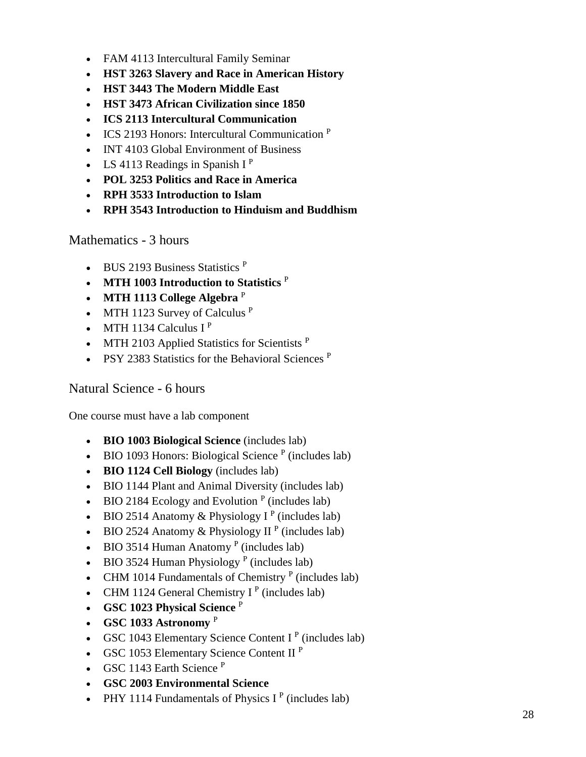- FAM 4113 Intercultural Family Seminar
- **HST 3263 Slavery and Race in American History**
- **HST 3443 The Modern Middle East**
- **HST 3473 African Civilization since 1850**
- **ICS 2113 Intercultural Communication**
- ICS 2193 Honors: Intercultural Communication [P]
- INT 4103 Global Environment of Business
- LS 4113 Readings in Spanish I [P]
- **POL 3253 Politics and Race in America**
- **RPH 3533 Introduction to Islam**
- **RPH 3543 Introduction to Hinduism and Buddhism**

## Mathematics - 3 hours

- BUS 2193 Business Statistics [P]
- **MTH 1003 Introduction to Statistics** [P]
- **MTH 1113 College Algebra** [P]
- MTH 1123 Survey of Calculus [P]
- MTH 1134 Calculus I [P]
- MTH 2103 Applied Statistics for Scientists [P]
- PSY 2383 Statistics for the Behavioral Sciences [P]

## Natural Science - 6 hours

One course must have a lab component

- **BIO 1003 Biological Science** (includes lab)
- BIO 1093 Honors: Biological Science [P] (includes lab)
- **BIO 1124 Cell Biology** (includes lab)
- BIO 1144 Plant and Animal Diversity (includes lab)
- BIO 2184 Ecology and Evolution [P] (includes lab)
- BIO 2514 Anatomy & Physiology I [P] (includes lab)
- BIO 2524 Anatomy & Physiology II [P] (includes lab)
- BIO 3514 Human Anatomy [P] (includes lab)
- BIO 3524 Human Physiology [P] (includes lab)
- CHM 1014 Fundamentals of Chemistry [P] (includes lab)
- CHM 1124 General Chemistry I [P] (includes lab)
- **GSC 1023 Physical Science** [P]
- **GSC 1033 Astronomy** [P]
- GSC 1043 Elementary Science Content I [P] (includes lab)
- GSC 1053 Elementary Science Content II [P]
- GSC 1143 Earth Science [P]
- **GSC 2003 Environmental Science**
- PHY 1114 Fundamentals of Physics I [P] (includes lab)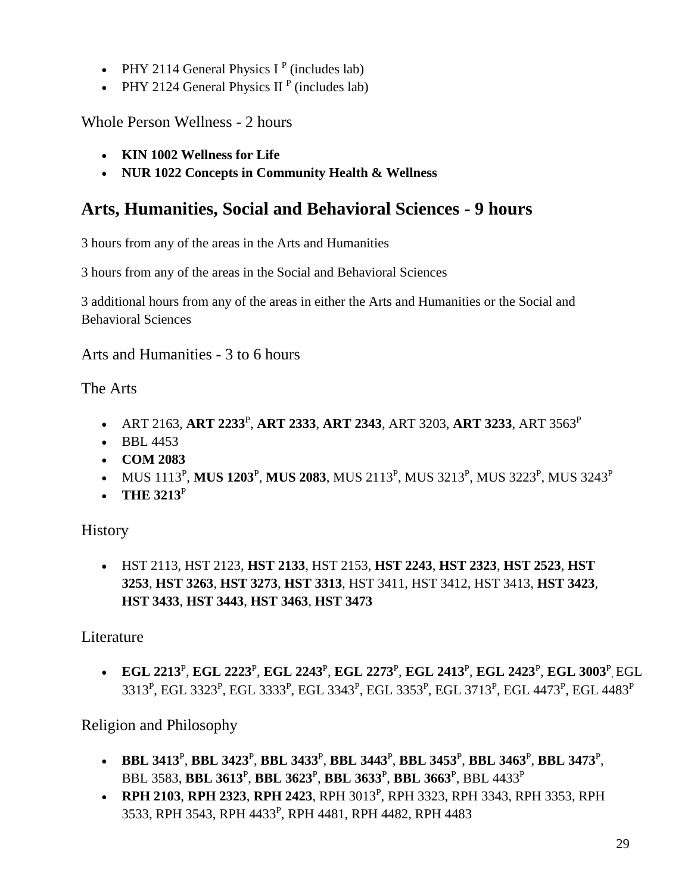- PHY 2114 General Physics I [P] (includes lab)
- PHY 2124 General Physics II [P] (includes lab)

### Whole Person Wellness - 2 hours

- **KIN 1002 Wellness for Life**
- **NUR 1022 Concepts in Community Health & Wellness**

## Arts, Humanities, Social and Behavioral Sciences - 9 hours

3 hours from any of the areas in the Arts and Humanities

3 hours from any of the areas in the Social and Behavioral Sciences

3 additional hours from any of the areas in either the Arts and Humanities or the Social and Behavioral Sciences

### Arts and Humanities - 3 to 6 hours

### The Arts

- ART 2163, **ART 2233**[P], **ART 2333**, **ART 2343**, ART 3203, **ART 3233**, ART 3563[P]
- BBL 4453
- **COM 2083**
- MUS 1113[P], **MUS 1203**[P], **MUS 2083**, MUS 2113[P], MUS 3213[P], MUS 3223[P], MUS 3243[P]
- **THE 3213**[P]

### History

- HST 2113, HST 2123, **HST 2133**, HST 2153, **HST 2243**, **HST 2323**, **HST 2523**, **HST 3253**, **HST 3263**, **HST 3273**, **HST 3313**, HST 3411, HST 3412, HST 3413, **HST 3423**, **HST 3433**, **HST 3443**, **HST 3463**, **HST 3473**

### Literature

- **EGL 2213**[P], **EGL 2223**[P], **EGL 2243**[P], **EGL 2273**[P], **EGL 2413**[P], **EGL 2423**[P], **EGL 3003**[P], EGL 3313[P], EGL 3323[P], EGL 3333[P], EGL 3343[P], EGL 3353[P], EGL 3713[P], EGL 4473[P], EGL 4483[P]

### Religion and Philosophy

- **BBL 3413**[P], **BBL 3423**[P], **BBL 3433**[P], **BBL 3443**[P], **BBL 3453**[P], **BBL 3463**[P], **BBL 3473**[P], BBL 3583, **BBL 3613**[P], **BBL 3623**[P], **BBL 3633**[P], **BBL 3663**[P], BBL 4433[P]
- **RPH 2103**, **RPH 2323**, **RPH 2423**, RPH 3013[P], RPH 3323, RPH 3343, RPH 3353, RPH 3533, RPH 3543, RPH 4433[P], RPH 4481, RPH 4482, RPH 4483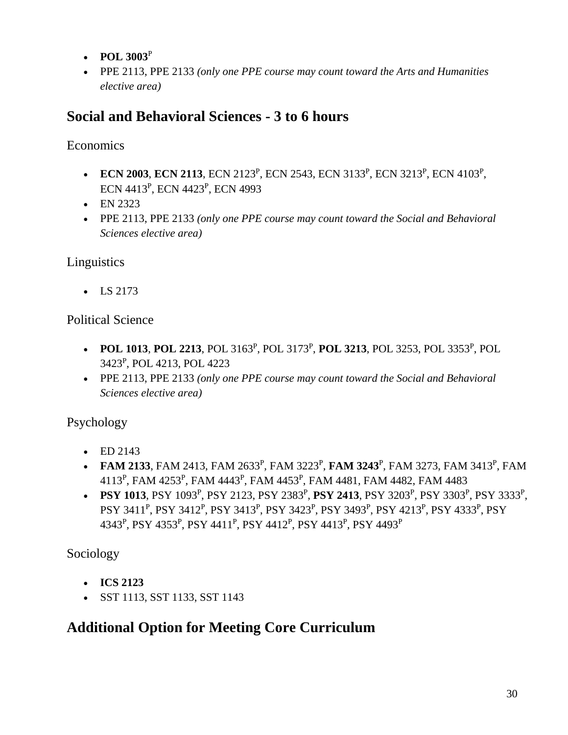- **POL 3003**[P]
- PPE 2113, PPE 2133 *(only one PPE course may count toward the Arts and Humanities elective area)*

## Social and Behavioral Sciences - 3 to 6 hours

Economics

- **ECN 2003**, **ECN 2113**, ECN 2123[P], ECN 2543, ECN 3133[P], ECN 3213[P], ECN 4103[P], ECN 4413[P], ECN 4423[P], ECN 4993
- EN 2323
- PPE 2113, PPE 2133 *(only one PPE course may count toward the Social and Behavioral Sciences elective area)*

Linguistics

- LS 2173

Political Science

- **POL 1013**, **POL 2213**, POL 3163[P], POL 3173[P], **POL 3213**, POL 3253, POL 3353[P], POL 3423[P], POL 4213, POL 4223
- PPE 2113, PPE 2133 *(only one PPE course may count toward the Social and Behavioral Sciences elective area)*

Psychology

- ED 2143
- **FAM 2133**, FAM 2413, FAM 2633[P], FAM 3223[P], **FAM 3243**[P], FAM 3273, FAM 3413[P], FAM 4113[P], FAM 4253[P], FAM 4443[P], FAM 4453[P], FAM 4481, FAM 4482, FAM 4483
- **PSY 1013**, PSY 1093[P], PSY 2123, PSY 2383[P], **PSY 2413**, PSY 3203[P], PSY 3303[P], PSY 3333[P], PSY 3411[P], PSY 3412[P], PSY 3413[P], PSY 3423[P], PSY 3493[P], PSY 4213[P], PSY 4333[P], PSY 4343[P], PSY 4353[P], PSY 4411[P], PSY 4412[P], PSY 4413[P], PSY 4493[P]

Sociology

- **ICS 2123**
- SST 1113, SST 1133, SST 1143

## Additional Option for Meeting Core Curriculum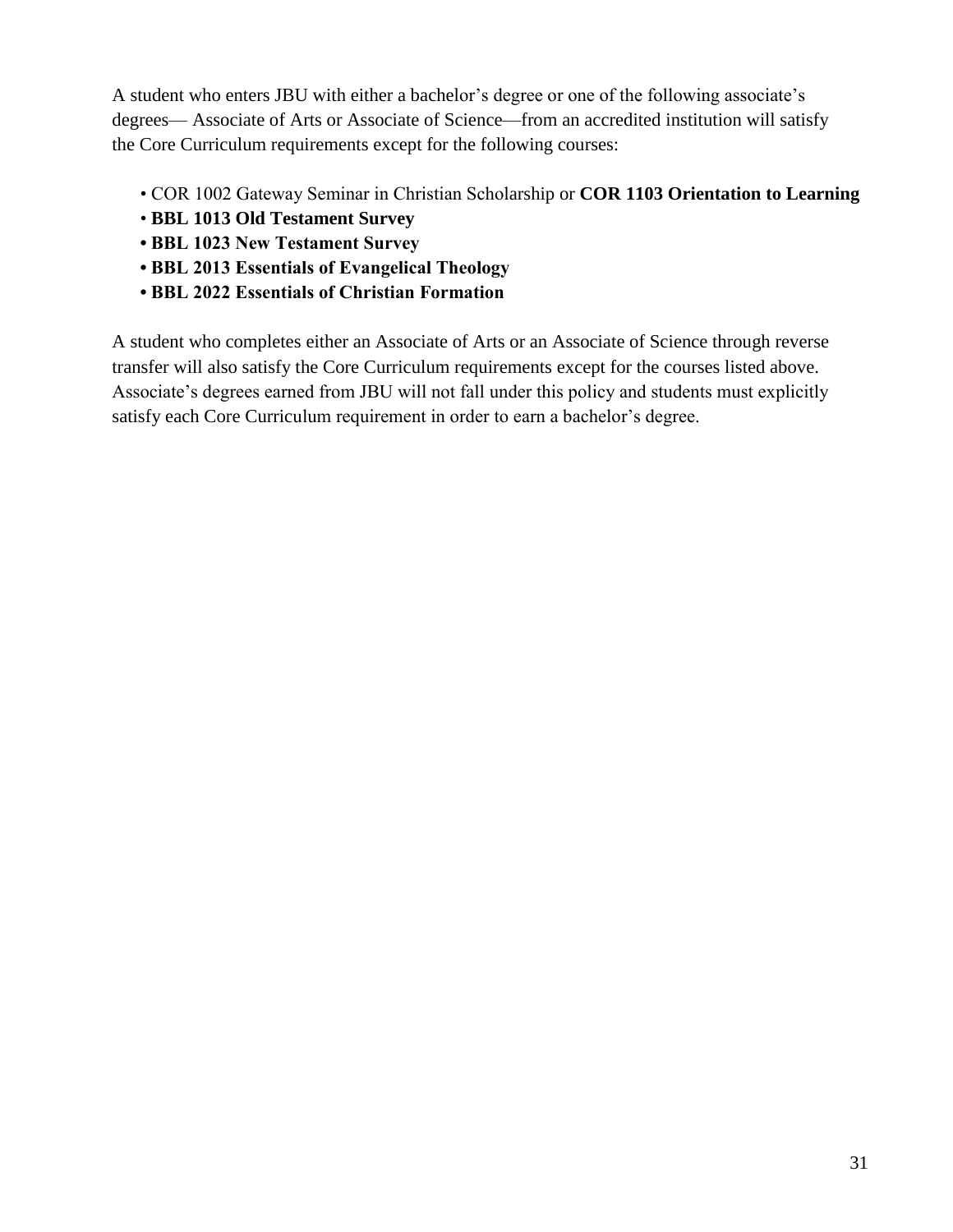A student who enters JBU with either a bachelor's degree or one of the following associate's degrees— Associate of Arts or Associate of Science—from an accredited institution will satisfy the Core Curriculum requirements except for the following courses:

- COR 1002 Gateway Seminar in Christian Scholarship or **COR 1103 Orientation to Learning**
- **BBL 1013 Old Testament Survey**
- **BBL 1023 New Testament Survey**
- **BBL 2013 Essentials of Evangelical Theology**
- **BBL 2022 Essentials of Christian Formation**

A student who completes either an Associate of Arts or an Associate of Science through reverse transfer will also satisfy the Core Curriculum requirements except for the courses listed above. Associate's degrees earned from JBU will not fall under this policy and students must explicitly satisfy each Core Curriculum requirement in order to earn a bachelor's degree.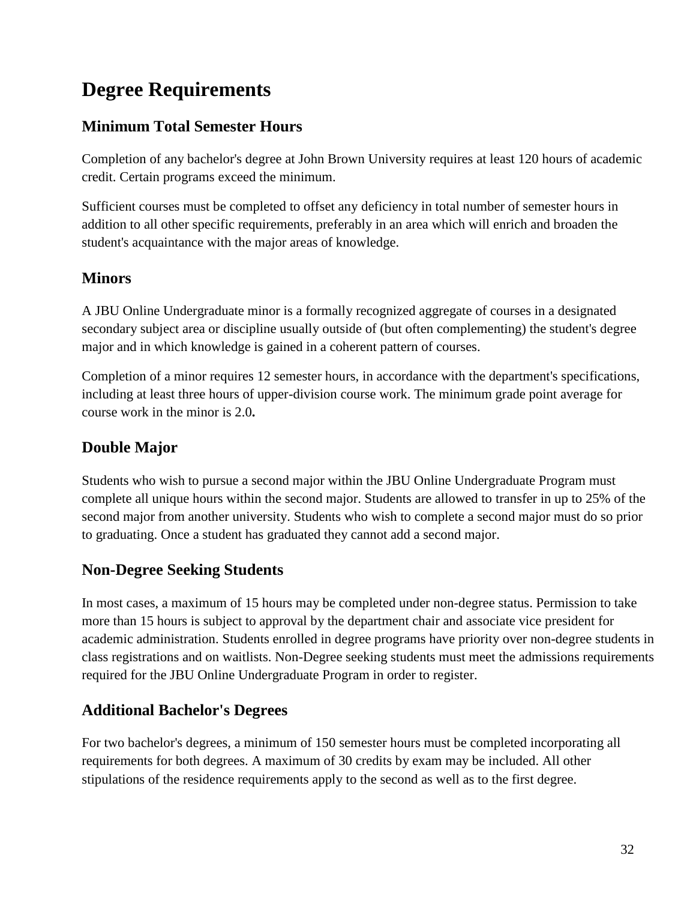# Degree Requirements

## Minimum Total Semester Hours

Completion of any bachelor's degree at John Brown University requires at least 120 hours of academic credit. Certain programs exceed the minimum.

Sufficient courses must be completed to offset any deficiency in total number of semester hours in addition to all other specific requirements, preferably in an area which will enrich and broaden the student's acquaintance with the major areas of knowledge.

## Minors

A JBU Online Undergraduate minor is a formally recognized aggregate of courses in a designated secondary subject area or discipline usually outside of (but often complementing) the student's degree major and in which knowledge is gained in a coherent pattern of courses.

Completion of a minor requires 12 semester hours, in accordance with the department's specifications, including at least three hours of upper-division course work. The minimum grade point average for course work in the minor is 2.0**.**

## Double Major

Students who wish to pursue a second major within the JBU Online Undergraduate Program must complete all unique hours within the second major. Students are allowed to transfer in up to 25% of the second major from another university. Students who wish to complete a second major must do so prior to graduating. Once a student has graduated they cannot add a second major.

## Non-Degree Seeking Students

In most cases, a maximum of 15 hours may be completed under non-degree status. Permission to take more than 15 hours is subject to approval by the department chair and associate vice president for academic administration. Students enrolled in degree programs have priority over non-degree students in class registrations and on waitlists. Non-Degree seeking students must meet the admissions requirements required for the JBU Online Undergraduate Program in order to register.

## Additional Bachelor's Degrees

For two bachelor's degrees, a minimum of 150 semester hours must be completed incorporating all requirements for both degrees. A maximum of 30 credits by exam may be included. All other stipulations of the residence requirements apply to the second as well as to the first degree.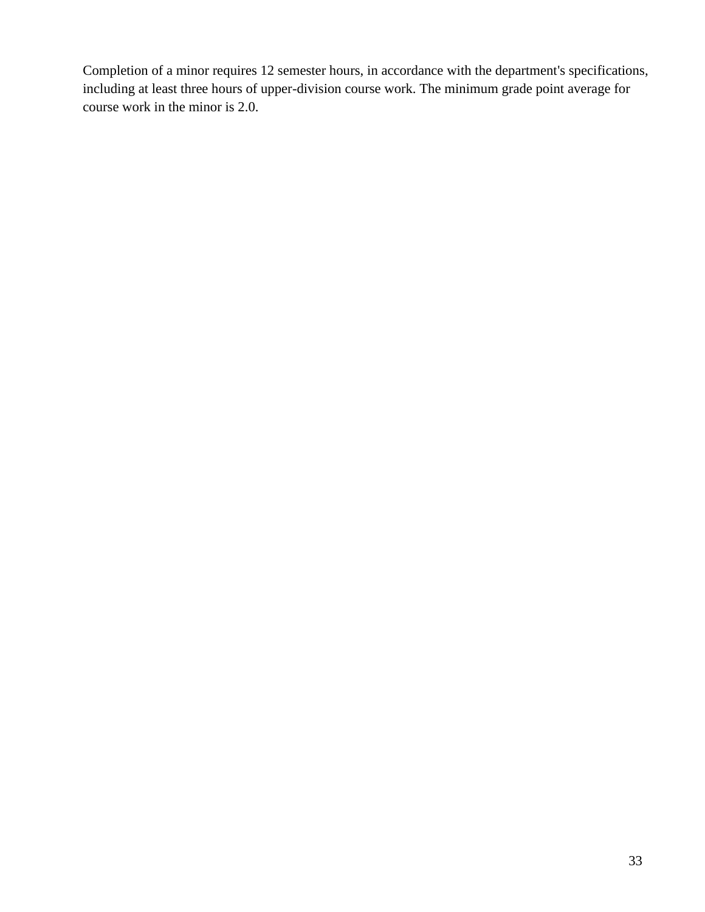Completion of a minor requires 12 semester hours, in accordance with the department's specifications, including at least three hours of upper-division course work. The minimum grade point average for course work in the minor is 2.0.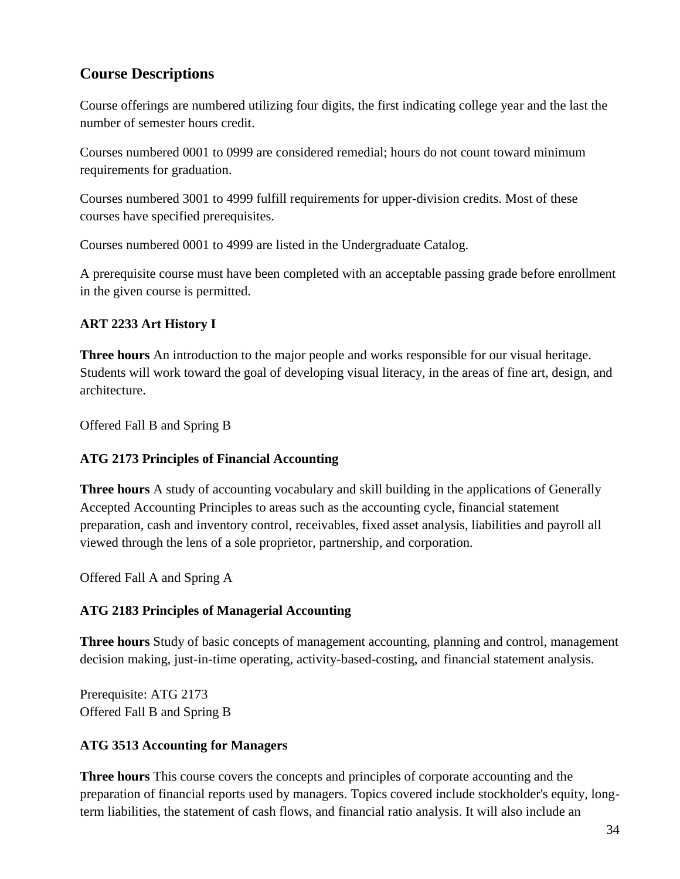## Course Descriptions

Course offerings are numbered utilizing four digits, the first indicating college year and the last the number of semester hours credit.

Courses numbered 0001 to 0999 are considered remedial; hours do not count toward minimum requirements for graduation.

Courses numbered 3001 to 4999 fulfill requirements for upper-division credits. Most of these courses have specified prerequisites.

Courses numbered 0001 to 4999 are listed in the Undergraduate Catalog.

A prerequisite course must have been completed with an acceptable passing grade before enrollment in the given course is permitted.

**ART 2233 Art History I**

**Three hours** An introduction to the major people and works responsible for our visual heritage. Students will work toward the goal of developing visual literacy, in the areas of fine art, design, and architecture.

Offered Fall B and Spring B

**ATG 2173 Principles of Financial Accounting**

**Three hours** A study of accounting vocabulary and skill building in the applications of Generally Accepted Accounting Principles to areas such as the accounting cycle, financial statement preparation, cash and inventory control, receivables, fixed asset analysis, liabilities and payroll all viewed through the lens of a sole proprietor, partnership, and corporation.

Offered Fall A and Spring A

**ATG 2183 Principles of Managerial Accounting**

**Three hours** Study of basic concepts of management accounting, planning and control, management decision making, just-in-time operating, activity-based-costing, and financial statement analysis.

Prerequisite: ATG 2173
Offered Fall B and Spring B

**ATG 3513 Accounting for Managers**

**Three hours** This course covers the concepts and principles of corporate accounting and the preparation of financial reports used by managers. Topics covered include stockholder's equity, long-term liabilities, the statement of cash flows, and financial ratio analysis. It will also include an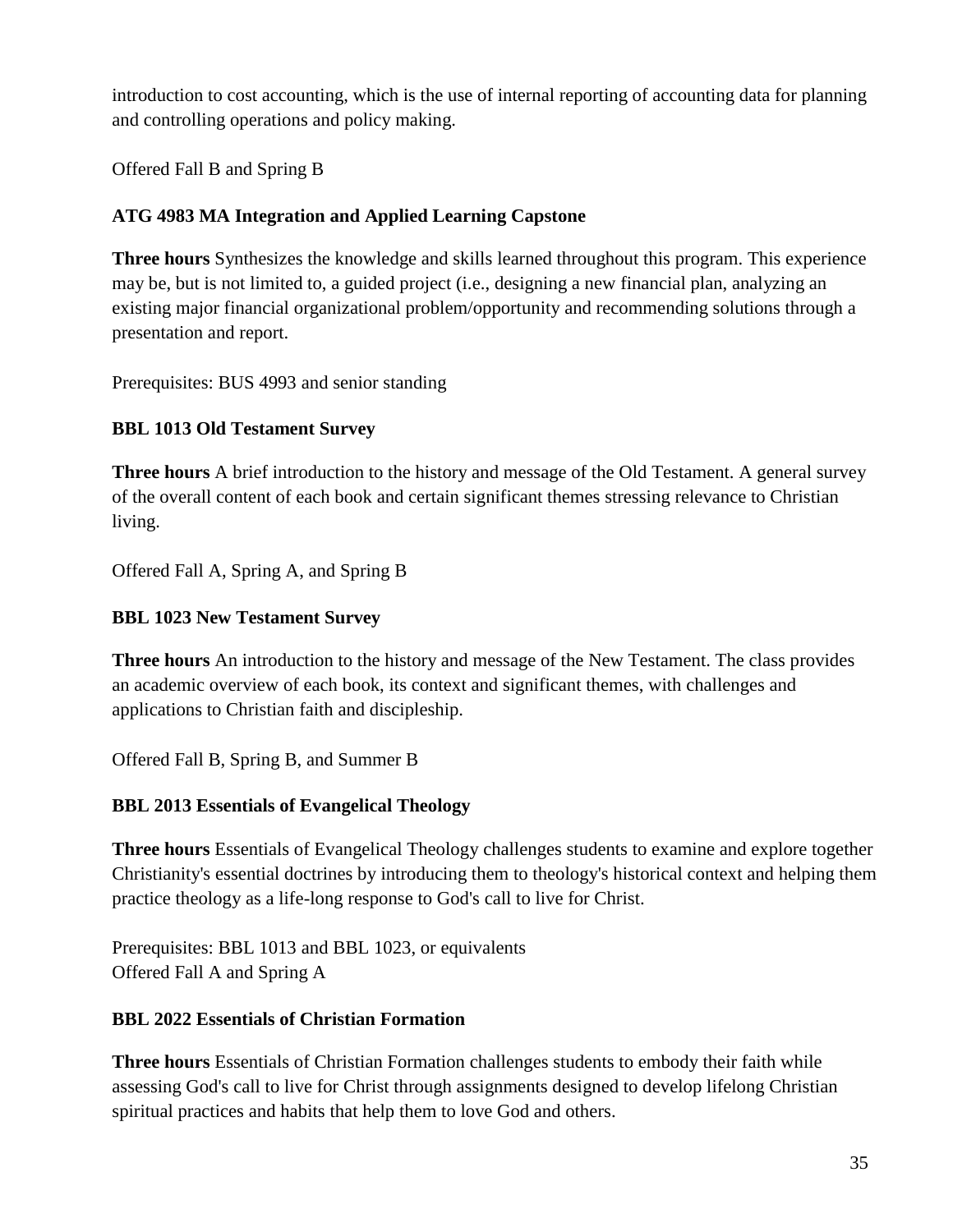introduction to cost accounting, which is the use of internal reporting of accounting data for planning and controlling operations and policy making.

Offered Fall B and Spring B

**ATG 4983 MA Integration and Applied Learning Capstone**

**Three hours** Synthesizes the knowledge and skills learned throughout this program. This experience may be, but is not limited to, a guided project (i.e., designing a new financial plan, analyzing an existing major financial organizational problem/opportunity and recommending solutions through a presentation and report.

Prerequisites: BUS 4993 and senior standing

**BBL 1013 Old Testament Survey**

**Three hours** A brief introduction to the history and message of the Old Testament. A general survey of the overall content of each book and certain significant themes stressing relevance to Christian living.

Offered Fall A, Spring A, and Spring B

**BBL 1023 New Testament Survey**

**Three hours** An introduction to the history and message of the New Testament. The class provides an academic overview of each book, its context and significant themes, with challenges and applications to Christian faith and discipleship.

Offered Fall B, Spring B, and Summer B

**BBL 2013 Essentials of Evangelical Theology**

**Three hours** Essentials of Evangelical Theology challenges students to examine and explore together Christianity's essential doctrines by introducing them to theology's historical context and helping them practice theology as a life-long response to God's call to live for Christ.

Prerequisites: BBL 1013 and BBL 1023, or equivalents
Offered Fall A and Spring A

**BBL 2022 Essentials of Christian Formation**

**Three hours** Essentials of Christian Formation challenges students to embody their faith while assessing God's call to live for Christ through assignments designed to develop lifelong Christian spiritual practices and habits that help them to love God and others.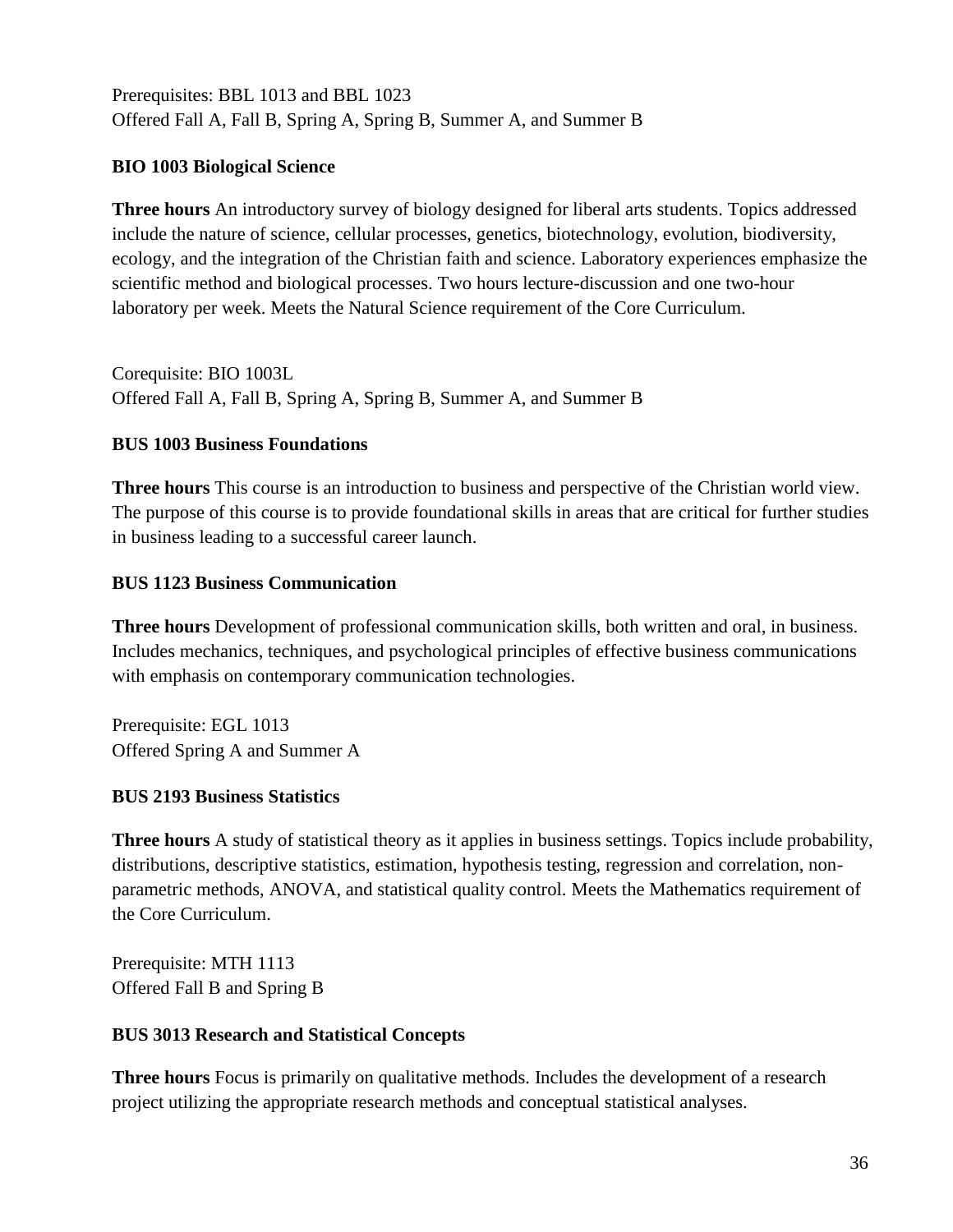Prerequisites: BBL 1013 and BBL 1023
Offered Fall A, Fall B, Spring A, Spring B, Summer A, and Summer B

### BIO 1003 Biological Science

**Three hours** An introductory survey of biology designed for liberal arts students. Topics addressed include the nature of science, cellular processes, genetics, biotechnology, evolution, biodiversity, ecology, and the integration of the Christian faith and science. Laboratory experiences emphasize the scientific method and biological processes. Two hours lecture-discussion and one two-hour laboratory per week. Meets the Natural Science requirement of the Core Curriculum.

Corequisite: BIO 1003L
Offered Fall A, Fall B, Spring A, Spring B, Summer A, and Summer B

### BUS 1003 Business Foundations

**Three hours** This course is an introduction to business and perspective of the Christian world view. The purpose of this course is to provide foundational skills in areas that are critical for further studies in business leading to a successful career launch.

### BUS 1123 Business Communication

**Three hours** Development of professional communication skills, both written and oral, in business. Includes mechanics, techniques, and psychological principles of effective business communications with emphasis on contemporary communication technologies.

Prerequisite: EGL 1013
Offered Spring A and Summer A

### BUS 2193 Business Statistics

**Three hours** A study of statistical theory as it applies in business settings. Topics include probability, distributions, descriptive statistics, estimation, hypothesis testing, regression and correlation, non-parametric methods, ANOVA, and statistical quality control. Meets the Mathematics requirement of the Core Curriculum.

Prerequisite: MTH 1113
Offered Fall B and Spring B

### BUS 3013 Research and Statistical Concepts

**Three hours** Focus is primarily on qualitative methods. Includes the development of a research project utilizing the appropriate research methods and conceptual statistical analyses.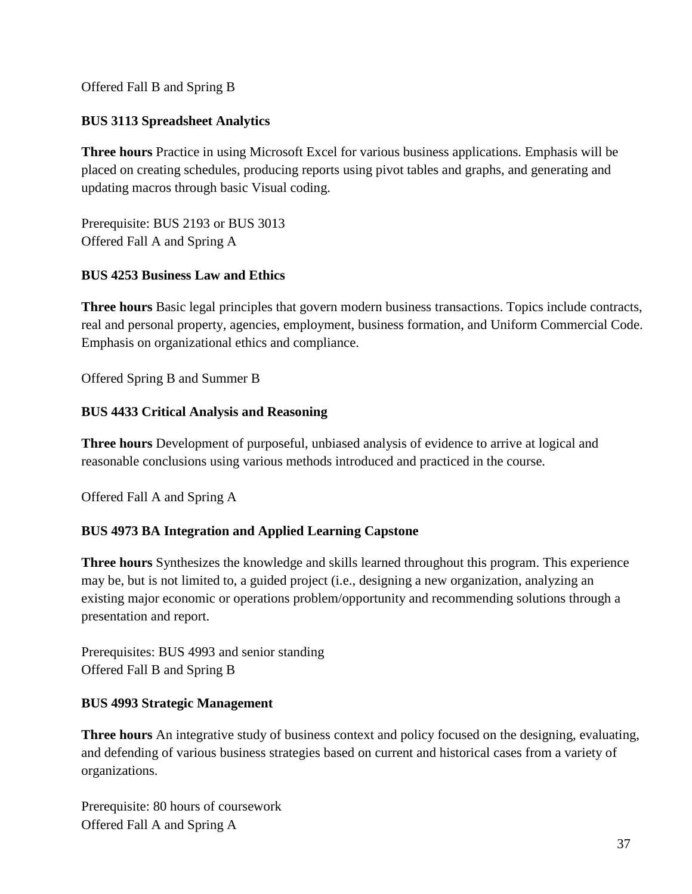Offered Fall B and Spring B

**BUS 3113 Spreadsheet Analytics**

**Three hours** Practice in using Microsoft Excel for various business applications. Emphasis will be placed on creating schedules, producing reports using pivot tables and graphs, and generating and updating macros through basic Visual coding.

Prerequisite: BUS 2193 or BUS 3013
Offered Fall A and Spring A

**BUS 4253 Business Law and Ethics**

**Three hours** Basic legal principles that govern modern business transactions. Topics include contracts, real and personal property, agencies, employment, business formation, and Uniform Commercial Code. Emphasis on organizational ethics and compliance.

Offered Spring B and Summer B

**BUS 4433 Critical Analysis and Reasoning**

**Three hours** Development of purposeful, unbiased analysis of evidence to arrive at logical and reasonable conclusions using various methods introduced and practiced in the course.

Offered Fall A and Spring A

**BUS 4973 BA Integration and Applied Learning Capstone**

**Three hours** Synthesizes the knowledge and skills learned throughout this program. This experience may be, but is not limited to, a guided project (i.e., designing a new organization, analyzing an existing major economic or operations problem/opportunity and recommending solutions through a presentation and report.

Prerequisites: BUS 4993 and senior standing
Offered Fall B and Spring B

**BUS 4993 Strategic Management**

**Three hours** An integrative study of business context and policy focused on the designing, evaluating, and defending of various business strategies based on current and historical cases from a variety of organizations.

Prerequisite: 80 hours of coursework
Offered Fall A and Spring A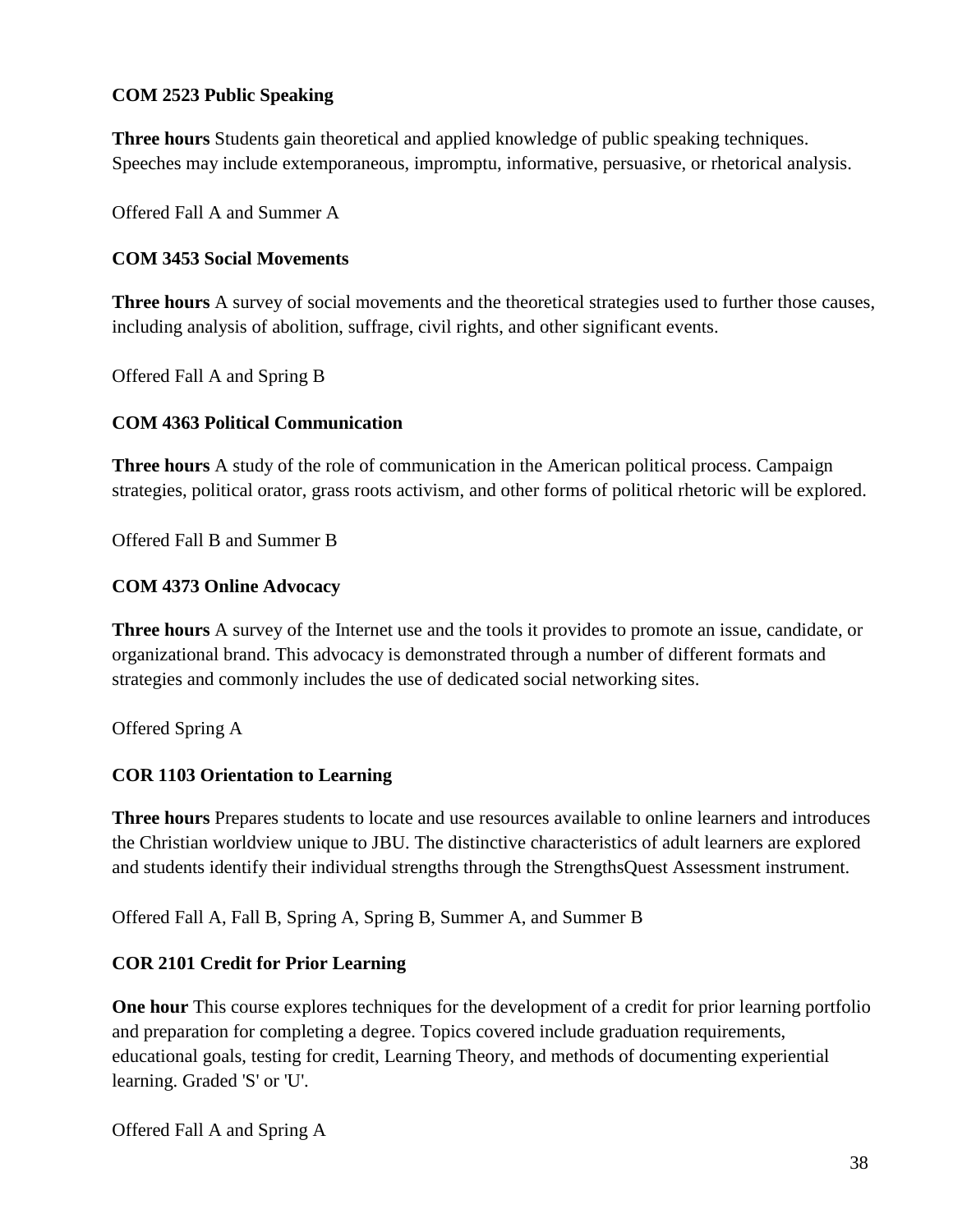**COM 2523 Public Speaking**

**Three hours** Students gain theoretical and applied knowledge of public speaking techniques. Speeches may include extemporaneous, impromptu, informative, persuasive, or rhetorical analysis.

Offered Fall A and Summer A

**COM 3453 Social Movements**

**Three hours** A survey of social movements and the theoretical strategies used to further those causes, including analysis of abolition, suffrage, civil rights, and other significant events.

Offered Fall A and Spring B

**COM 4363 Political Communication**

**Three hours** A study of the role of communication in the American political process. Campaign strategies, political orator, grass roots activism, and other forms of political rhetoric will be explored.

Offered Fall B and Summer B

**COM 4373 Online Advocacy**

**Three hours** A survey of the Internet use and the tools it provides to promote an issue, candidate, or organizational brand. This advocacy is demonstrated through a number of different formats and strategies and commonly includes the use of dedicated social networking sites.

Offered Spring A

**COR 1103 Orientation to Learning**

**Three hours** Prepares students to locate and use resources available to online learners and introduces the Christian worldview unique to JBU. The distinctive characteristics of adult learners are explored and students identify their individual strengths through the StrengthsQuest Assessment instrument.

Offered Fall A, Fall B, Spring A, Spring B, Summer A, and Summer B

**COR 2101 Credit for Prior Learning**

**One hour** This course explores techniques for the development of a credit for prior learning portfolio and preparation for completing a degree. Topics covered include graduation requirements, educational goals, testing for credit, Learning Theory, and methods of documenting experiential learning. Graded 'S' or 'U'.

Offered Fall A and Spring A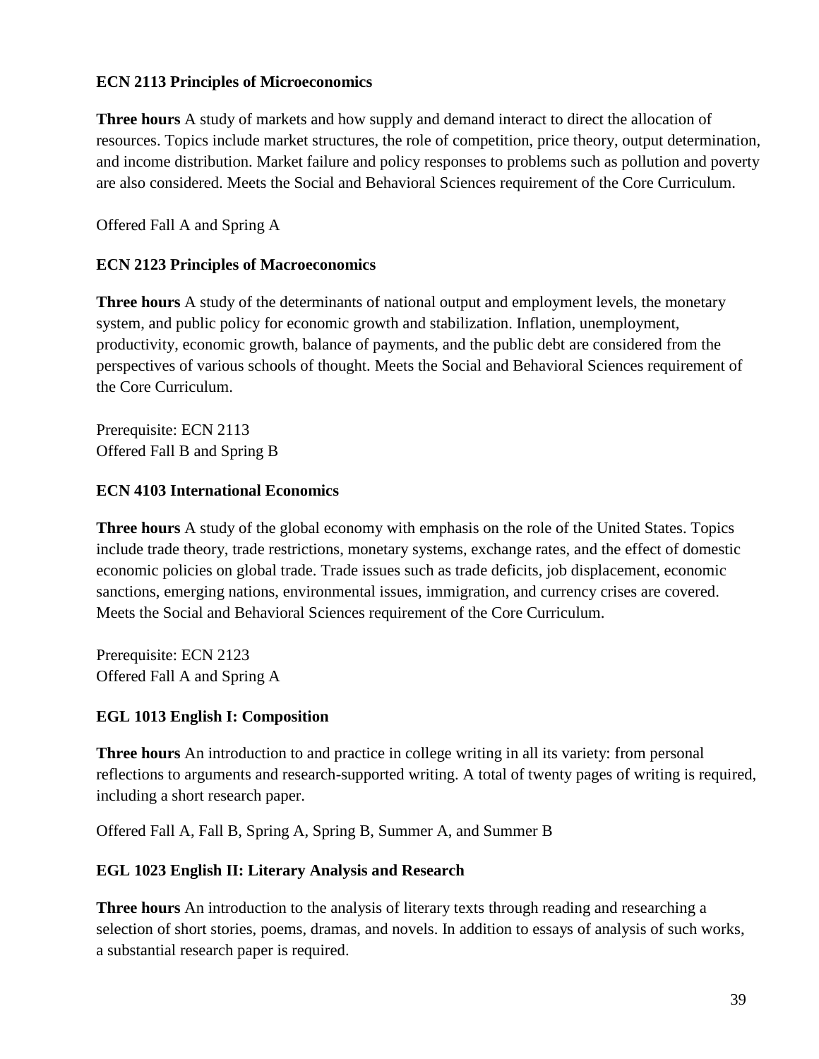**ECN 2113 Principles of Microeconomics**

**Three hours** A study of markets and how supply and demand interact to direct the allocation of resources. Topics include market structures, the role of competition, price theory, output determination, and income distribution. Market failure and policy responses to problems such as pollution and poverty are also considered. Meets the Social and Behavioral Sciences requirement of the Core Curriculum.

Offered Fall A and Spring A

**ECN 2123 Principles of Macroeconomics**

**Three hours** A study of the determinants of national output and employment levels, the monetary system, and public policy for economic growth and stabilization. Inflation, unemployment, productivity, economic growth, balance of payments, and the public debt are considered from the perspectives of various schools of thought. Meets the Social and Behavioral Sciences requirement of the Core Curriculum.

Prerequisite: ECN 2113
Offered Fall B and Spring B

**ECN 4103 International Economics**

**Three hours** A study of the global economy with emphasis on the role of the United States. Topics include trade theory, trade restrictions, monetary systems, exchange rates, and the effect of domestic economic policies on global trade. Trade issues such as trade deficits, job displacement, economic sanctions, emerging nations, environmental issues, immigration, and currency crises are covered. Meets the Social and Behavioral Sciences requirement of the Core Curriculum.

Prerequisite: ECN 2123
Offered Fall A and Spring A

**EGL 1013 English I: Composition**

**Three hours** An introduction to and practice in college writing in all its variety: from personal reflections to arguments and research-supported writing. A total of twenty pages of writing is required, including a short research paper.

Offered Fall A, Fall B, Spring A, Spring B, Summer A, and Summer B

**EGL 1023 English II: Literary Analysis and Research**

**Three hours** An introduction to the analysis of literary texts through reading and researching a selection of short stories, poems, dramas, and novels. In addition to essays of analysis of such works, a substantial research paper is required.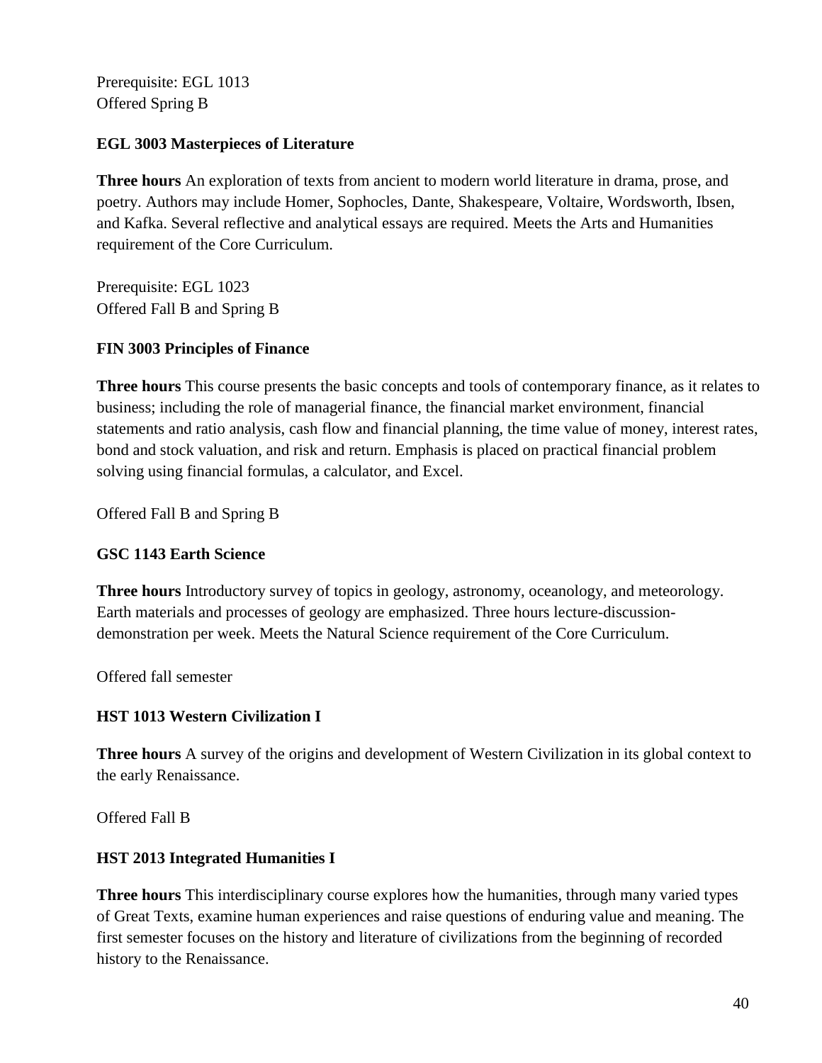Prerequisite: EGL 1013
Offered Spring B

**EGL 3003 Masterpieces of Literature**

**Three hours** An exploration of texts from ancient to modern world literature in drama, prose, and poetry. Authors may include Homer, Sophocles, Dante, Shakespeare, Voltaire, Wordsworth, Ibsen, and Kafka. Several reflective and analytical essays are required. Meets the Arts and Humanities requirement of the Core Curriculum.

Prerequisite: EGL 1023
Offered Fall B and Spring B

**FIN 3003 Principles of Finance**

**Three hours** This course presents the basic concepts and tools of contemporary finance, as it relates to business; including the role of managerial finance, the financial market environment, financial statements and ratio analysis, cash flow and financial planning, the time value of money, interest rates, bond and stock valuation, and risk and return. Emphasis is placed on practical financial problem solving using financial formulas, a calculator, and Excel.

Offered Fall B and Spring B

**GSC 1143 Earth Science**

**Three hours** Introductory survey of topics in geology, astronomy, oceanology, and meteorology. Earth materials and processes of geology are emphasized. Three hours lecture-discussion-demonstration per week. Meets the Natural Science requirement of the Core Curriculum.

Offered fall semester

**HST 1013 Western Civilization I**

**Three hours** A survey of the origins and development of Western Civilization in its global context to the early Renaissance.

Offered Fall B

**HST 2013 Integrated Humanities I**

**Three hours** This interdisciplinary course explores how the humanities, through many varied types of Great Texts, examine human experiences and raise questions of enduring value and meaning. The first semester focuses on the history and literature of civilizations from the beginning of recorded history to the Renaissance.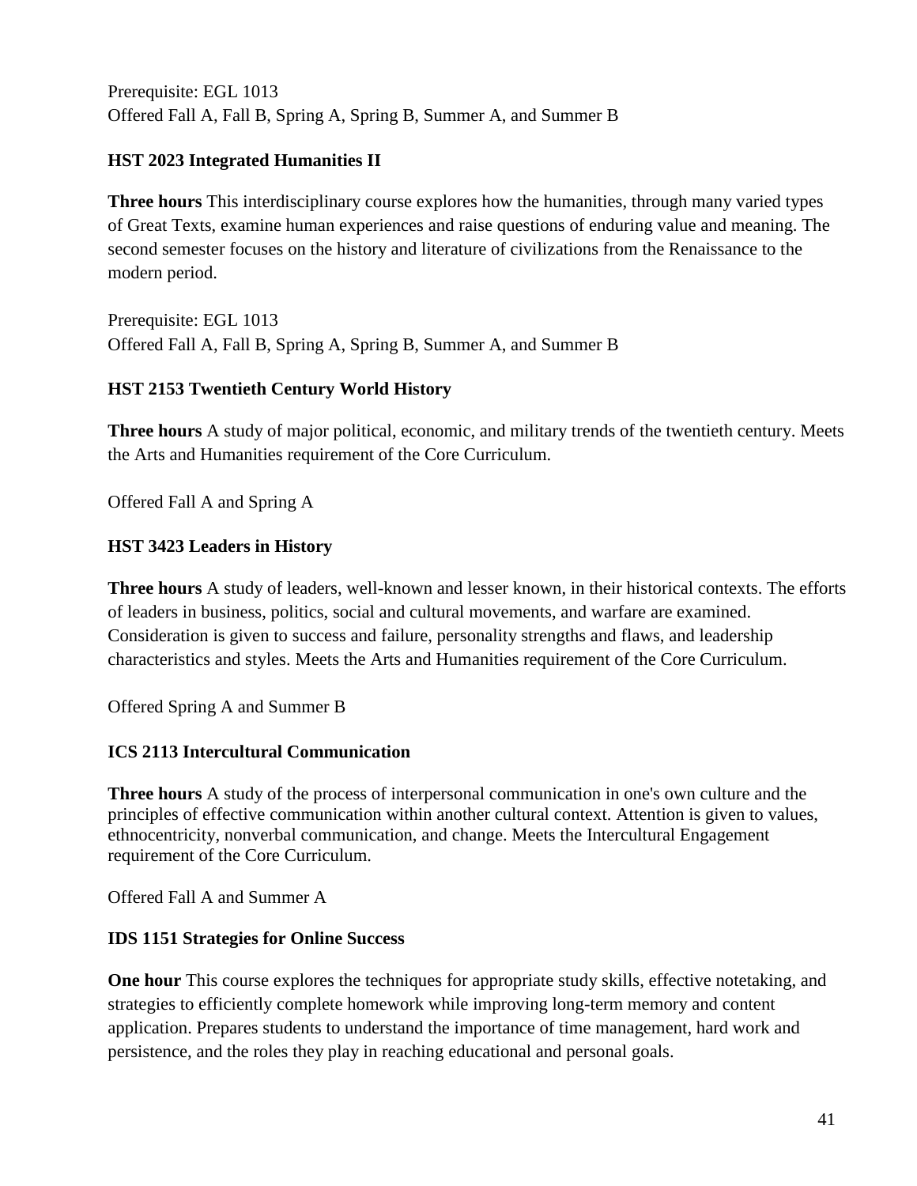Prerequisite: EGL 1013
Offered Fall A, Fall B, Spring A, Spring B, Summer A, and Summer B

**HST 2023 Integrated Humanities II**

**Three hours** This interdisciplinary course explores how the humanities, through many varied types of Great Texts, examine human experiences and raise questions of enduring value and meaning. The second semester focuses on the history and literature of civilizations from the Renaissance to the modern period.

Prerequisite: EGL 1013
Offered Fall A, Fall B, Spring A, Spring B, Summer A, and Summer B

**HST 2153 Twentieth Century World History**

**Three hours** A study of major political, economic, and military trends of the twentieth century. Meets the Arts and Humanities requirement of the Core Curriculum.

Offered Fall A and Spring A

**HST 3423 Leaders in History**

**Three hours** A study of leaders, well-known and lesser known, in their historical contexts. The efforts of leaders in business, politics, social and cultural movements, and warfare are examined. Consideration is given to success and failure, personality strengths and flaws, and leadership characteristics and styles. Meets the Arts and Humanities requirement of the Core Curriculum.

Offered Spring A and Summer B

**ICS 2113 Intercultural Communication**

**Three hours** A study of the process of interpersonal communication in one's own culture and the principles of effective communication within another cultural context. Attention is given to values, ethnocentricity, nonverbal communication, and change. Meets the Intercultural Engagement requirement of the Core Curriculum.

Offered Fall A and Summer A

**IDS 1151 Strategies for Online Success**

**One hour** This course explores the techniques for appropriate study skills, effective notetaking, and strategies to efficiently complete homework while improving long-term memory and content application. Prepares students to understand the importance of time management, hard work and persistence, and the roles they play in reaching educational and personal goals.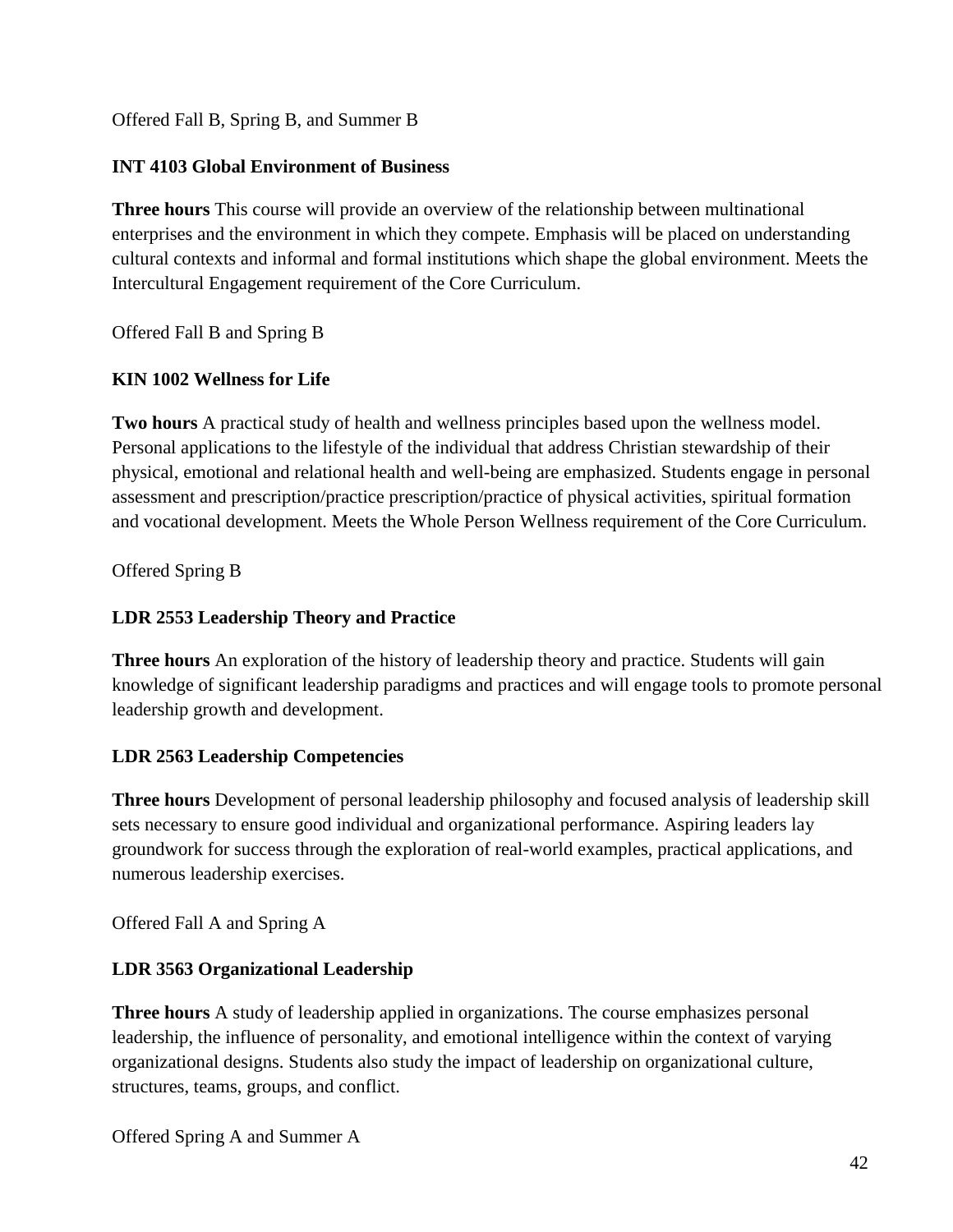Offered Fall B, Spring B, and Summer B

**INT 4103 Global Environment of Business**

**Three hours** This course will provide an overview of the relationship between multinational enterprises and the environment in which they compete. Emphasis will be placed on understanding cultural contexts and informal and formal institutions which shape the global environment. Meets the Intercultural Engagement requirement of the Core Curriculum.

Offered Fall B and Spring B

**KIN 1002 Wellness for Life**

**Two hours** A practical study of health and wellness principles based upon the wellness model. Personal applications to the lifestyle of the individual that address Christian stewardship of their physical, emotional and relational health and well-being are emphasized. Students engage in personal assessment and prescription/practice prescription/practice of physical activities, spiritual formation and vocational development. Meets the Whole Person Wellness requirement of the Core Curriculum.

Offered Spring B

**LDR 2553 Leadership Theory and Practice**

**Three hours** An exploration of the history of leadership theory and practice. Students will gain knowledge of significant leadership paradigms and practices and will engage tools to promote personal leadership growth and development.

**LDR 2563 Leadership Competencies**

**Three hours** Development of personal leadership philosophy and focused analysis of leadership skill sets necessary to ensure good individual and organizational performance. Aspiring leaders lay groundwork for success through the exploration of real-world examples, practical applications, and numerous leadership exercises.

Offered Fall A and Spring A

**LDR 3563 Organizational Leadership**

**Three hours** A study of leadership applied in organizations. The course emphasizes personal leadership, the influence of personality, and emotional intelligence within the context of varying organizational designs. Students also study the impact of leadership on organizational culture, structures, teams, groups, and conflict.

Offered Spring A and Summer A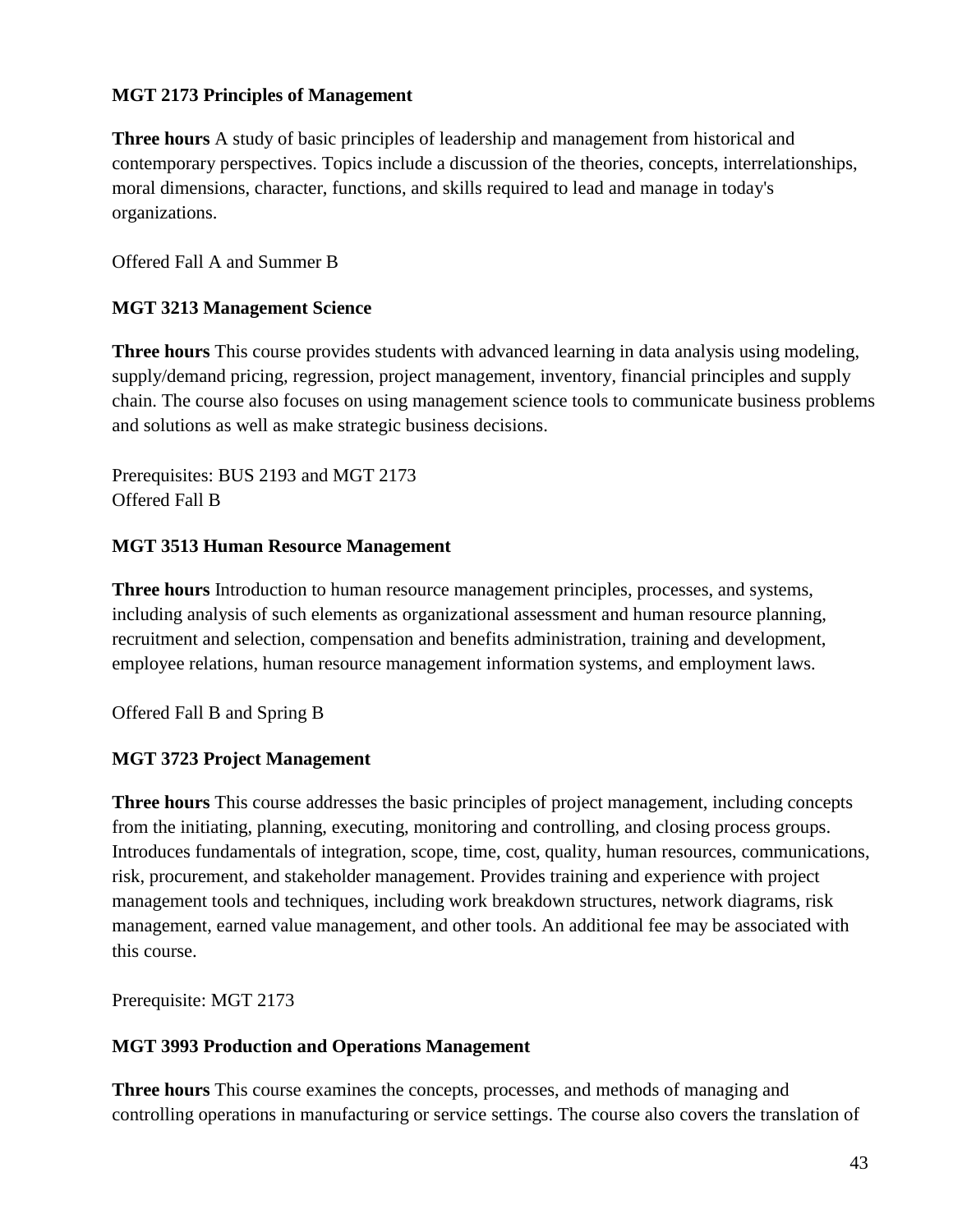**MGT 2173 Principles of Management**

**Three hours** A study of basic principles of leadership and management from historical and contemporary perspectives. Topics include a discussion of the theories, concepts, interrelationships, moral dimensions, character, functions, and skills required to lead and manage in today's organizations.

Offered Fall A and Summer B

**MGT 3213 Management Science**

**Three hours** This course provides students with advanced learning in data analysis using modeling, supply/demand pricing, regression, project management, inventory, financial principles and supply chain. The course also focuses on using management science tools to communicate business problems and solutions as well as make strategic business decisions.

Prerequisites: BUS 2193 and MGT 2173
Offered Fall B

**MGT 3513 Human Resource Management**

**Three hours** Introduction to human resource management principles, processes, and systems, including analysis of such elements as organizational assessment and human resource planning, recruitment and selection, compensation and benefits administration, training and development, employee relations, human resource management information systems, and employment laws.

Offered Fall B and Spring B

**MGT 3723 Project Management**

**Three hours** This course addresses the basic principles of project management, including concepts from the initiating, planning, executing, monitoring and controlling, and closing process groups. Introduces fundamentals of integration, scope, time, cost, quality, human resources, communications, risk, procurement, and stakeholder management. Provides training and experience with project management tools and techniques, including work breakdown structures, network diagrams, risk management, earned value management, and other tools. An additional fee may be associated with this course.

Prerequisite: MGT 2173

**MGT 3993 Production and Operations Management**

**Three hours** This course examines the concepts, processes, and methods of managing and controlling operations in manufacturing or service settings. The course also covers the translation of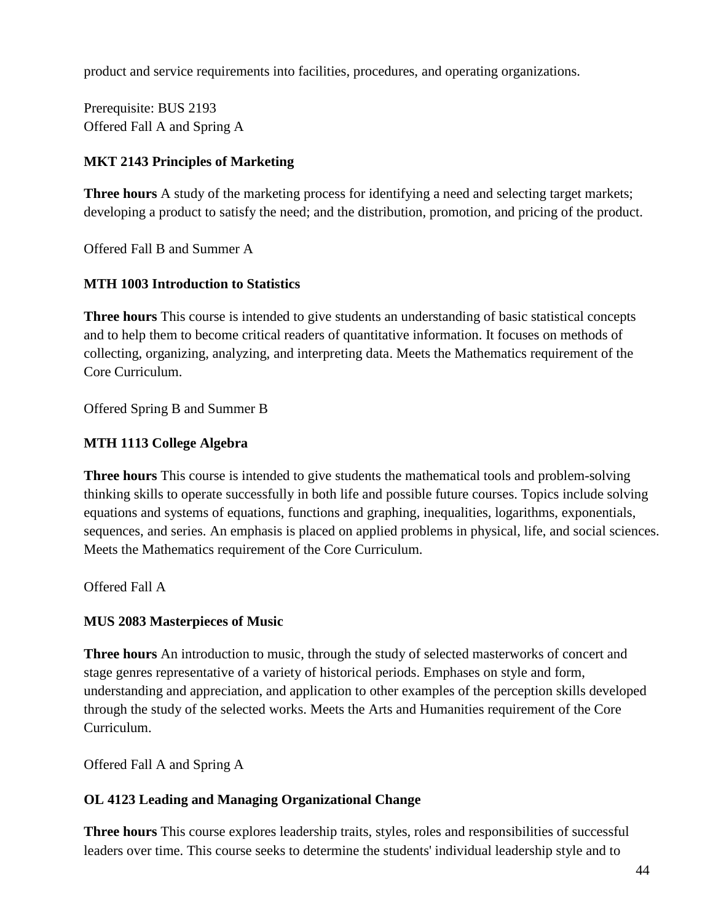product and service requirements into facilities, procedures, and operating organizations.

Prerequisite: BUS 2193
Offered Fall A and Spring A

**MKT 2143 Principles of Marketing**

**Three hours** A study of the marketing process for identifying a need and selecting target markets; developing a product to satisfy the need; and the distribution, promotion, and pricing of the product.

Offered Fall B and Summer A

**MTH 1003 Introduction to Statistics**

**Three hours** This course is intended to give students an understanding of basic statistical concepts and to help them to become critical readers of quantitative information. It focuses on methods of collecting, organizing, analyzing, and interpreting data. Meets the Mathematics requirement of the Core Curriculum.

Offered Spring B and Summer B

**MTH 1113 College Algebra**

**Three hours** This course is intended to give students the mathematical tools and problem-solving thinking skills to operate successfully in both life and possible future courses. Topics include solving equations and systems of equations, functions and graphing, inequalities, logarithms, exponentials, sequences, and series. An emphasis is placed on applied problems in physical, life, and social sciences. Meets the Mathematics requirement of the Core Curriculum.

Offered Fall A

**MUS 2083 Masterpieces of Music**

**Three hours** An introduction to music, through the study of selected masterworks of concert and stage genres representative of a variety of historical periods. Emphases on style and form, understanding and appreciation, and application to other examples of the perception skills developed through the study of the selected works. Meets the Arts and Humanities requirement of the Core Curriculum.

Offered Fall A and Spring A

**OL 4123 Leading and Managing Organizational Change**

**Three hours** This course explores leadership traits, styles, roles and responsibilities of successful leaders over time. This course seeks to determine the students' individual leadership style and to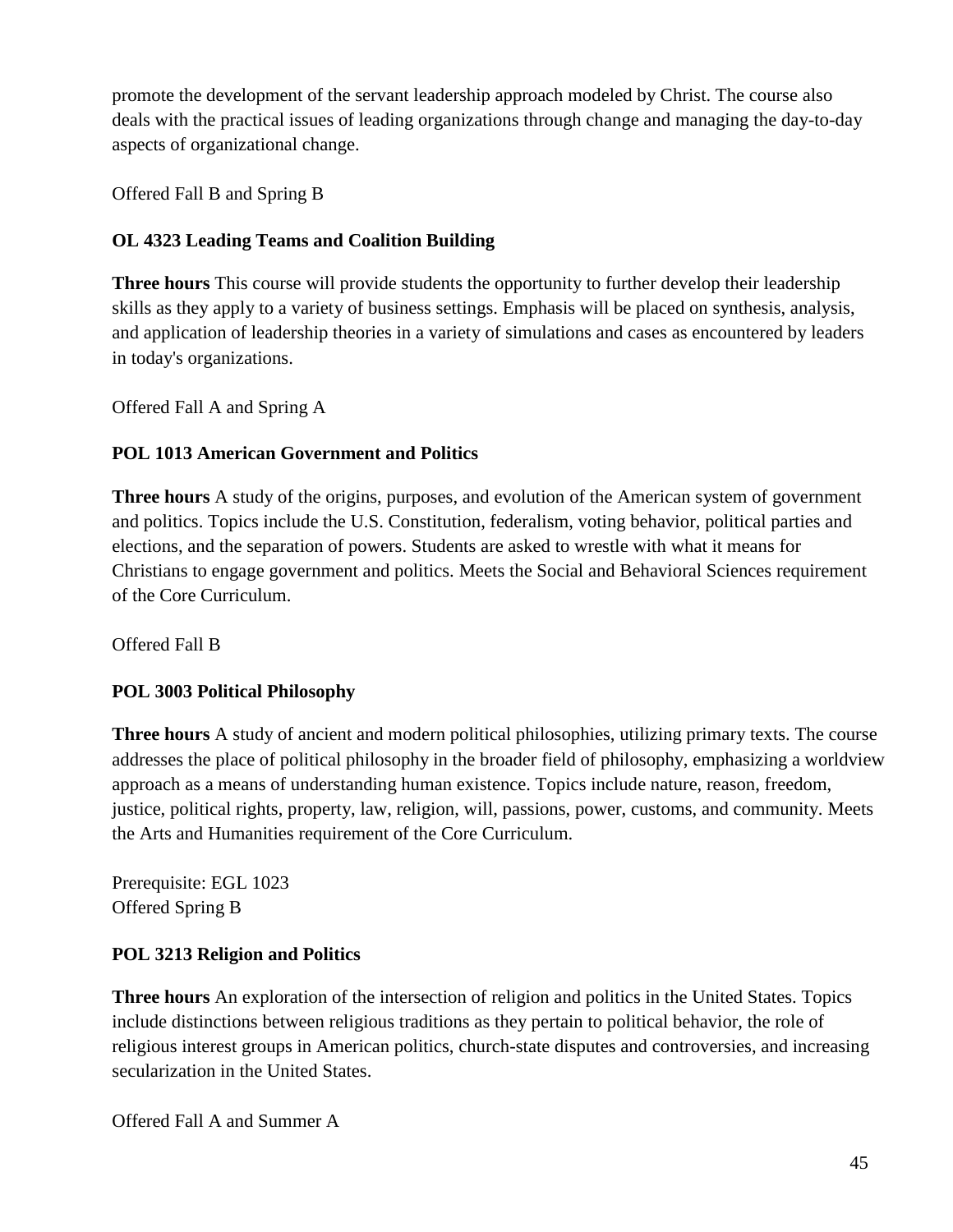promote the development of the servant leadership approach modeled by Christ. The course also deals with the practical issues of leading organizations through change and managing the day-to-day aspects of organizational change.

Offered Fall B and Spring B

### OL 4323 Leading Teams and Coalition Building

**Three hours** This course will provide students the opportunity to further develop their leadership skills as they apply to a variety of business settings. Emphasis will be placed on synthesis, analysis, and application of leadership theories in a variety of simulations and cases as encountered by leaders in today's organizations.

Offered Fall A and Spring A

### POL 1013 American Government and Politics

**Three hours** A study of the origins, purposes, and evolution of the American system of government and politics. Topics include the U.S. Constitution, federalism, voting behavior, political parties and elections, and the separation of powers. Students are asked to wrestle with what it means for Christians to engage government and politics. Meets the Social and Behavioral Sciences requirement of the Core Curriculum.

Offered Fall B

### POL 3003 Political Philosophy

**Three hours** A study of ancient and modern political philosophies, utilizing primary texts. The course addresses the place of political philosophy in the broader field of philosophy, emphasizing a worldview approach as a means of understanding human existence. Topics include nature, reason, freedom, justice, political rights, property, law, religion, will, passions, power, customs, and community. Meets the Arts and Humanities requirement of the Core Curriculum.

Prerequisite: EGL 1023
Offered Spring B

### POL 3213 Religion and Politics

**Three hours** An exploration of the intersection of religion and politics in the United States. Topics include distinctions between religious traditions as they pertain to political behavior, the role of religious interest groups in American politics, church-state disputes and controversies, and increasing secularization in the United States.

Offered Fall A and Summer A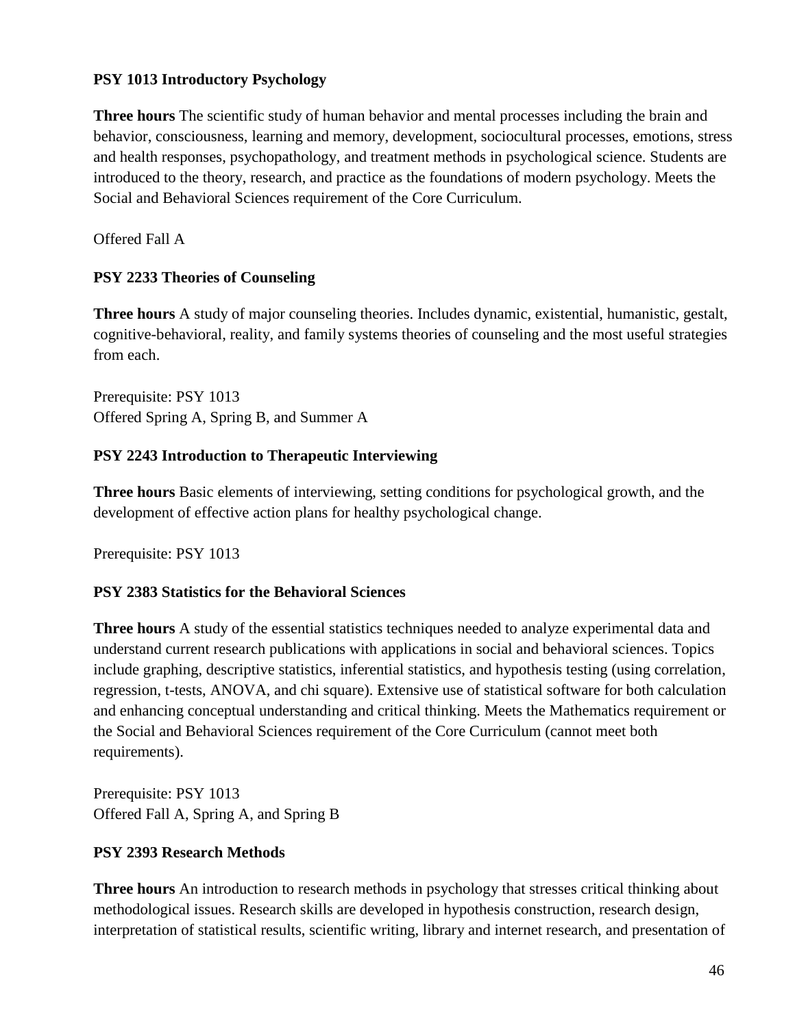**PSY 1013 Introductory Psychology**

**Three hours** The scientific study of human behavior and mental processes including the brain and behavior, consciousness, learning and memory, development, sociocultural processes, emotions, stress and health responses, psychopathology, and treatment methods in psychological science. Students are introduced to the theory, research, and practice as the foundations of modern psychology. Meets the Social and Behavioral Sciences requirement of the Core Curriculum.

Offered Fall A

**PSY 2233 Theories of Counseling**

**Three hours** A study of major counseling theories. Includes dynamic, existential, humanistic, gestalt, cognitive-behavioral, reality, and family systems theories of counseling and the most useful strategies from each.

Prerequisite: PSY 1013
Offered Spring A, Spring B, and Summer A

**PSY 2243 Introduction to Therapeutic Interviewing**

**Three hours** Basic elements of interviewing, setting conditions for psychological growth, and the development of effective action plans for healthy psychological change.

Prerequisite: PSY 1013

**PSY 2383 Statistics for the Behavioral Sciences**

**Three hours** A study of the essential statistics techniques needed to analyze experimental data and understand current research publications with applications in social and behavioral sciences. Topics include graphing, descriptive statistics, inferential statistics, and hypothesis testing (using correlation, regression, t-tests, ANOVA, and chi square). Extensive use of statistical software for both calculation and enhancing conceptual understanding and critical thinking. Meets the Mathematics requirement or the Social and Behavioral Sciences requirement of the Core Curriculum (cannot meet both requirements).

Prerequisite: PSY 1013
Offered Fall A, Spring A, and Spring B

**PSY 2393 Research Methods**

**Three hours** An introduction to research methods in psychology that stresses critical thinking about methodological issues. Research skills are developed in hypothesis construction, research design, interpretation of statistical results, scientific writing, library and internet research, and presentation of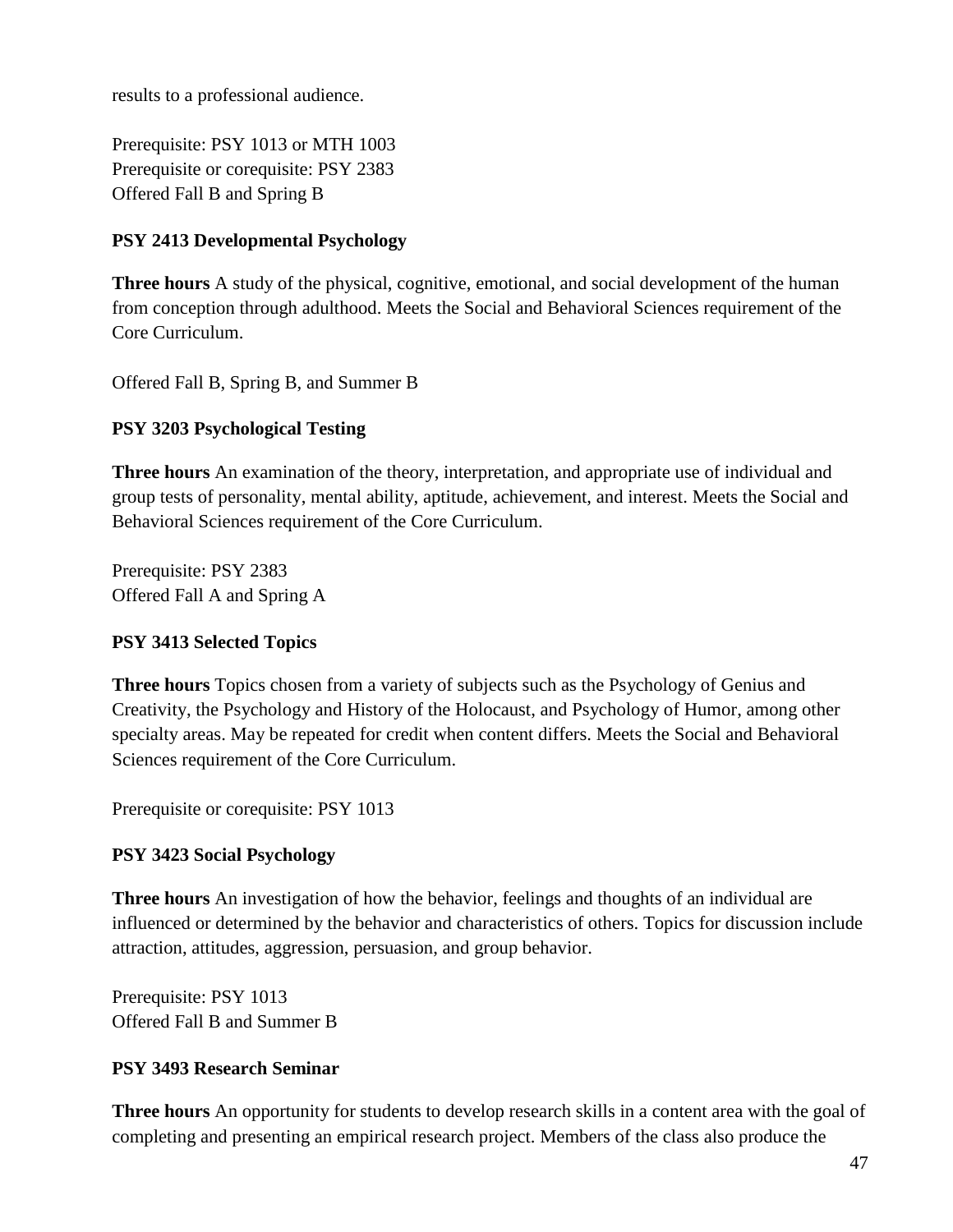results to a professional audience.

Prerequisite: PSY 1013 or MTH 1003
Prerequisite or corequisite: PSY 2383
Offered Fall B and Spring B

**PSY 2413 Developmental Psychology**

**Three hours** A study of the physical, cognitive, emotional, and social development of the human from conception through adulthood. Meets the Social and Behavioral Sciences requirement of the Core Curriculum.

Offered Fall B, Spring B, and Summer B

**PSY 3203 Psychological Testing**

**Three hours** An examination of the theory, interpretation, and appropriate use of individual and group tests of personality, mental ability, aptitude, achievement, and interest. Meets the Social and Behavioral Sciences requirement of the Core Curriculum.

Prerequisite: PSY 2383
Offered Fall A and Spring A

**PSY 3413 Selected Topics**

**Three hours** Topics chosen from a variety of subjects such as the Psychology of Genius and Creativity, the Psychology and History of the Holocaust, and Psychology of Humor, among other specialty areas. May be repeated for credit when content differs. Meets the Social and Behavioral Sciences requirement of the Core Curriculum.

Prerequisite or corequisite: PSY 1013

**PSY 3423 Social Psychology**

**Three hours** An investigation of how the behavior, feelings and thoughts of an individual are influenced or determined by the behavior and characteristics of others. Topics for discussion include attraction, attitudes, aggression, persuasion, and group behavior.

Prerequisite: PSY 1013
Offered Fall B and Summer B

**PSY 3493 Research Seminar**

**Three hours** An opportunity for students to develop research skills in a content area with the goal of completing and presenting an empirical research project. Members of the class also produce the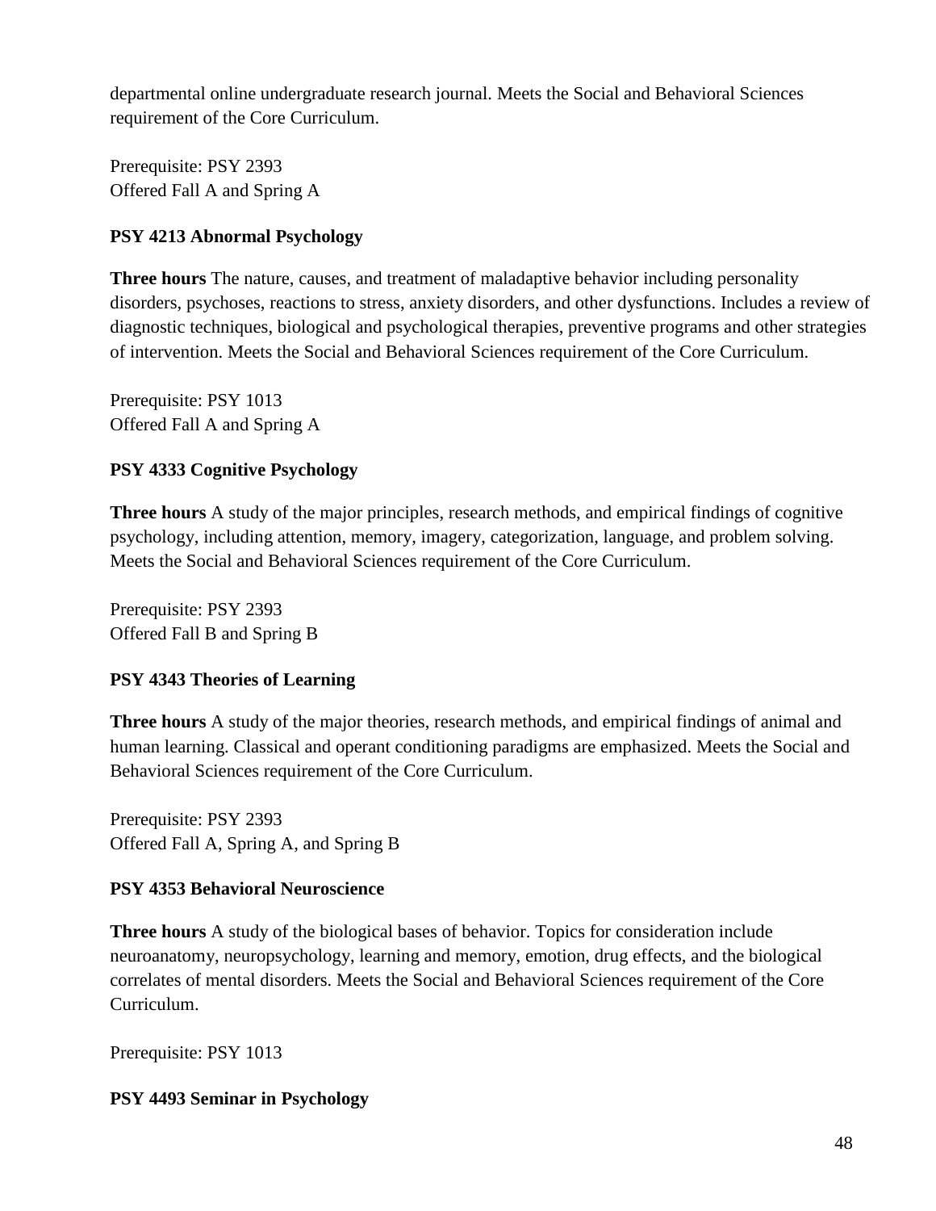departmental online undergraduate research journal. Meets the Social and Behavioral Sciences requirement of the Core Curriculum.

Prerequisite: PSY 2393
Offered Fall A and Spring A

**PSY 4213 Abnormal Psychology**

**Three hours** The nature, causes, and treatment of maladaptive behavior including personality disorders, psychoses, reactions to stress, anxiety disorders, and other dysfunctions. Includes a review of diagnostic techniques, biological and psychological therapies, preventive programs and other strategies of intervention. Meets the Social and Behavioral Sciences requirement of the Core Curriculum.

Prerequisite: PSY 1013
Offered Fall A and Spring A

**PSY 4333 Cognitive Psychology**

**Three hours** A study of the major principles, research methods, and empirical findings of cognitive psychology, including attention, memory, imagery, categorization, language, and problem solving. Meets the Social and Behavioral Sciences requirement of the Core Curriculum.

Prerequisite: PSY 2393
Offered Fall B and Spring B

**PSY 4343 Theories of Learning**

**Three hours** A study of the major theories, research methods, and empirical findings of animal and human learning. Classical and operant conditioning paradigms are emphasized. Meets the Social and Behavioral Sciences requirement of the Core Curriculum.

Prerequisite: PSY 2393
Offered Fall A, Spring A, and Spring B

**PSY 4353 Behavioral Neuroscience**

**Three hours** A study of the biological bases of behavior. Topics for consideration include neuroanatomy, neuropsychology, learning and memory, emotion, drug effects, and the biological correlates of mental disorders. Meets the Social and Behavioral Sciences requirement of the Core Curriculum.

Prerequisite: PSY 1013

**PSY 4493 Seminar in Psychology**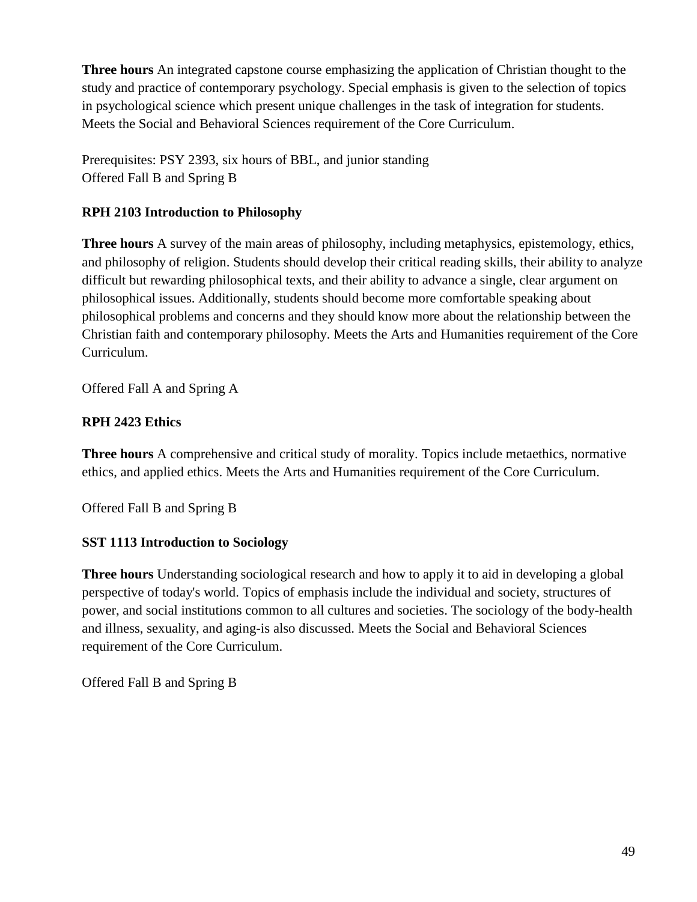**Three hours** An integrated capstone course emphasizing the application of Christian thought to the study and practice of contemporary psychology. Special emphasis is given to the selection of topics in psychological science which present unique challenges in the task of integration for students. Meets the Social and Behavioral Sciences requirement of the Core Curriculum.

Prerequisites: PSY 2393, six hours of BBL, and junior standing
Offered Fall B and Spring B

### RPH 2103 Introduction to Philosophy

**Three hours** A survey of the main areas of philosophy, including metaphysics, epistemology, ethics, and philosophy of religion. Students should develop their critical reading skills, their ability to analyze difficult but rewarding philosophical texts, and their ability to advance a single, clear argument on philosophical issues. Additionally, students should become more comfortable speaking about philosophical problems and concerns and they should know more about the relationship between the Christian faith and contemporary philosophy. Meets the Arts and Humanities requirement of the Core Curriculum.

Offered Fall A and Spring A

### RPH 2423 Ethics

**Three hours** A comprehensive and critical study of morality. Topics include metaethics, normative ethics, and applied ethics. Meets the Arts and Humanities requirement of the Core Curriculum.

Offered Fall B and Spring B

### SST 1113 Introduction to Sociology

**Three hours** Understanding sociological research and how to apply it to aid in developing a global perspective of today's world. Topics of emphasis include the individual and society, structures of power, and social institutions common to all cultures and societies. The sociology of the body-health and illness, sexuality, and aging-is also discussed. Meets the Social and Behavioral Sciences requirement of the Core Curriculum.

Offered Fall B and Spring B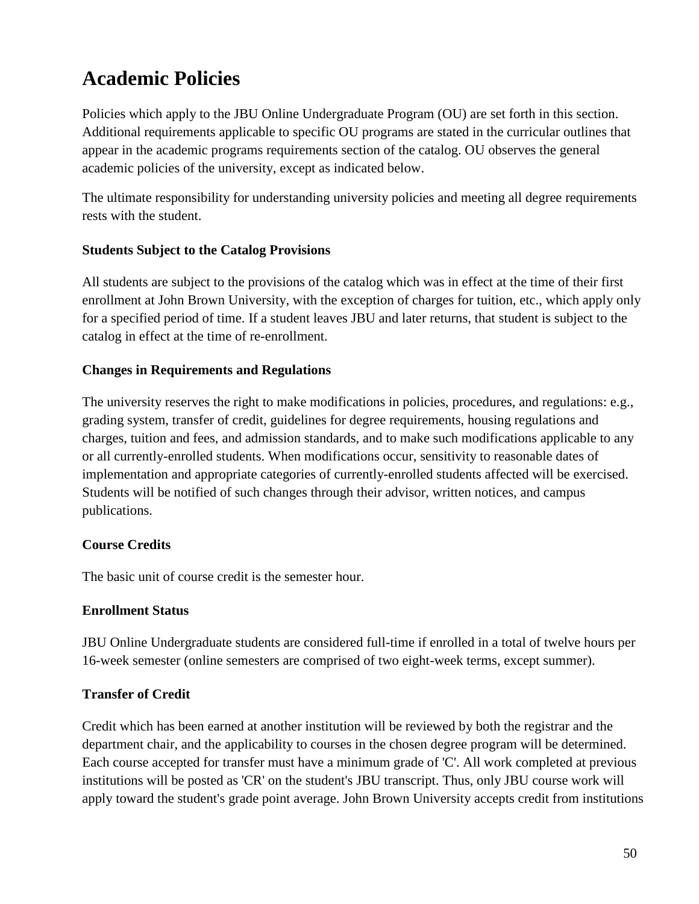# Academic Policies

Policies which apply to the JBU Online Undergraduate Program (OU) are set forth in this section. Additional requirements applicable to specific OU programs are stated in the curricular outlines that appear in the academic programs requirements section of the catalog. OU observes the general academic policies of the university, except as indicated below.

The ultimate responsibility for understanding university policies and meeting all degree requirements rests with the student.

**Students Subject to the Catalog Provisions**

All students are subject to the provisions of the catalog which was in effect at the time of their first enrollment at John Brown University, with the exception of charges for tuition, etc., which apply only for a specified period of time. If a student leaves JBU and later returns, that student is subject to the catalog in effect at the time of re-enrollment.

**Changes in Requirements and Regulations**

The university reserves the right to make modifications in policies, procedures, and regulations: e.g., grading system, transfer of credit, guidelines for degree requirements, housing regulations and charges, tuition and fees, and admission standards, and to make such modifications applicable to any or all currently-enrolled students. When modifications occur, sensitivity to reasonable dates of implementation and appropriate categories of currently-enrolled students affected will be exercised. Students will be notified of such changes through their advisor, written notices, and campus publications.

**Course Credits**

The basic unit of course credit is the semester hour.

**Enrollment Status**

JBU Online Undergraduate students are considered full-time if enrolled in a total of twelve hours per 16-week semester (online semesters are comprised of two eight-week terms, except summer).

**Transfer of Credit**

Credit which has been earned at another institution will be reviewed by both the registrar and the department chair, and the applicability to courses in the chosen degree program will be determined. Each course accepted for transfer must have a minimum grade of 'C'. All work completed at previous institutions will be posted as 'CR' on the student's JBU transcript. Thus, only JBU course work will apply toward the student's grade point average. John Brown University accepts credit from institutions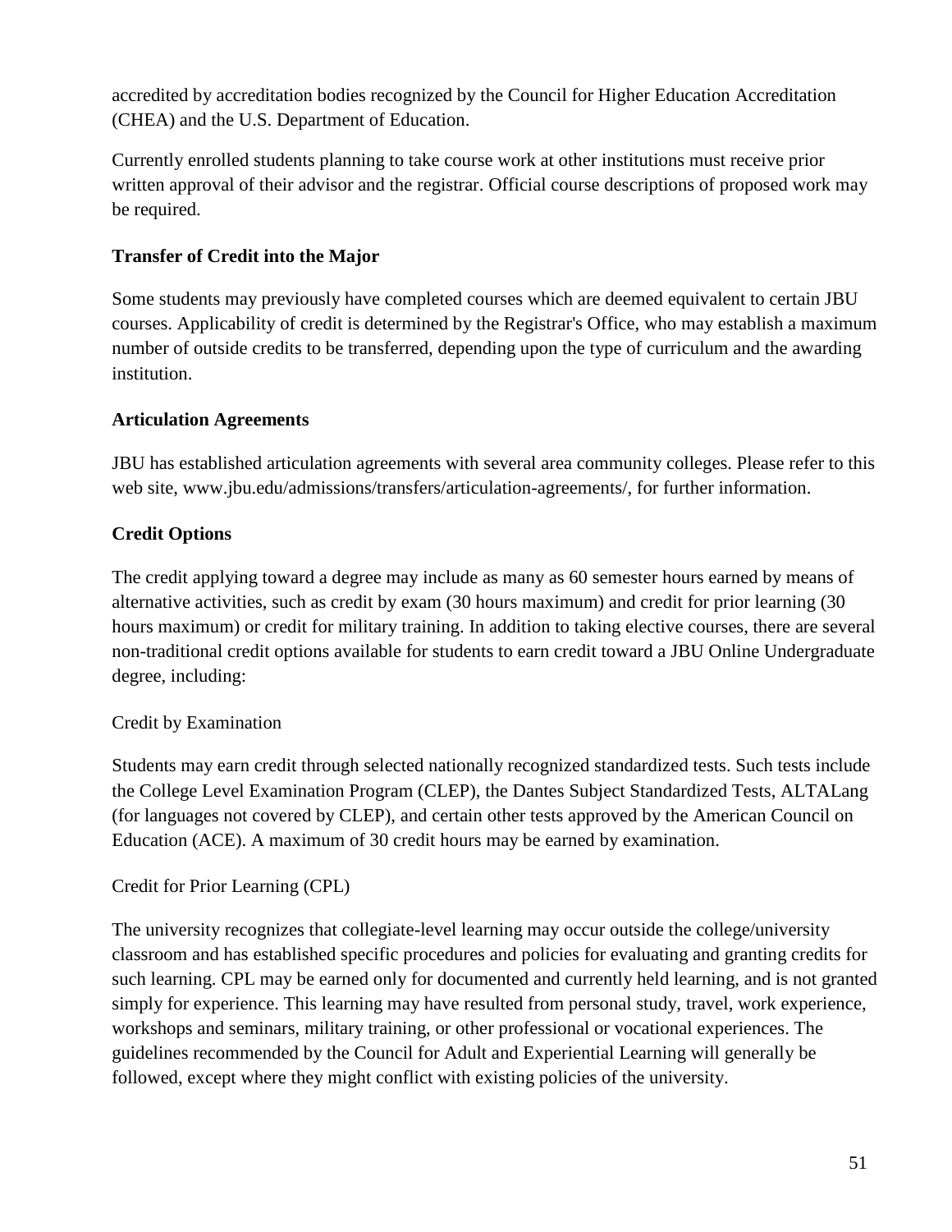accredited by accreditation bodies recognized by the Council for Higher Education Accreditation (CHEA) and the U.S. Department of Education.

Currently enrolled students planning to take course work at other institutions must receive prior written approval of their advisor and the registrar. Official course descriptions of proposed work may be required.

### Transfer of Credit into the Major

Some students may previously have completed courses which are deemed equivalent to certain JBU courses. Applicability of credit is determined by the Registrar's Office, who may establish a maximum number of outside credits to be transferred, depending upon the type of curriculum and the awarding institution.

### Articulation Agreements

JBU has established articulation agreements with several area community colleges. Please refer to this web site, www.jbu.edu/admissions/transfers/articulation-agreements/, for further information.

### Credit Options

The credit applying toward a degree may include as many as 60 semester hours earned by means of alternative activities, such as credit by exam (30 hours maximum) and credit for prior learning (30 hours maximum) or credit for military training. In addition to taking elective courses, there are several non-traditional credit options available for students to earn credit toward a JBU Online Undergraduate degree, including:

#### Credit by Examination

Students may earn credit through selected nationally recognized standardized tests. Such tests include the College Level Examination Program (CLEP), the Dantes Subject Standardized Tests, ALTALang (for languages not covered by CLEP), and certain other tests approved by the American Council on Education (ACE). A maximum of 30 credit hours may be earned by examination.

#### Credit for Prior Learning (CPL)

The university recognizes that collegiate-level learning may occur outside the college/university classroom and has established specific procedures and policies for evaluating and granting credits for such learning. CPL may be earned only for documented and currently held learning, and is not granted simply for experience. This learning may have resulted from personal study, travel, work experience, workshops and seminars, military training, or other professional or vocational experiences. The guidelines recommended by the Council for Adult and Experiential Learning will generally be followed, except where they might conflict with existing policies of the university.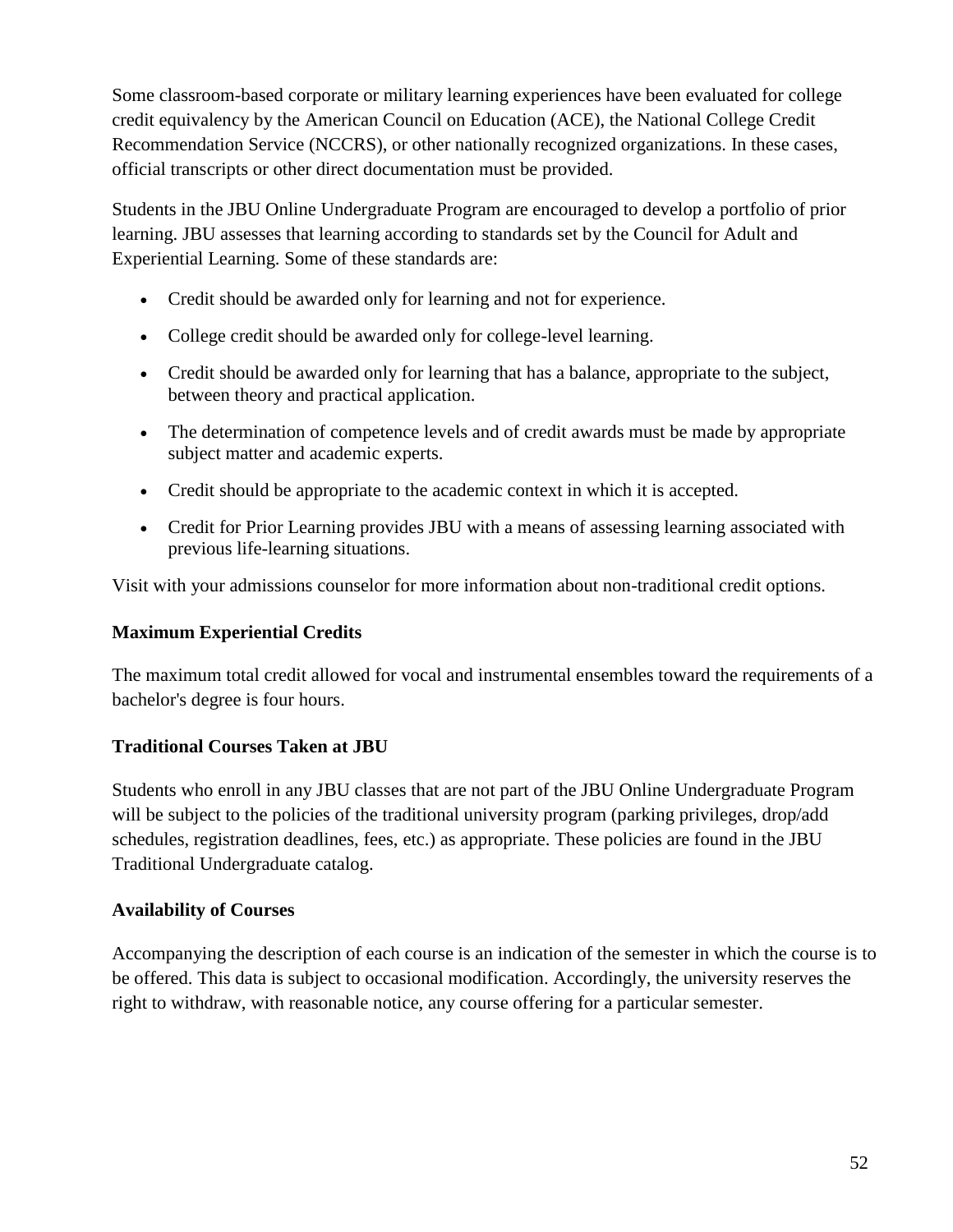Some classroom-based corporate or military learning experiences have been evaluated for college credit equivalency by the American Council on Education (ACE), the National College Credit Recommendation Service (NCCRS), or other nationally recognized organizations. In these cases, official transcripts or other direct documentation must be provided.

Students in the JBU Online Undergraduate Program are encouraged to develop a portfolio of prior learning. JBU assesses that learning according to standards set by the Council for Adult and Experiential Learning. Some of these standards are:

- Credit should be awarded only for learning and not for experience.
- College credit should be awarded only for college-level learning.
- Credit should be awarded only for learning that has a balance, appropriate to the subject, between theory and practical application.
- The determination of competence levels and of credit awards must be made by appropriate subject matter and academic experts.
- Credit should be appropriate to the academic context in which it is accepted.
- Credit for Prior Learning provides JBU with a means of assessing learning associated with previous life-learning situations.

Visit with your admissions counselor for more information about non-traditional credit options.

**Maximum Experiential Credits**

The maximum total credit allowed for vocal and instrumental ensembles toward the requirements of a bachelor's degree is four hours.

**Traditional Courses Taken at JBU**

Students who enroll in any JBU classes that are not part of the JBU Online Undergraduate Program will be subject to the policies of the traditional university program (parking privileges, drop/add schedules, registration deadlines, fees, etc.) as appropriate. These policies are found in the JBU Traditional Undergraduate catalog.

**Availability of Courses**

Accompanying the description of each course is an indication of the semester in which the course is to be offered. This data is subject to occasional modification. Accordingly, the university reserves the right to withdraw, with reasonable notice, any course offering for a particular semester.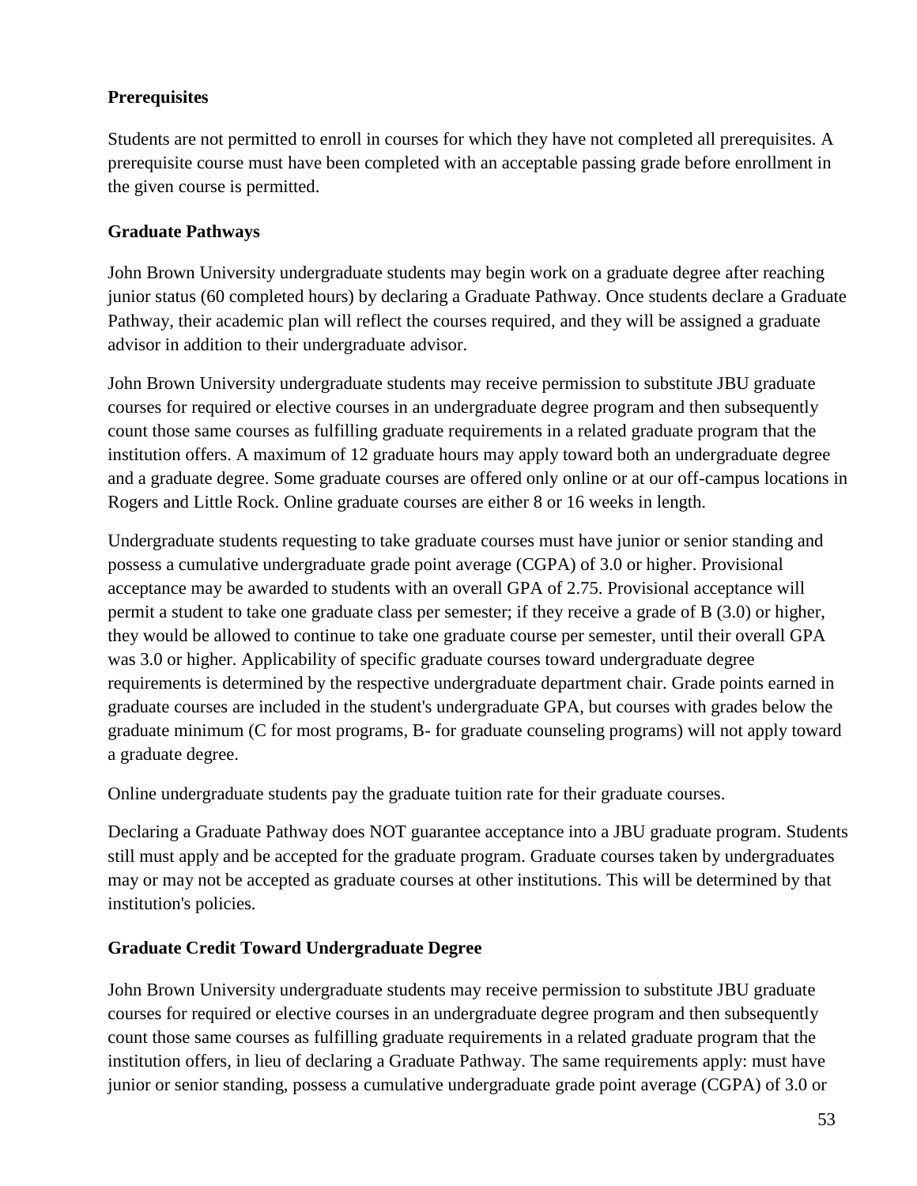**Prerequisites**

Students are not permitted to enroll in courses for which they have not completed all prerequisites. A prerequisite course must have been completed with an acceptable passing grade before enrollment in the given course is permitted.

**Graduate Pathways**

John Brown University undergraduate students may begin work on a graduate degree after reaching junior status (60 completed hours) by declaring a Graduate Pathway. Once students declare a Graduate Pathway, their academic plan will reflect the courses required, and they will be assigned a graduate advisor in addition to their undergraduate advisor.

John Brown University undergraduate students may receive permission to substitute JBU graduate courses for required or elective courses in an undergraduate degree program and then subsequently count those same courses as fulfilling graduate requirements in a related graduate program that the institution offers. A maximum of 12 graduate hours may apply toward both an undergraduate degree and a graduate degree. Some graduate courses are offered only online or at our off-campus locations in Rogers and Little Rock. Online graduate courses are either 8 or 16 weeks in length.

Undergraduate students requesting to take graduate courses must have junior or senior standing and possess a cumulative undergraduate grade point average (CGPA) of 3.0 or higher. Provisional acceptance may be awarded to students with an overall GPA of 2.75. Provisional acceptance will permit a student to take one graduate class per semester; if they receive a grade of B (3.0) or higher, they would be allowed to continue to take one graduate course per semester, until their overall GPA was 3.0 or higher. Applicability of specific graduate courses toward undergraduate degree requirements is determined by the respective undergraduate department chair. Grade points earned in graduate courses are included in the student's undergraduate GPA, but courses with grades below the graduate minimum (C for most programs, B- for graduate counseling programs) will not apply toward a graduate degree.

Online undergraduate students pay the graduate tuition rate for their graduate courses.

Declaring a Graduate Pathway does NOT guarantee acceptance into a JBU graduate program. Students still must apply and be accepted for the graduate program. Graduate courses taken by undergraduates may or may not be accepted as graduate courses at other institutions. This will be determined by that institution's policies.

**Graduate Credit Toward Undergraduate Degree**

John Brown University undergraduate students may receive permission to substitute JBU graduate courses for required or elective courses in an undergraduate degree program and then subsequently count those same courses as fulfilling graduate requirements in a related graduate program that the institution offers, in lieu of declaring a Graduate Pathway. The same requirements apply: must have junior or senior standing, possess a cumulative undergraduate grade point average (CGPA) of 3.0 or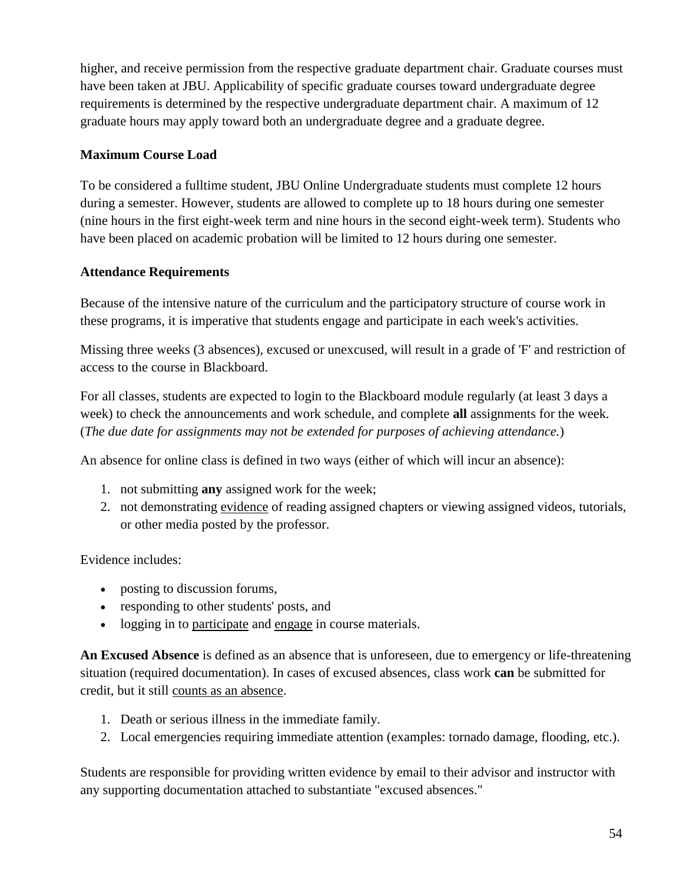higher, and receive permission from the respective graduate department chair. Graduate courses must have been taken at JBU. Applicability of specific graduate courses toward undergraduate degree requirements is determined by the respective undergraduate department chair. A maximum of 12 graduate hours may apply toward both an undergraduate degree and a graduate degree.

**Maximum Course Load**

To be considered a fulltime student, JBU Online Undergraduate students must complete 12 hours during a semester. However, students are allowed to complete up to 18 hours during one semester (nine hours in the first eight-week term and nine hours in the second eight-week term). Students who have been placed on academic probation will be limited to 12 hours during one semester.

**Attendance Requirements**

Because of the intensive nature of the curriculum and the participatory structure of course work in these programs, it is imperative that students engage and participate in each week's activities.

Missing three weeks (3 absences), excused or unexcused, will result in a grade of 'F' and restriction of access to the course in Blackboard.

For all classes, students are expected to login to the Blackboard module regularly (at least 3 days a week) to check the announcements and work schedule, and complete **all** assignments for the week. (*The due date for assignments may not be extended for purposes of achieving attendance.*)

An absence for online class is defined in two ways (either of which will incur an absence):

1. not submitting **any** assigned work for the week;
2. not demonstrating evidence of reading assigned chapters or viewing assigned videos, tutorials, or other media posted by the professor.

Evidence includes:

- posting to discussion forums,
- responding to other students' posts, and
- logging in to participate and engage in course materials.

**An Excused Absence** is defined as an absence that is unforeseen, due to emergency or life-threatening situation (required documentation). In cases of excused absences, class work **can** be submitted for credit, but it still counts as an absence.

1. Death or serious illness in the immediate family.
2. Local emergencies requiring immediate attention (examples: tornado damage, flooding, etc.).

Students are responsible for providing written evidence by email to their advisor and instructor with any supporting documentation attached to substantiate "excused absences."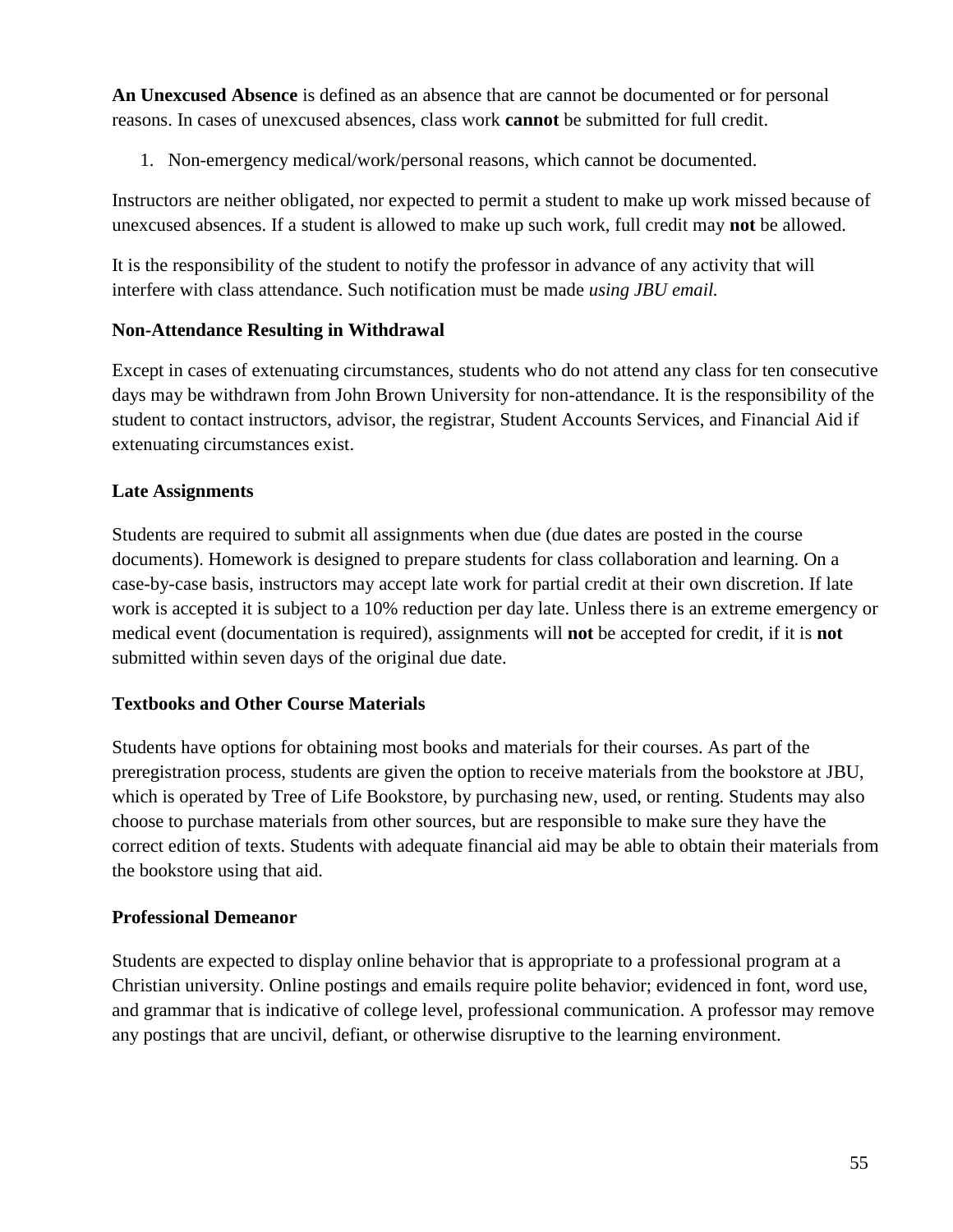**An Unexcused Absence** is defined as an absence that are cannot be documented or for personal reasons. In cases of unexcused absences, class work **cannot** be submitted for full credit.

1. Non-emergency medical/work/personal reasons, which cannot be documented.

Instructors are neither obligated, nor expected to permit a student to make up work missed because of unexcused absences. If a student is allowed to make up such work, full credit may **not** be allowed.

It is the responsibility of the student to notify the professor in advance of any activity that will interfere with class attendance. Such notification must be made *using JBU email.*

**Non-Attendance Resulting in Withdrawal**

Except in cases of extenuating circumstances, students who do not attend any class for ten consecutive days may be withdrawn from John Brown University for non-attendance. It is the responsibility of the student to contact instructors, advisor, the registrar, Student Accounts Services, and Financial Aid if extenuating circumstances exist.

**Late Assignments**

Students are required to submit all assignments when due (due dates are posted in the course documents). Homework is designed to prepare students for class collaboration and learning. On a case-by-case basis, instructors may accept late work for partial credit at their own discretion. If late work is accepted it is subject to a 10% reduction per day late. Unless there is an extreme emergency or medical event (documentation is required), assignments will **not** be accepted for credit, if it is **not** submitted within seven days of the original due date.

**Textbooks and Other Course Materials**

Students have options for obtaining most books and materials for their courses. As part of the preregistration process, students are given the option to receive materials from the bookstore at JBU, which is operated by Tree of Life Bookstore, by purchasing new, used, or renting. Students may also choose to purchase materials from other sources, but are responsible to make sure they have the correct edition of texts. Students with adequate financial aid may be able to obtain their materials from the bookstore using that aid.

**Professional Demeanor**

Students are expected to display online behavior that is appropriate to a professional program at a Christian university. Online postings and emails require polite behavior; evidenced in font, word use, and grammar that is indicative of college level, professional communication. A professor may remove any postings that are uncivil, defiant, or otherwise disruptive to the learning environment.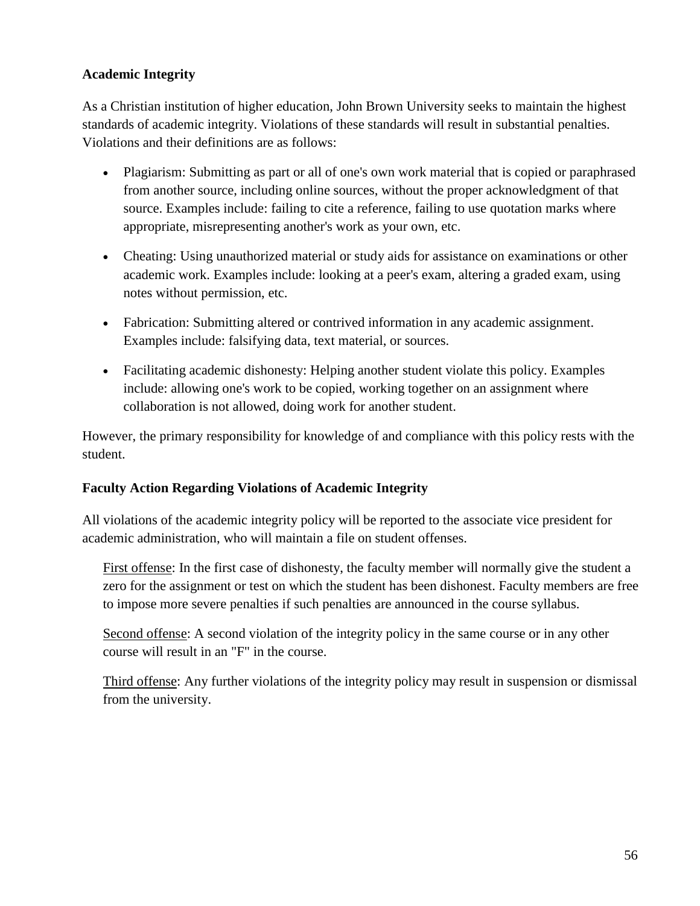**Academic Integrity**

As a Christian institution of higher education, John Brown University seeks to maintain the highest standards of academic integrity. Violations of these standards will result in substantial penalties. Violations and their definitions are as follows:

- Plagiarism: Submitting as part or all of one's own work material that is copied or paraphrased from another source, including online sources, without the proper acknowledgment of that source. Examples include: failing to cite a reference, failing to use quotation marks where appropriate, misrepresenting another's work as your own, etc.
- Cheating: Using unauthorized material or study aids for assistance on examinations or other academic work. Examples include: looking at a peer's exam, altering a graded exam, using notes without permission, etc.
- Fabrication: Submitting altered or contrived information in any academic assignment. Examples include: falsifying data, text material, or sources.
- Facilitating academic dishonesty: Helping another student violate this policy. Examples include: allowing one's work to be copied, working together on an assignment where collaboration is not allowed, doing work for another student.

However, the primary responsibility for knowledge of and compliance with this policy rests with the student.

**Faculty Action Regarding Violations of Academic Integrity**

All violations of the academic integrity policy will be reported to the associate vice president for academic administration, who will maintain a file on student offenses.

First offense: In the first case of dishonesty, the faculty member will normally give the student a zero for the assignment or test on which the student has been dishonest. Faculty members are free to impose more severe penalties if such penalties are announced in the course syllabus.

Second offense: A second violation of the integrity policy in the same course or in any other course will result in an "F" in the course.

Third offense: Any further violations of the integrity policy may result in suspension or dismissal from the university.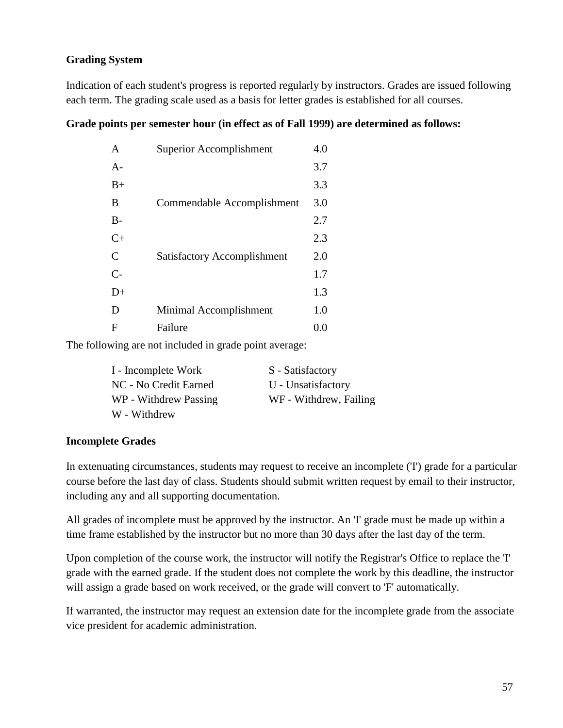**Grading System**

Indication of each student's progress is reported regularly by instructors. Grades are issued following each term. The grading scale used as a basis for letter grades is established for all courses.

**Grade points per semester hour (in effect as of Fall 1999) are determined as follows:**

| Grade | Description | Points |
|---|---|---|
| A | Superior Accomplishment | 4.0 |
| A- | | 3.7 |
| B+ | | 3.3 |
| B | Commendable Accomplishment | 3.0 |
| B- | | 2.7 |
| C+ | | 2.3 |
| C | Satisfactory Accomplishment | 2.0 |
| C- | | 1.7 |
| D+ | | 1.3 |
| D | Minimal Accomplishment | 1.0 |
| F | Failure | 0.0 |

The following are not included in grade point average:

- I - Incomplete Work
- NC - No Credit Earned
- WP - Withdrew Passing
- W - Withdrew
- S - Satisfactory
- U - Unsatisfactory
- WF - Withdrew, Failing

**Incomplete Grades**

In extenuating circumstances, students may request to receive an incomplete ('I') grade for a particular course before the last day of class. Students should submit written request by email to their instructor, including any and all supporting documentation.

All grades of incomplete must be approved by the instructor. An 'I' grade must be made up within a time frame established by the instructor but no more than 30 days after the last day of the term.

Upon completion of the course work, the instructor will notify the Registrar's Office to replace the 'I' grade with the earned grade. If the student does not complete the work by this deadline, the instructor will assign a grade based on work received, or the grade will convert to 'F' automatically.

If warranted, the instructor may request an extension date for the incomplete grade from the associate vice president for academic administration.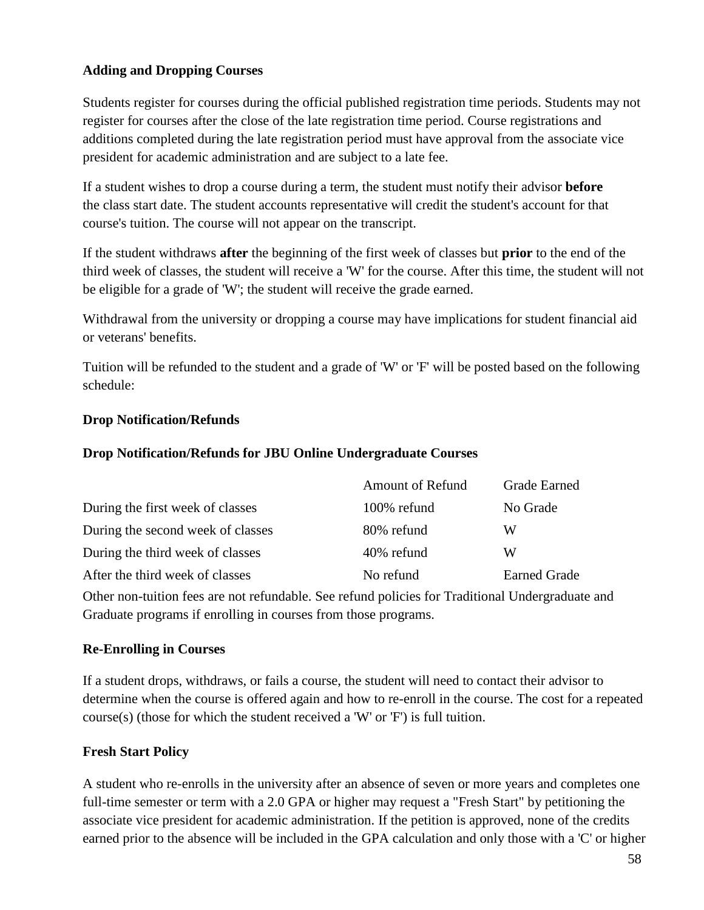### Adding and Dropping Courses

Students register for courses during the official published registration time periods. Students may not register for courses after the close of the late registration time period. Course registrations and additions completed during the late registration period must have approval from the associate vice president for academic administration and are subject to a late fee.

If a student wishes to drop a course during a term, the student must notify their advisor **before** the class start date. The student accounts representative will credit the student's account for that course's tuition. The course will not appear on the transcript.

If the student withdraws **after** the beginning of the first week of classes but **prior** to the end of the third week of classes, the student will receive a 'W' for the course. After this time, the student will not be eligible for a grade of 'W'; the student will receive the grade earned.

Withdrawal from the university or dropping a course may have implications for student financial aid or veterans' benefits.

Tuition will be refunded to the student and a grade of 'W' or 'F' will be posted based on the following schedule:

### Drop Notification/Refunds

### Drop Notification/Refunds for JBU Online Undergraduate Courses

| | Amount of Refund | Grade Earned |
|---|---|---|
| During the first week of classes | 100% refund | No Grade |
| During the second week of classes | 80% refund | W |
| During the third week of classes | 40% refund | W |
| After the third week of classes | No refund | Earned Grade |

Other non-tuition fees are not refundable. See refund policies for Traditional Undergraduate and Graduate programs if enrolling in courses from those programs.

### Re-Enrolling in Courses

If a student drops, withdraws, or fails a course, the student will need to contact their advisor to determine when the course is offered again and how to re-enroll in the course. The cost for a repeated course(s) (those for which the student received a 'W' or 'F') is full tuition.

### Fresh Start Policy

A student who re-enrolls in the university after an absence of seven or more years and completes one full-time semester or term with a 2.0 GPA or higher may request a "Fresh Start" by petitioning the associate vice president for academic administration. If the petition is approved, none of the credits earned prior to the absence will be included in the GPA calculation and only those with a 'C' or higher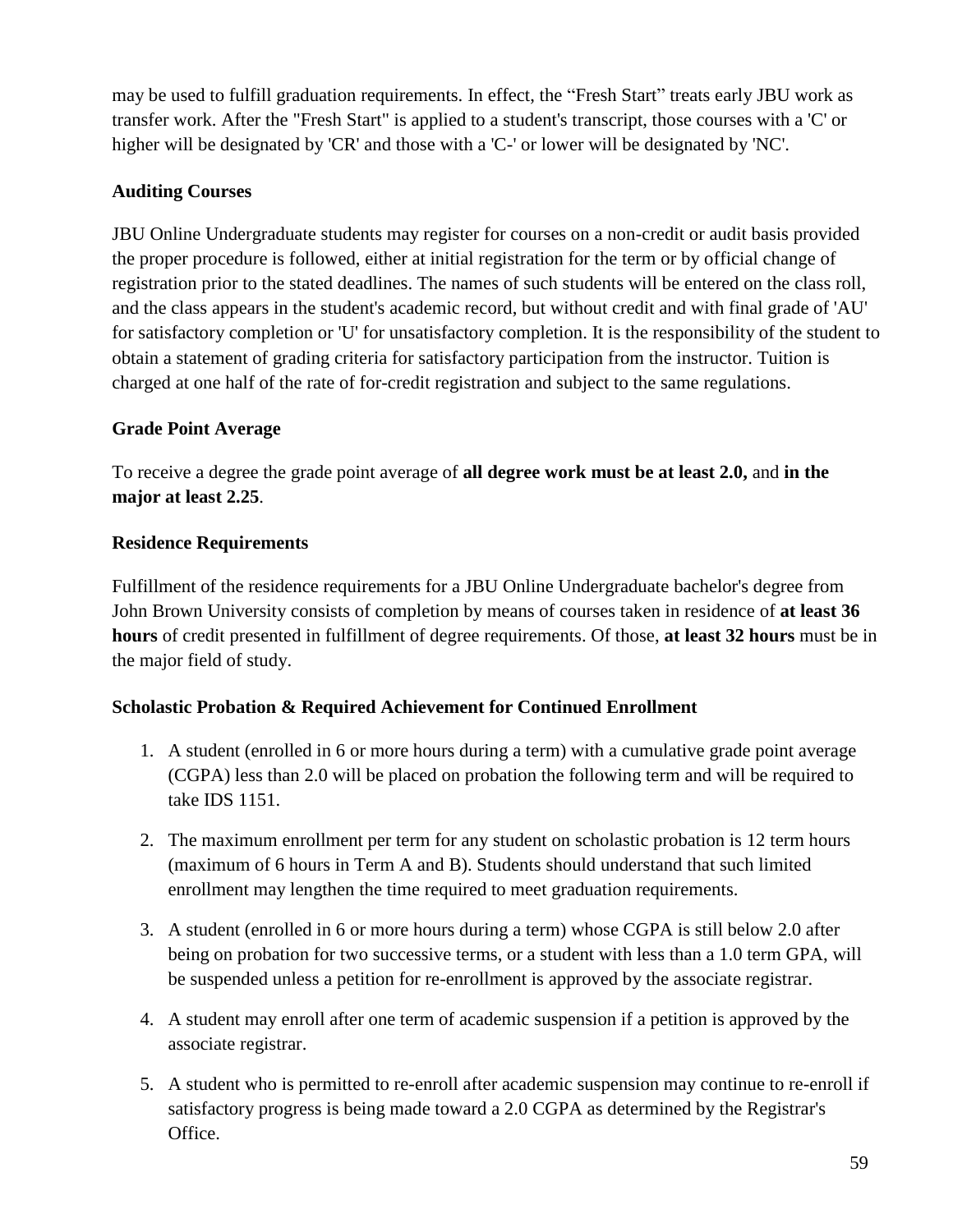may be used to fulfill graduation requirements. In effect, the "Fresh Start" treats early JBU work as transfer work. After the "Fresh Start" is applied to a student's transcript, those courses with a 'C' or higher will be designated by 'CR' and those with a 'C-' or lower will be designated by 'NC'.

### Auditing Courses

JBU Online Undergraduate students may register for courses on a non-credit or audit basis provided the proper procedure is followed, either at initial registration for the term or by official change of registration prior to the stated deadlines. The names of such students will be entered on the class roll, and the class appears in the student's academic record, but without credit and with final grade of 'AU' for satisfactory completion or 'U' for unsatisfactory completion. It is the responsibility of the student to obtain a statement of grading criteria for satisfactory participation from the instructor. Tuition is charged at one half of the rate of for-credit registration and subject to the same regulations.

### Grade Point Average

To receive a degree the grade point average of **all degree work must be at least 2.0,** and **in the major at least 2.25**.

### Residence Requirements

Fulfillment of the residence requirements for a JBU Online Undergraduate bachelor's degree from John Brown University consists of completion by means of courses taken in residence of **at least 36 hours** of credit presented in fulfillment of degree requirements. Of those, **at least 32 hours** must be in the major field of study.

### Scholastic Probation & Required Achievement for Continued Enrollment

1. A student (enrolled in 6 or more hours during a term) with a cumulative grade point average (CGPA) less than 2.0 will be placed on probation the following term and will be required to take IDS 1151.
2. The maximum enrollment per term for any student on scholastic probation is 12 term hours (maximum of 6 hours in Term A and B). Students should understand that such limited enrollment may lengthen the time required to meet graduation requirements.
3. A student (enrolled in 6 or more hours during a term) whose CGPA is still below 2.0 after being on probation for two successive terms, or a student with less than a 1.0 term GPA, will be suspended unless a petition for re-enrollment is approved by the associate registrar.
4. A student may enroll after one term of academic suspension if a petition is approved by the associate registrar.
5. A student who is permitted to re-enroll after academic suspension may continue to re-enroll if satisfactory progress is being made toward a 2.0 CGPA as determined by the Registrar's Office.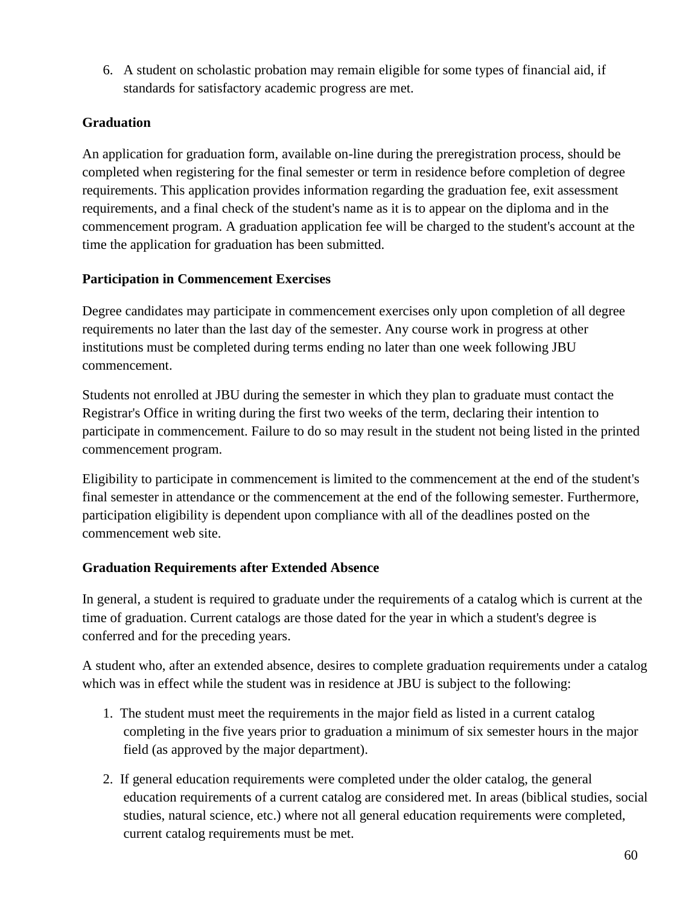6. A student on scholastic probation may remain eligible for some types of financial aid, if standards for satisfactory academic progress are met.

**Graduation**

An application for graduation form, available on-line during the preregistration process, should be completed when registering for the final semester or term in residence before completion of degree requirements. This application provides information regarding the graduation fee, exit assessment requirements, and a final check of the student's name as it is to appear on the diploma and in the commencement program. A graduation application fee will be charged to the student's account at the time the application for graduation has been submitted.

**Participation in Commencement Exercises**

Degree candidates may participate in commencement exercises only upon completion of all degree requirements no later than the last day of the semester. Any course work in progress at other institutions must be completed during terms ending no later than one week following JBU commencement.

Students not enrolled at JBU during the semester in which they plan to graduate must contact the Registrar's Office in writing during the first two weeks of the term, declaring their intention to participate in commencement. Failure to do so may result in the student not being listed in the printed commencement program.

Eligibility to participate in commencement is limited to the commencement at the end of the student's final semester in attendance or the commencement at the end of the following semester. Furthermore, participation eligibility is dependent upon compliance with all of the deadlines posted on the commencement web site.

**Graduation Requirements after Extended Absence**

In general, a student is required to graduate under the requirements of a catalog which is current at the time of graduation. Current catalogs are those dated for the year in which a student's degree is conferred and for the preceding years.

A student who, after an extended absence, desires to complete graduation requirements under a catalog which was in effect while the student was in residence at JBU is subject to the following:

1. The student must meet the requirements in the major field as listed in a current catalog completing in the five years prior to graduation a minimum of six semester hours in the major field (as approved by the major department).
2. If general education requirements were completed under the older catalog, the general education requirements of a current catalog are considered met. In areas (biblical studies, social studies, natural science, etc.) where not all general education requirements were completed, current catalog requirements must be met.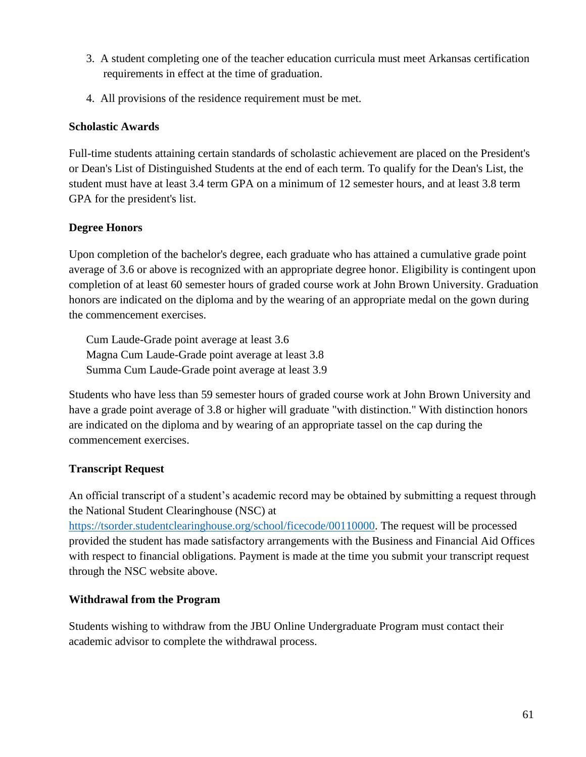3. A student completing one of the teacher education curricula must meet Arkansas certification requirements in effect at the time of graduation.
4. All provisions of the residence requirement must be met.

**Scholastic Awards**

Full-time students attaining certain standards of scholastic achievement are placed on the President's or Dean's List of Distinguished Students at the end of each term. To qualify for the Dean's List, the student must have at least 3.4 term GPA on a minimum of 12 semester hours, and at least 3.8 term GPA for the president's list.

**Degree Honors**

Upon completion of the bachelor's degree, each graduate who has attained a cumulative grade point average of 3.6 or above is recognized with an appropriate degree honor. Eligibility is contingent upon completion of at least 60 semester hours of graded course work at John Brown University. Graduation honors are indicated on the diploma and by the wearing of an appropriate medal on the gown during the commencement exercises.

Cum Laude-Grade point average at least 3.6
Magna Cum Laude-Grade point average at least 3.8
Summa Cum Laude-Grade point average at least 3.9

Students who have less than 59 semester hours of graded course work at John Brown University and have a grade point average of 3.8 or higher will graduate "with distinction." With distinction honors are indicated on the diploma and by wearing of an appropriate tassel on the cap during the commencement exercises.

**Transcript Request**

An official transcript of a student's academic record may be obtained by submitting a request through the National Student Clearinghouse (NSC) at https://tsorder.studentclearinghouse.org/school/ficecode/00110000. The request will be processed provided the student has made satisfactory arrangements with the Business and Financial Aid Offices with respect to financial obligations. Payment is made at the time you submit your transcript request through the NSC website above.

**Withdrawal from the Program**

Students wishing to withdraw from the JBU Online Undergraduate Program must contact their academic advisor to complete the withdrawal process.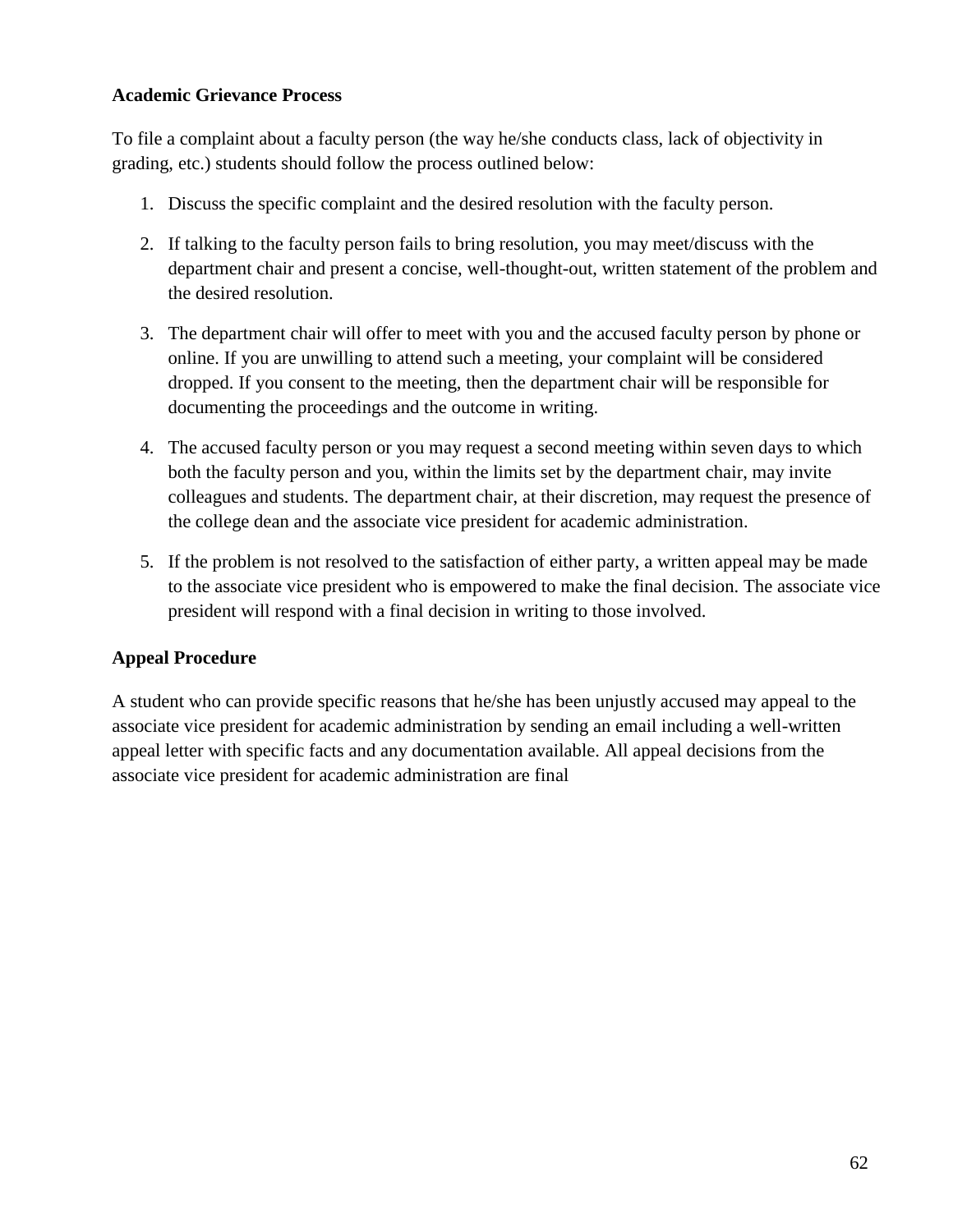**Academic Grievance Process**

To file a complaint about a faculty person (the way he/she conducts class, lack of objectivity in grading, etc.) students should follow the process outlined below:

1. Discuss the specific complaint and the desired resolution with the faculty person.
2. If talking to the faculty person fails to bring resolution, you may meet/discuss with the department chair and present a concise, well-thought-out, written statement of the problem and the desired resolution.
3. The department chair will offer to meet with you and the accused faculty person by phone or online. If you are unwilling to attend such a meeting, your complaint will be considered dropped. If you consent to the meeting, then the department chair will be responsible for documenting the proceedings and the outcome in writing.
4. The accused faculty person or you may request a second meeting within seven days to which both the faculty person and you, within the limits set by the department chair, may invite colleagues and students. The department chair, at their discretion, may request the presence of the college dean and the associate vice president for academic administration.
5. If the problem is not resolved to the satisfaction of either party, a written appeal may be made to the associate vice president who is empowered to make the final decision. The associate vice president will respond with a final decision in writing to those involved.

**Appeal Procedure**

A student who can provide specific reasons that he/she has been unjustly accused may appeal to the associate vice president for academic administration by sending an email including a well-written appeal letter with specific facts and any documentation available. All appeal decisions from the associate vice president for academic administration are final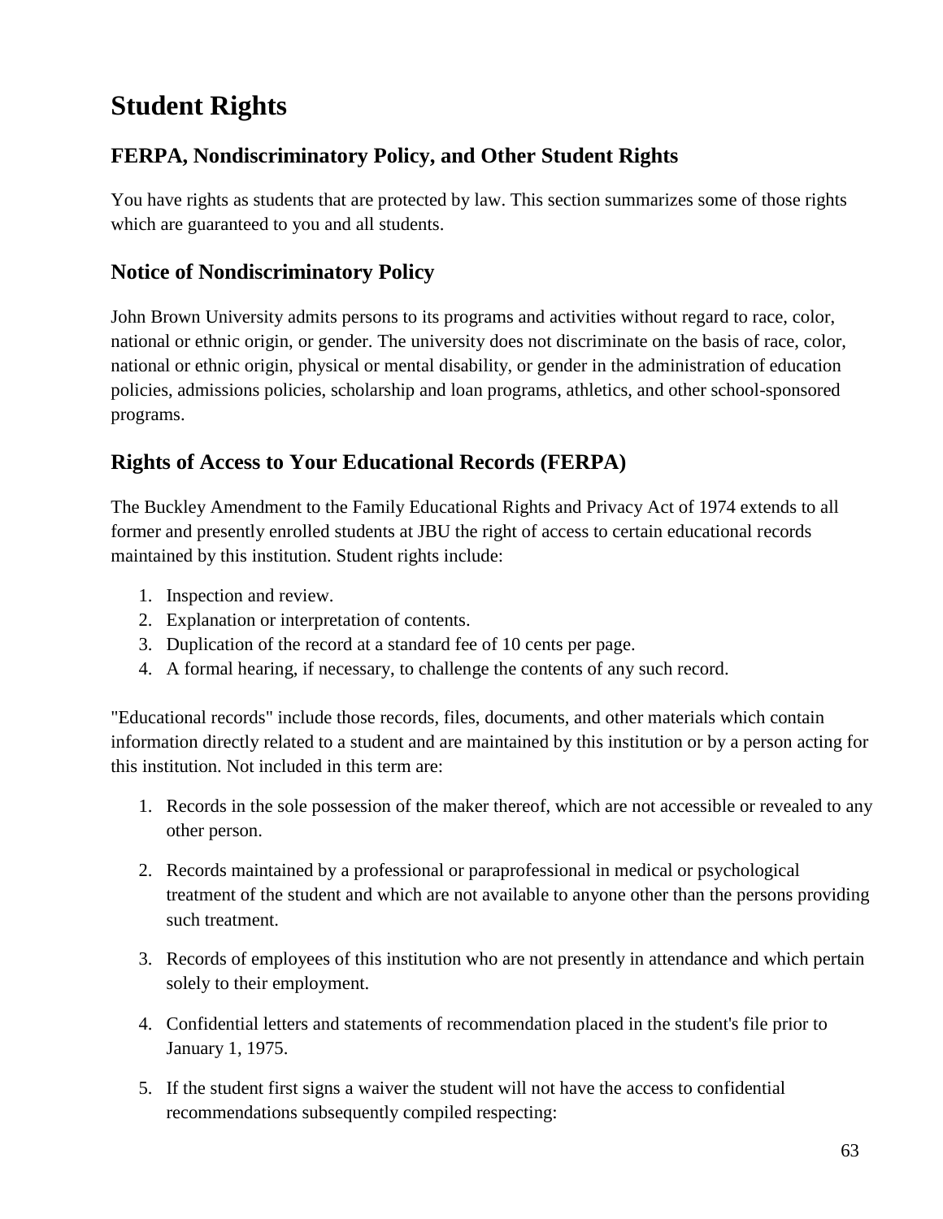# Student Rights

## FERPA, Nondiscriminatory Policy, and Other Student Rights

You have rights as students that are protected by law. This section summarizes some of those rights which are guaranteed to you and all students.

## Notice of Nondiscriminatory Policy

John Brown University admits persons to its programs and activities without regard to race, color, national or ethnic origin, or gender. The university does not discriminate on the basis of race, color, national or ethnic origin, physical or mental disability, or gender in the administration of education policies, admissions policies, scholarship and loan programs, athletics, and other school-sponsored programs.

## Rights of Access to Your Educational Records (FERPA)

The Buckley Amendment to the Family Educational Rights and Privacy Act of 1974 extends to all former and presently enrolled students at JBU the right of access to certain educational records maintained by this institution. Student rights include:

1. Inspection and review.
2. Explanation or interpretation of contents.
3. Duplication of the record at a standard fee of 10 cents per page.
4. A formal hearing, if necessary, to challenge the contents of any such record.

"Educational records" include those records, files, documents, and other materials which contain information directly related to a student and are maintained by this institution or by a person acting for this institution. Not included in this term are:

1. Records in the sole possession of the maker thereof, which are not accessible or revealed to any other person.

2. Records maintained by a professional or paraprofessional in medical or psychological treatment of the student and which are not available to anyone other than the persons providing such treatment.

3. Records of employees of this institution who are not presently in attendance and which pertain solely to their employment.

4. Confidential letters and statements of recommendation placed in the student's file prior to January 1, 1975.

5. If the student first signs a waiver the student will not have the access to confidential recommendations subsequently compiled respecting: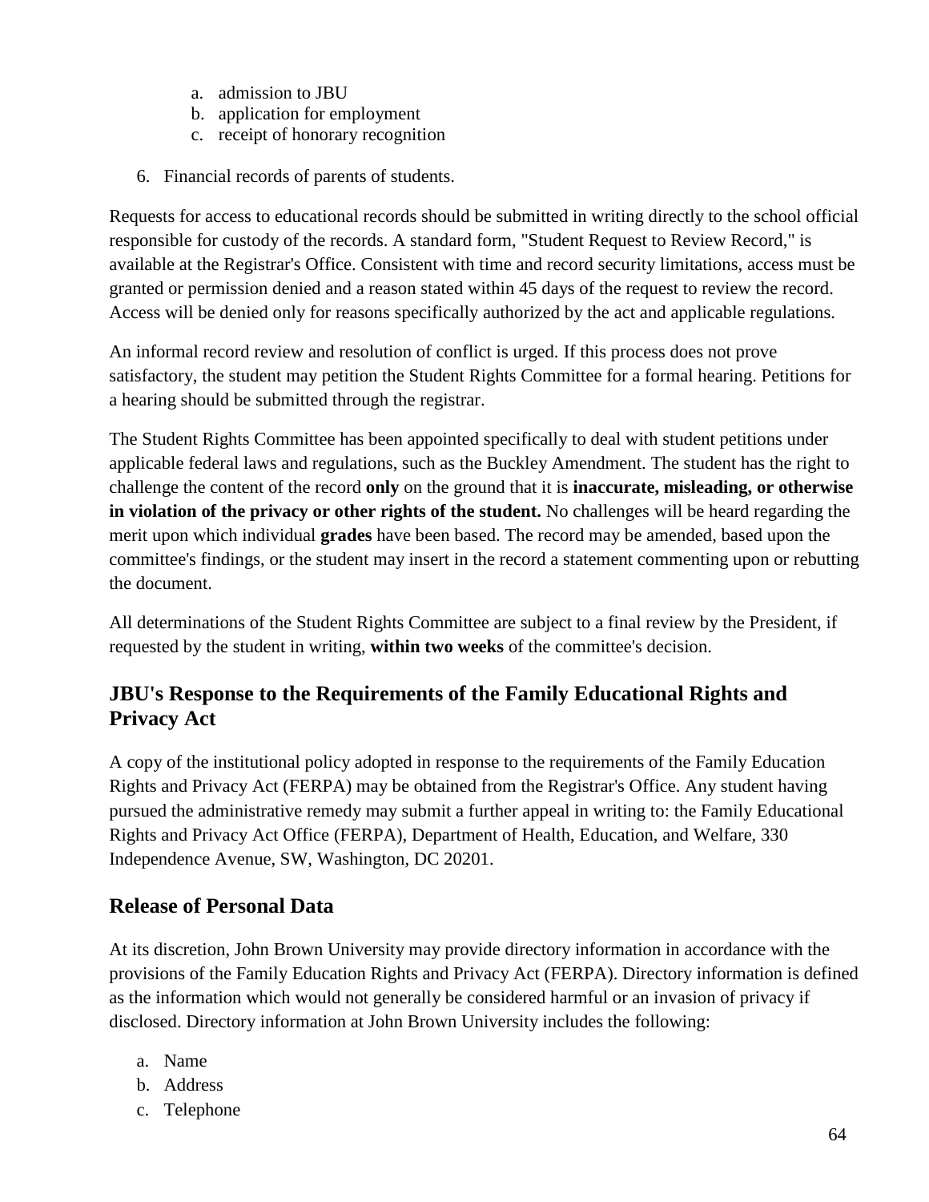a. admission to JBU
   b. application for employment
   c. receipt of honorary recognition

6. Financial records of parents of students.

Requests for access to educational records should be submitted in writing directly to the school official responsible for custody of the records. A standard form, "Student Request to Review Record," is available at the Registrar's Office. Consistent with time and record security limitations, access must be granted or permission denied and a reason stated within 45 days of the request to review the record. Access will be denied only for reasons specifically authorized by the act and applicable regulations.

An informal record review and resolution of conflict is urged. If this process does not prove satisfactory, the student may petition the Student Rights Committee for a formal hearing. Petitions for a hearing should be submitted through the registrar.

The Student Rights Committee has been appointed specifically to deal with student petitions under applicable federal laws and regulations, such as the Buckley Amendment. The student has the right to challenge the content of the record **only** on the ground that it is **inaccurate, misleading, or otherwise in violation of the privacy or other rights of the student.** No challenges will be heard regarding the merit upon which individual **grades** have been based. The record may be amended, based upon the committee's findings, or the student may insert in the record a statement commenting upon or rebutting the document.

All determinations of the Student Rights Committee are subject to a final review by the President, if requested by the student in writing, **within two weeks** of the committee's decision.

## JBU's Response to the Requirements of the Family Educational Rights and Privacy Act

A copy of the institutional policy adopted in response to the requirements of the Family Education Rights and Privacy Act (FERPA) may be obtained from the Registrar's Office. Any student having pursued the administrative remedy may submit a further appeal in writing to: the Family Educational Rights and Privacy Act Office (FERPA), Department of Health, Education, and Welfare, 330 Independence Avenue, SW, Washington, DC 20201.

## Release of Personal Data

At its discretion, John Brown University may provide directory information in accordance with the provisions of the Family Education Rights and Privacy Act (FERPA). Directory information is defined as the information which would not generally be considered harmful or an invasion of privacy if disclosed. Directory information at John Brown University includes the following:

a. Name
b. Address
c. Telephone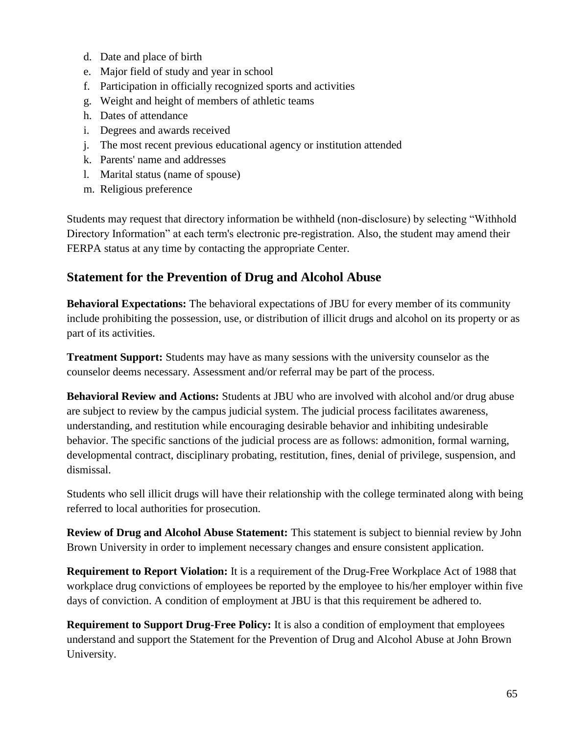d. Date and place of birth
e. Major field of study and year in school
f. Participation in officially recognized sports and activities
g. Weight and height of members of athletic teams
h. Dates of attendance
i. Degrees and awards received
j. The most recent previous educational agency or institution attended
k. Parents' name and addresses
l. Marital status (name of spouse)
m. Religious preference

Students may request that directory information be withheld (non-disclosure) by selecting "Withhold Directory Information" at each term's electronic pre-registration. Also, the student may amend their FERPA status at any time by contacting the appropriate Center.

## Statement for the Prevention of Drug and Alcohol Abuse

**Behavioral Expectations:** The behavioral expectations of JBU for every member of its community include prohibiting the possession, use, or distribution of illicit drugs and alcohol on its property or as part of its activities.

**Treatment Support:** Students may have as many sessions with the university counselor as the counselor deems necessary. Assessment and/or referral may be part of the process.

**Behavioral Review and Actions:** Students at JBU who are involved with alcohol and/or drug abuse are subject to review by the campus judicial system. The judicial process facilitates awareness, understanding, and restitution while encouraging desirable behavior and inhibiting undesirable behavior. The specific sanctions of the judicial process are as follows: admonition, formal warning, developmental contract, disciplinary probating, restitution, fines, denial of privilege, suspension, and dismissal.

Students who sell illicit drugs will have their relationship with the college terminated along with being referred to local authorities for prosecution.

**Review of Drug and Alcohol Abuse Statement:** This statement is subject to biennial review by John Brown University in order to implement necessary changes and ensure consistent application.

**Requirement to Report Violation:** It is a requirement of the Drug-Free Workplace Act of 1988 that workplace drug convictions of employees be reported by the employee to his/her employer within five days of conviction. A condition of employment at JBU is that this requirement be adhered to.

**Requirement to Support Drug-Free Policy:** It is also a condition of employment that employees understand and support the Statement for the Prevention of Drug and Alcohol Abuse at John Brown University.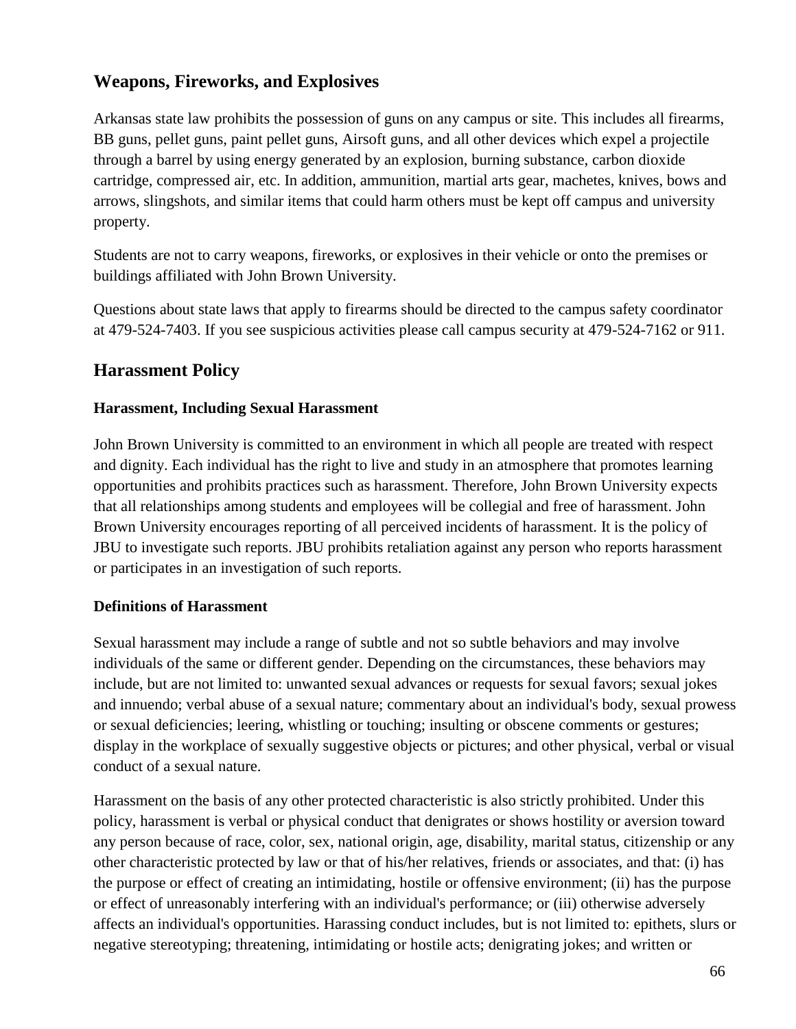## Weapons, Fireworks, and Explosives

Arkansas state law prohibits the possession of guns on any campus or site. This includes all firearms, BB guns, pellet guns, paint pellet guns, Airsoft guns, and all other devices which expel a projectile through a barrel by using energy generated by an explosion, burning substance, carbon dioxide cartridge, compressed air, etc. In addition, ammunition, martial arts gear, machetes, knives, bows and arrows, slingshots, and similar items that could harm others must be kept off campus and university property.

Students are not to carry weapons, fireworks, or explosives in their vehicle or onto the premises or buildings affiliated with John Brown University.

Questions about state laws that apply to firearms should be directed to the campus safety coordinator at 479-524-7403. If you see suspicious activities please call campus security at 479-524-7162 or 911.

## Harassment Policy

### Harassment, Including Sexual Harassment

John Brown University is committed to an environment in which all people are treated with respect and dignity. Each individual has the right to live and study in an atmosphere that promotes learning opportunities and prohibits practices such as harassment. Therefore, John Brown University expects that all relationships among students and employees will be collegial and free of harassment. John Brown University encourages reporting of all perceived incidents of harassment. It is the policy of JBU to investigate such reports. JBU prohibits retaliation against any person who reports harassment or participates in an investigation of such reports.

### Definitions of Harassment

Sexual harassment may include a range of subtle and not so subtle behaviors and may involve individuals of the same or different gender. Depending on the circumstances, these behaviors may include, but are not limited to: unwanted sexual advances or requests for sexual favors; sexual jokes and innuendo; verbal abuse of a sexual nature; commentary about an individual's body, sexual prowess or sexual deficiencies; leering, whistling or touching; insulting or obscene comments or gestures; display in the workplace of sexually suggestive objects or pictures; and other physical, verbal or visual conduct of a sexual nature.

Harassment on the basis of any other protected characteristic is also strictly prohibited. Under this policy, harassment is verbal or physical conduct that denigrates or shows hostility or aversion toward any person because of race, color, sex, national origin, age, disability, marital status, citizenship or any other characteristic protected by law or that of his/her relatives, friends or associates, and that: (i) has the purpose or effect of creating an intimidating, hostile or offensive environment; (ii) has the purpose or effect of unreasonably interfering with an individual's performance; or (iii) otherwise adversely affects an individual's opportunities. Harassing conduct includes, but is not limited to: epithets, slurs or negative stereotyping; threatening, intimidating or hostile acts; denigrating jokes; and written or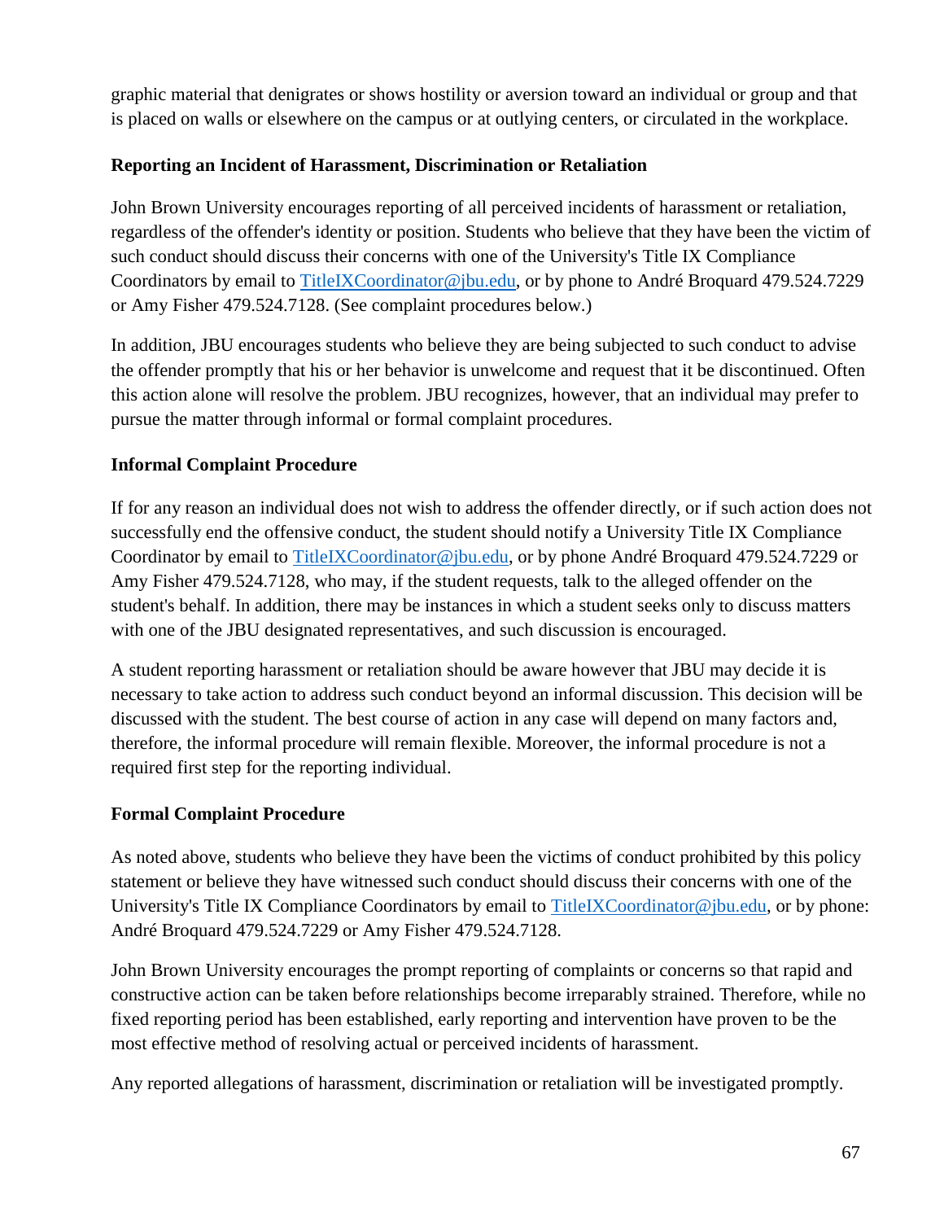graphic material that denigrates or shows hostility or aversion toward an individual or group and that is placed on walls or elsewhere on the campus or at outlying centers, or circulated in the workplace.

**Reporting an Incident of Harassment, Discrimination or Retaliation**

John Brown University encourages reporting of all perceived incidents of harassment or retaliation, regardless of the offender's identity or position. Students who believe that they have been the victim of such conduct should discuss their concerns with one of the University's Title IX Compliance Coordinators by email to TitleIXCoordinator@jbu.edu, or by phone to André Broquard 479.524.7229 or Amy Fisher 479.524.7128. (See complaint procedures below.)

In addition, JBU encourages students who believe they are being subjected to such conduct to advise the offender promptly that his or her behavior is unwelcome and request that it be discontinued. Often this action alone will resolve the problem. JBU recognizes, however, that an individual may prefer to pursue the matter through informal or formal complaint procedures.

**Informal Complaint Procedure**

If for any reason an individual does not wish to address the offender directly, or if such action does not successfully end the offensive conduct, the student should notify a University Title IX Compliance Coordinator by email to TitleIXCoordinator@jbu.edu, or by phone André Broquard 479.524.7229 or Amy Fisher 479.524.7128, who may, if the student requests, talk to the alleged offender on the student's behalf. In addition, there may be instances in which a student seeks only to discuss matters with one of the JBU designated representatives, and such discussion is encouraged.

A student reporting harassment or retaliation should be aware however that JBU may decide it is necessary to take action to address such conduct beyond an informal discussion. This decision will be discussed with the student. The best course of action in any case will depend on many factors and, therefore, the informal procedure will remain flexible. Moreover, the informal procedure is not a required first step for the reporting individual.

**Formal Complaint Procedure**

As noted above, students who believe they have been the victims of conduct prohibited by this policy statement or believe they have witnessed such conduct should discuss their concerns with one of the University's Title IX Compliance Coordinators by email to TitleIXCoordinator@jbu.edu, or by phone: André Broquard 479.524.7229 or Amy Fisher 479.524.7128.

John Brown University encourages the prompt reporting of complaints or concerns so that rapid and constructive action can be taken before relationships become irreparably strained. Therefore, while no fixed reporting period has been established, early reporting and intervention have proven to be the most effective method of resolving actual or perceived incidents of harassment.

Any reported allegations of harassment, discrimination or retaliation will be investigated promptly.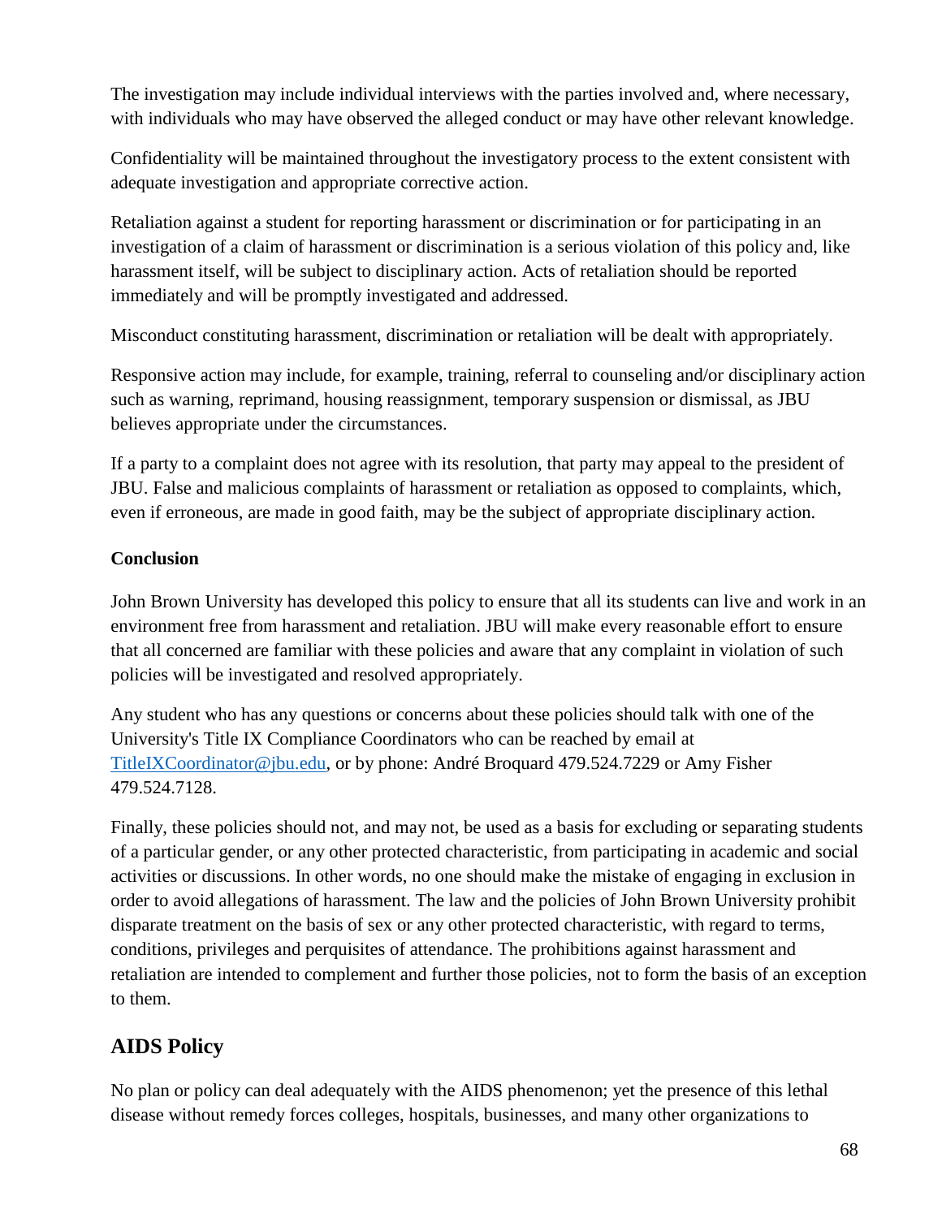The investigation may include individual interviews with the parties involved and, where necessary, with individuals who may have observed the alleged conduct or may have other relevant knowledge.

Confidentiality will be maintained throughout the investigatory process to the extent consistent with adequate investigation and appropriate corrective action.

Retaliation against a student for reporting harassment or discrimination or for participating in an investigation of a claim of harassment or discrimination is a serious violation of this policy and, like harassment itself, will be subject to disciplinary action. Acts of retaliation should be reported immediately and will be promptly investigated and addressed.

Misconduct constituting harassment, discrimination or retaliation will be dealt with appropriately.

Responsive action may include, for example, training, referral to counseling and/or disciplinary action such as warning, reprimand, housing reassignment, temporary suspension or dismissal, as JBU believes appropriate under the circumstances.

If a party to a complaint does not agree with its resolution, that party may appeal to the president of JBU. False and malicious complaints of harassment or retaliation as opposed to complaints, which, even if erroneous, are made in good faith, may be the subject of appropriate disciplinary action.

**Conclusion**

John Brown University has developed this policy to ensure that all its students can live and work in an environment free from harassment and retaliation. JBU will make every reasonable effort to ensure that all concerned are familiar with these policies and aware that any complaint in violation of such policies will be investigated and resolved appropriately.

Any student who has any questions or concerns about these policies should talk with one of the University's Title IX Compliance Coordinators who can be reached by email at [TitleIXCoordinator@jbu.edu](mailto:TitleIXCoordinator@jbu.edu), or by phone: André Broquard 479.524.7229 or Amy Fisher 479.524.7128.

Finally, these policies should not, and may not, be used as a basis for excluding or separating students of a particular gender, or any other protected characteristic, from participating in academic and social activities or discussions. In other words, no one should make the mistake of engaging in exclusion in order to avoid allegations of harassment. The law and the policies of John Brown University prohibit disparate treatment on the basis of sex or any other protected characteristic, with regard to terms, conditions, privileges and perquisites of attendance. The prohibitions against harassment and retaliation are intended to complement and further those policies, not to form the basis of an exception to them.

## AIDS Policy

No plan or policy can deal adequately with the AIDS phenomenon; yet the presence of this lethal disease without remedy forces colleges, hospitals, businesses, and many other organizations to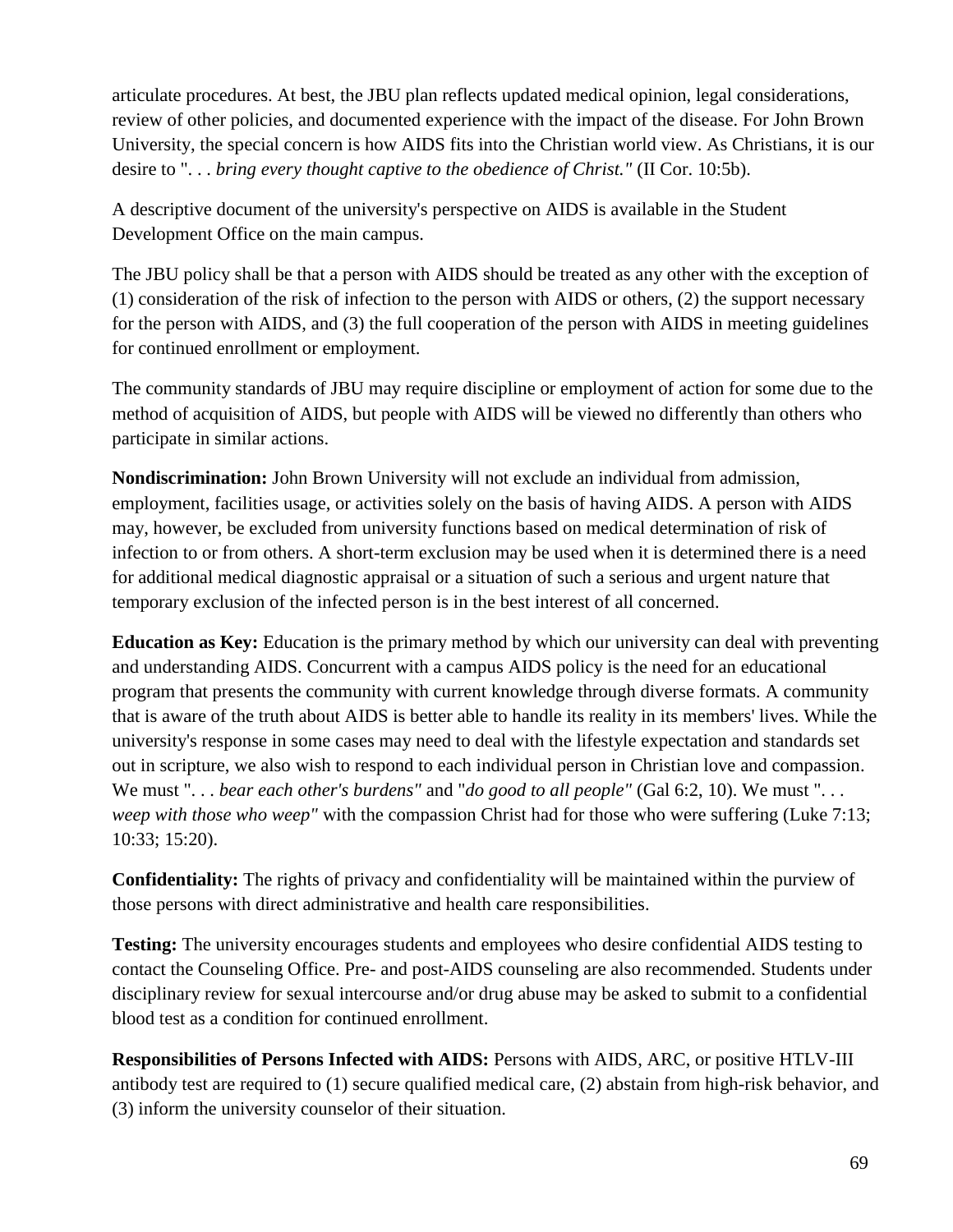articulate procedures. At best, the JBU plan reflects updated medical opinion, legal considerations, review of other policies, and documented experience with the impact of the disease. For John Brown University, the special concern is how AIDS fits into the Christian world view. As Christians, it is our desire to ". . . *bring every thought captive to the obedience of Christ."* (II Cor. 10:5b).

A descriptive document of the university's perspective on AIDS is available in the Student Development Office on the main campus.

The JBU policy shall be that a person with AIDS should be treated as any other with the exception of (1) consideration of the risk of infection to the person with AIDS or others, (2) the support necessary for the person with AIDS, and (3) the full cooperation of the person with AIDS in meeting guidelines for continued enrollment or employment.

The community standards of JBU may require discipline or employment of action for some due to the method of acquisition of AIDS, but people with AIDS will be viewed no differently than others who participate in similar actions.

**Nondiscrimination:** John Brown University will not exclude an individual from admission, employment, facilities usage, or activities solely on the basis of having AIDS. A person with AIDS may, however, be excluded from university functions based on medical determination of risk of infection to or from others. A short-term exclusion may be used when it is determined there is a need for additional medical diagnostic appraisal or a situation of such a serious and urgent nature that temporary exclusion of the infected person is in the best interest of all concerned.

**Education as Key:** Education is the primary method by which our university can deal with preventing and understanding AIDS. Concurrent with a campus AIDS policy is the need for an educational program that presents the community with current knowledge through diverse formats. A community that is aware of the truth about AIDS is better able to handle its reality in its members' lives. While the university's response in some cases may need to deal with the lifestyle expectation and standards set out in scripture, we also wish to respond to each individual person in Christian love and compassion. We must ". . . *bear each other's burdens"* and "*do good to all people"* (Gal 6:2, 10). We must ". . . *weep with those who weep"* with the compassion Christ had for those who were suffering (Luke 7:13; 10:33; 15:20).

**Confidentiality:** The rights of privacy and confidentiality will be maintained within the purview of those persons with direct administrative and health care responsibilities.

**Testing:** The university encourages students and employees who desire confidential AIDS testing to contact the Counseling Office. Pre- and post-AIDS counseling are also recommended. Students under disciplinary review for sexual intercourse and/or drug abuse may be asked to submit to a confidential blood test as a condition for continued enrollment.

**Responsibilities of Persons Infected with AIDS:** Persons with AIDS, ARC, or positive HTLV-III antibody test are required to (1) secure qualified medical care, (2) abstain from high-risk behavior, and (3) inform the university counselor of their situation.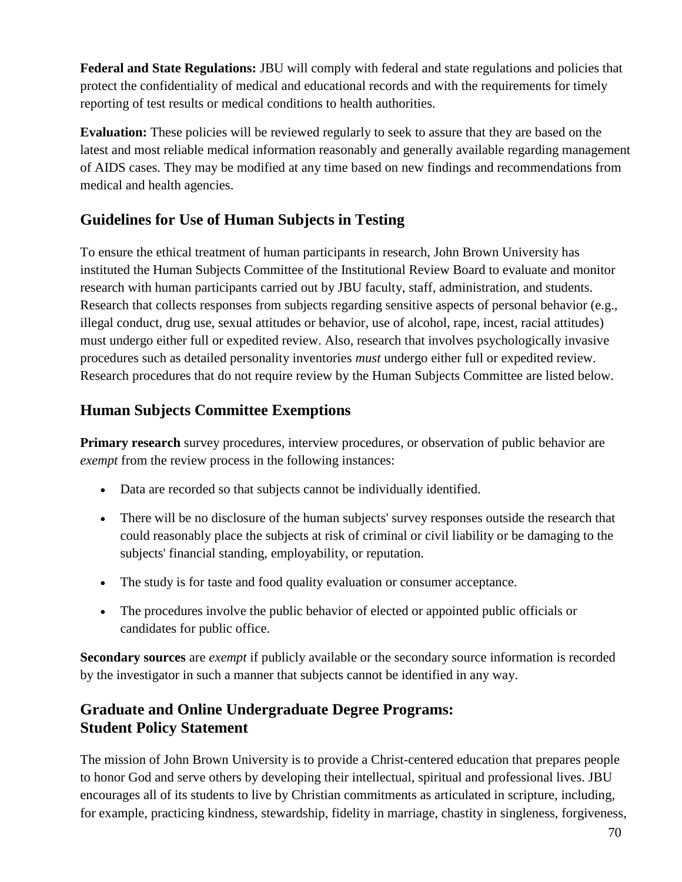**Federal and State Regulations:** JBU will comply with federal and state regulations and policies that protect the confidentiality of medical and educational records and with the requirements for timely reporting of test results or medical conditions to health authorities.

**Evaluation:** These policies will be reviewed regularly to seek to assure that they are based on the latest and most reliable medical information reasonably and generally available regarding management of AIDS cases. They may be modified at any time based on new findings and recommendations from medical and health agencies.

## Guidelines for Use of Human Subjects in Testing

To ensure the ethical treatment of human participants in research, John Brown University has instituted the Human Subjects Committee of the Institutional Review Board to evaluate and monitor research with human participants carried out by JBU faculty, staff, administration, and students. Research that collects responses from subjects regarding sensitive aspects of personal behavior (e.g., illegal conduct, drug use, sexual attitudes or behavior, use of alcohol, rape, incest, racial attitudes) must undergo either full or expedited review. Also, research that involves psychologically invasive procedures such as detailed personality inventories *must* undergo either full or expedited review. Research procedures that do not require review by the Human Subjects Committee are listed below.

## Human Subjects Committee Exemptions

**Primary research** survey procedures, interview procedures, or observation of public behavior are *exempt* from the review process in the following instances:

- Data are recorded so that subjects cannot be individually identified.
- There will be no disclosure of the human subjects' survey responses outside the research that could reasonably place the subjects at risk of criminal or civil liability or be damaging to the subjects' financial standing, employability, or reputation.
- The study is for taste and food quality evaluation or consumer acceptance.
- The procedures involve the public behavior of elected or appointed public officials or candidates for public office.

**Secondary sources** are *exempt* if publicly available or the secondary source information is recorded by the investigator in such a manner that subjects cannot be identified in any way.

## Graduate and Online Undergraduate Degree Programs: Student Policy Statement

The mission of John Brown University is to provide a Christ-centered education that prepares people to honor God and serve others by developing their intellectual, spiritual and professional lives. JBU encourages all of its students to live by Christian commitments as articulated in scripture, including, for example, practicing kindness, stewardship, fidelity in marriage, chastity in singleness, forgiveness,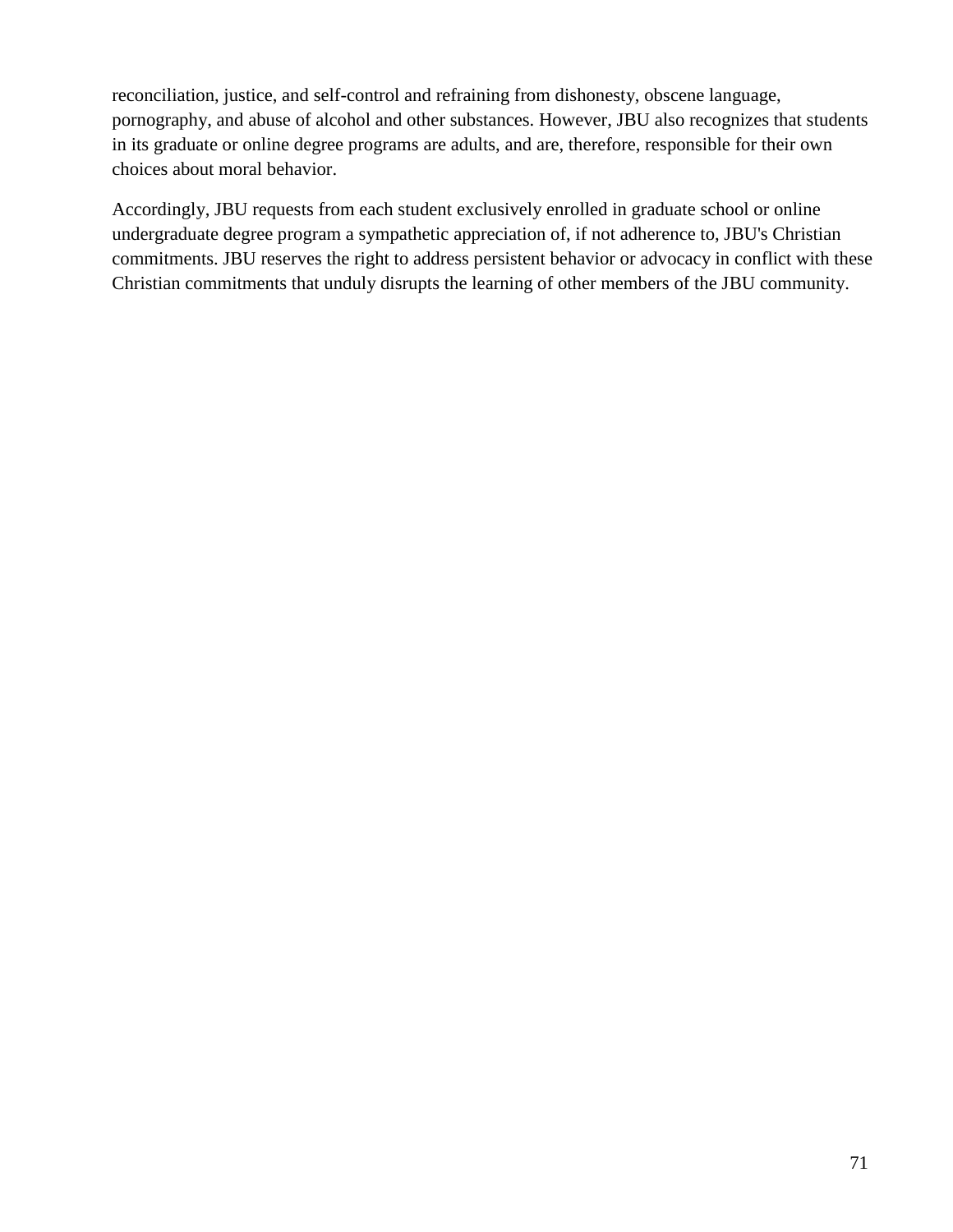reconciliation, justice, and self-control and refraining from dishonesty, obscene language, pornography, and abuse of alcohol and other substances. However, JBU also recognizes that students in its graduate or online degree programs are adults, and are, therefore, responsible for their own choices about moral behavior.

Accordingly, JBU requests from each student exclusively enrolled in graduate school or online undergraduate degree program a sympathetic appreciation of, if not adherence to, JBU's Christian commitments. JBU reserves the right to address persistent behavior or advocacy in conflict with these Christian commitments that unduly disrupts the learning of other members of the JBU community.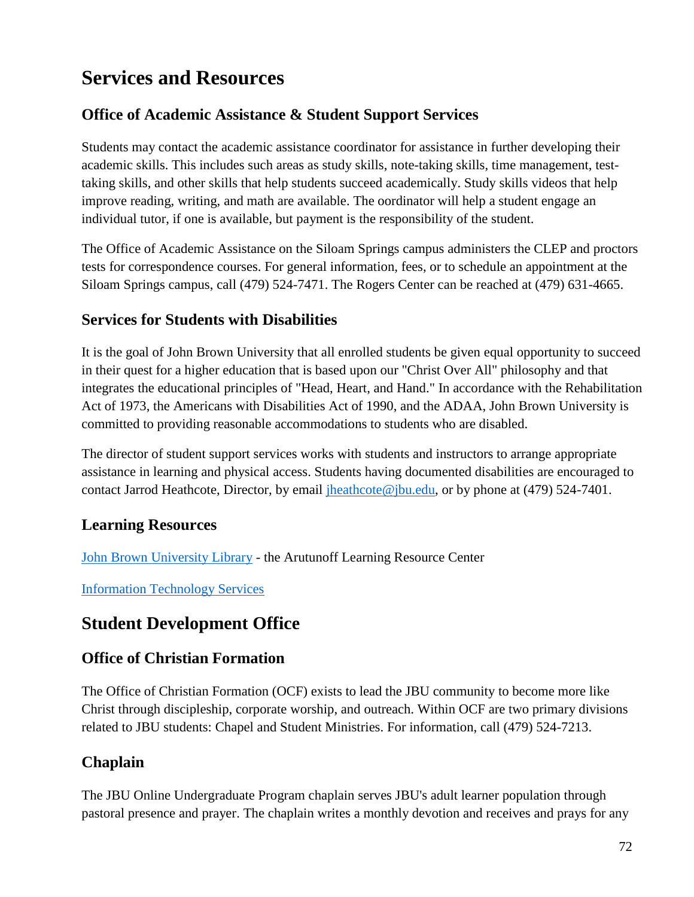# Services and Resources

## Office of Academic Assistance & Student Support Services

Students may contact the academic assistance coordinator for assistance in further developing their academic skills. This includes such areas as study skills, note-taking skills, time management, test-taking skills, and other skills that help students succeed academically. Study skills videos that help improve reading, writing, and math are available. The oordinator will help a student engage an individual tutor, if one is available, but payment is the responsibility of the student.

The Office of Academic Assistance on the Siloam Springs campus administers the CLEP and proctors tests for correspondence courses. For general information, fees, or to schedule an appointment at the Siloam Springs campus, call (479) 524-7471. The Rogers Center can be reached at (479) 631-4665.

## Services for Students with Disabilities

It is the goal of John Brown University that all enrolled students be given equal opportunity to succeed in their quest for a higher education that is based upon our "Christ Over All" philosophy and that integrates the educational principles of "Head, Heart, and Hand." In accordance with the Rehabilitation Act of 1973, the Americans with Disabilities Act of 1990, and the ADAA, John Brown University is committed to providing reasonable accommodations to students who are disabled.

The director of student support services works with students and instructors to arrange appropriate assistance in learning and physical access. Students having documented disabilities are encouraged to contact Jarrod Heathcote, Director, by email jheathcote@jbu.edu, or by phone at (479) 524-7401.

## Learning Resources

John Brown University Library - the Arutunoff Learning Resource Center

Information Technology Services

# Student Development Office

## Office of Christian Formation

The Office of Christian Formation (OCF) exists to lead the JBU community to become more like Christ through discipleship, corporate worship, and outreach. Within OCF are two primary divisions related to JBU students: Chapel and Student Ministries. For information, call (479) 524-7213.

## Chaplain

The JBU Online Undergraduate Program chaplain serves JBU's adult learner population through pastoral presence and prayer. The chaplain writes a monthly devotion and receives and prays for any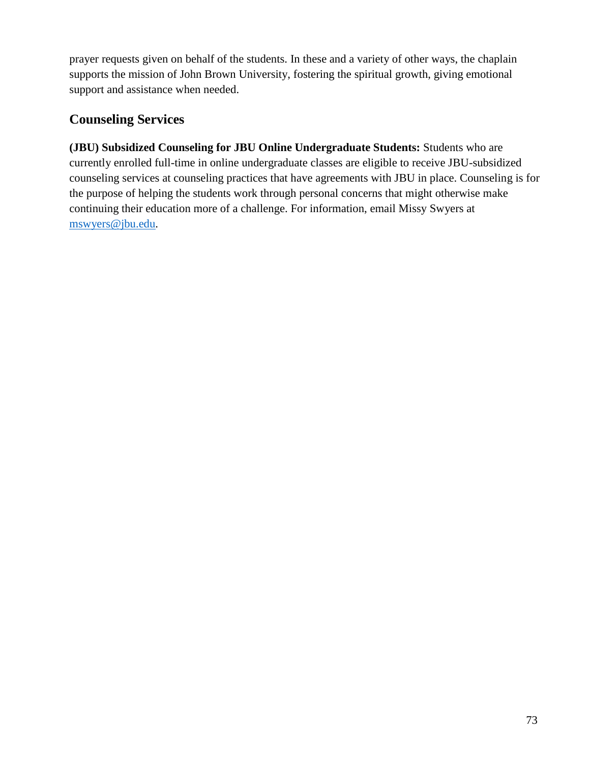prayer requests given on behalf of the students. In these and a variety of other ways, the chaplain supports the mission of John Brown University, fostering the spiritual growth, giving emotional support and assistance when needed.

## Counseling Services

**(JBU) Subsidized Counseling for JBU Online Undergraduate Students:** Students who are currently enrolled full-time in online undergraduate classes are eligible to receive JBU-subsidized counseling services at counseling practices that have agreements with JBU in place. Counseling is for the purpose of helping the students work through personal concerns that might otherwise make continuing their education more of a challenge. For information, email Missy Swyers at mswyers@jbu.edu.